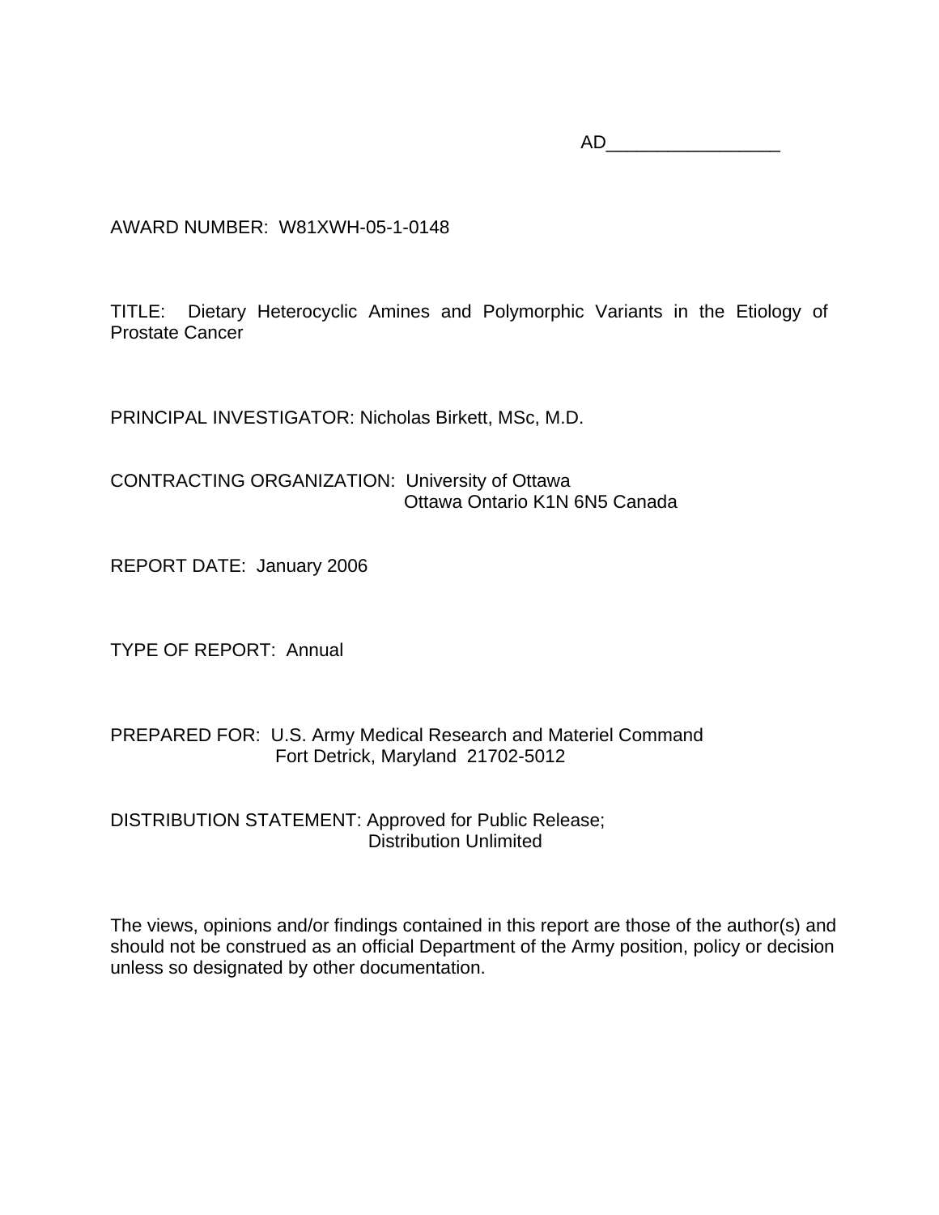AD_________________

AWARD NUMBER: W81XWH-05-1-0148

TITLE: Dietary Heterocyclic Amines and Polymorphic Variants in the Etiology of Prostate Cancer

PRINCIPAL INVESTIGATOR: Nicholas Birkett, MSc, M.D.

CONTRACTING ORGANIZATION: University of Ottawa
Ottawa Ontario K1N 6N5 Canada

REPORT DATE: January 2006

TYPE OF REPORT: Annual

PREPARED FOR: U.S. Army Medical Research and Materiel Command
Fort Detrick, Maryland 21702-5012

DISTRIBUTION STATEMENT: Approved for Public Release;
Distribution Unlimited

The views, opinions and/or findings contained in this report are those of the author(s) and should not be construed as an official Department of the Army position, policy or decision unless so designated by other documentation.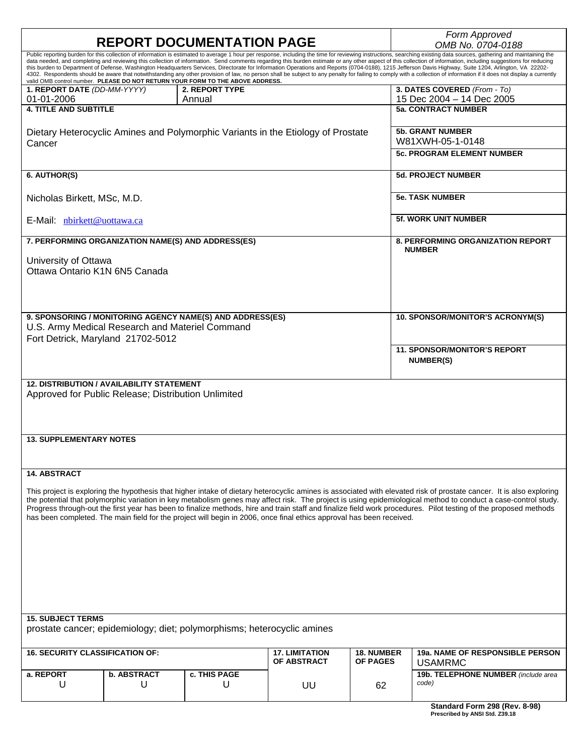# REPORT DOCUMENTATION PAGE

*Form Approved*
*OMB No. 0704-0188*

Public reporting burden for this collection of information is estimated to average 1 hour per response, including the time for reviewing instructions, searching existing data sources, gathering and maintaining the data needed, and completing and reviewing this collection of information. Send comments regarding this burden estimate or any other aspect of this collection of information, including suggestions for reducing this burden to Department of Defense, Washington Headquarters Services, Directorate for Information Operations and Reports (0704-0188), 1215 Jefferson Davis Highway, Suite 1204, Arlington, VA 22202-4302. Respondents should be aware that notwithstanding any other provision of law, no person shall be subject to any penalty for failing to comply with a collection of information if it does not display a currently valid OMB control number. **PLEASE DO NOT RETURN YOUR FORM TO THE ABOVE ADDRESS.**

| **1. REPORT DATE** *(DD-MM-YYYY)* | **2. REPORT TYPE** | **3. DATES COVERED** *(From - To)* |
|---|---|---|
| 01-01-2006 | Annual | 15 Dec 2004 – 14 Dec 2005 |

**4. TITLE AND SUBTITLE**

Dietary Heterocyclic Amines and Polymorphic Variants in the Etiology of Prostate Cancer

**5a. CONTRACT NUMBER**

**5b. GRANT NUMBER**
W81XWH-05-1-0148

**5c. PROGRAM ELEMENT NUMBER**

**6. AUTHOR(S)**

Nicholas Birkett, MSc, M.D.

E-Mail: nbirkett@uottawa.ca

**5d. PROJECT NUMBER**

**5e. TASK NUMBER**

**5f. WORK UNIT NUMBER**

**7. PERFORMING ORGANIZATION NAME(S) AND ADDRESS(ES)**

University of Ottawa
Ottawa Ontario K1N 6N5 Canada

**8. PERFORMING ORGANIZATION REPORT NUMBER**

**9. SPONSORING / MONITORING AGENCY NAME(S) AND ADDRESS(ES)**
U.S. Army Medical Research and Materiel Command
Fort Detrick, Maryland 21702-5012

**10. SPONSOR/MONITOR'S ACRONYM(S)**

**11. SPONSOR/MONITOR'S REPORT NUMBER(S)**

**12. DISTRIBUTION / AVAILABILITY STATEMENT**
Approved for Public Release; Distribution Unlimited

**13. SUPPLEMENTARY NOTES**

**14. ABSTRACT**

This project is exploring the hypothesis that higher intake of dietary heterocyclic amines is associated with elevated risk of prostate cancer. It is also exploring the potential that polymorphic variation in key metabolism genes may affect risk. The project is using epidemiological method to conduct a case-control study. Progress through-out the first year has been to finalize methods, hire and train staff and finalize field work procedures. Pilot testing of the proposed methods has been completed. The main field for the project will begin in 2006, once final ethics approval has been received.

**15. SUBJECT TERMS**
prostate cancer; epidemiology; diet; polymorphisms; heterocyclic amines

| **16. SECURITY CLASSIFICATION OF:** | | | **17. LIMITATION OF ABSTRACT** | **18. NUMBER OF PAGES** | **19a. NAME OF RESPONSIBLE PERSON** USAMRMC |
|---|---|---|---|---|---|
| **a. REPORT** | **b. ABSTRACT** | **c. THIS PAGE** | | | **19b. TELEPHONE NUMBER** *(include area code)* |
| U | U | U | UU | 62 | |

**Standard Form 298 (Rev. 8-98)**
**Prescribed by ANSI Std. Z39.18**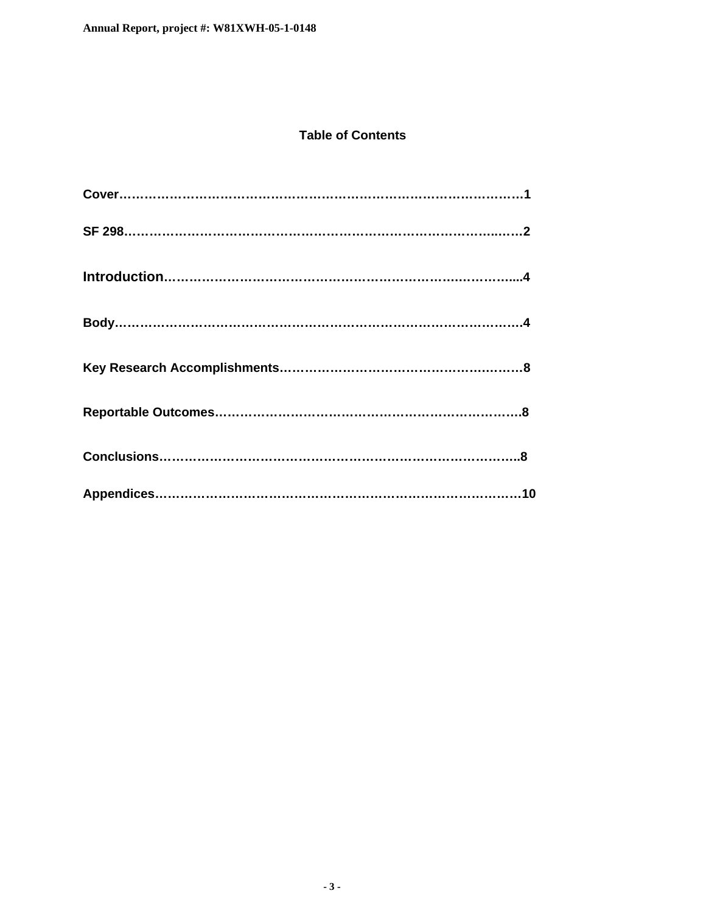## Table of Contents

**Cover……………………………………………………………………………………1**

**SF 298………………………………………………………………………………..…2**

**Introduction…………………………………………………………………...……….....4**

**Body………………………………………………………………………………………4**

**Key Research Accomplishments………………………………………….……….8**

**Reportable Outcomes…………………………………………………………………8**

**Conclusions……………………………………………………………………………..8**

**Appendices…………………………………………………………………….………10**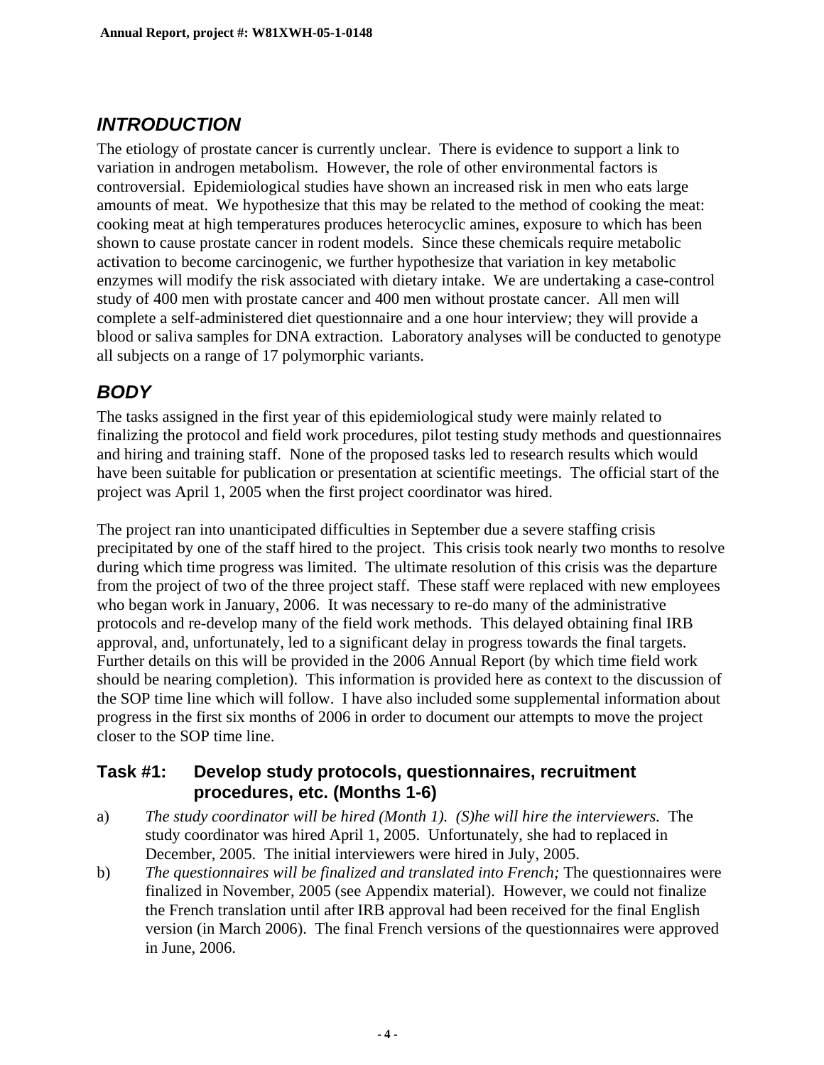## *INTRODUCTION*

The etiology of prostate cancer is currently unclear. There is evidence to support a link to variation in androgen metabolism. However, the role of other environmental factors is controversial. Epidemiological studies have shown an increased risk in men who eats large amounts of meat. We hypothesize that this may be related to the method of cooking the meat: cooking meat at high temperatures produces heterocyclic amines, exposure to which has been shown to cause prostate cancer in rodent models. Since these chemicals require metabolic activation to become carcinogenic, we further hypothesize that variation in key metabolic enzymes will modify the risk associated with dietary intake. We are undertaking a case-control study of 400 men with prostate cancer and 400 men without prostate cancer. All men will complete a self-administered diet questionnaire and a one hour interview; they will provide a blood or saliva samples for DNA extraction. Laboratory analyses will be conducted to genotype all subjects on a range of 17 polymorphic variants.

## *BODY*

The tasks assigned in the first year of this epidemiological study were mainly related to finalizing the protocol and field work procedures, pilot testing study methods and questionnaires and hiring and training staff. None of the proposed tasks led to research results which would have been suitable for publication or presentation at scientific meetings. The official start of the project was April 1, 2005 when the first project coordinator was hired.

The project ran into unanticipated difficulties in September due a severe staffing crisis precipitated by one of the staff hired to the project. This crisis took nearly two months to resolve during which time progress was limited. The ultimate resolution of this crisis was the departure from the project of two of the three project staff. These staff were replaced with new employees who began work in January, 2006. It was necessary to re-do many of the administrative protocols and re-develop many of the field work methods. This delayed obtaining final IRB approval, and, unfortunately, led to a significant delay in progress towards the final targets. Further details on this will be provided in the 2006 Annual Report (by which time field work should be nearing completion). This information is provided here as context to the discussion of the SOP time line which will follow. I have also included some supplemental information about progress in the first six months of 2006 in order to document our attempts to move the project closer to the SOP time line.

### Task #1: Develop study protocols, questionnaires, recruitment procedures, etc. (Months 1-6)

a) *The study coordinator will be hired (Month 1). (S)he will hire the interviewers.* The study coordinator was hired April 1, 2005. Unfortunately, she had to replaced in December, 2005. The initial interviewers were hired in July, 2005.

b) *The questionnaires will be finalized and translated into French;* The questionnaires were finalized in November, 2005 (see Appendix material). However, we could not finalize the French translation until after IRB approval had been received for the final English version (in March 2006). The final French versions of the questionnaires were approved in June, 2006.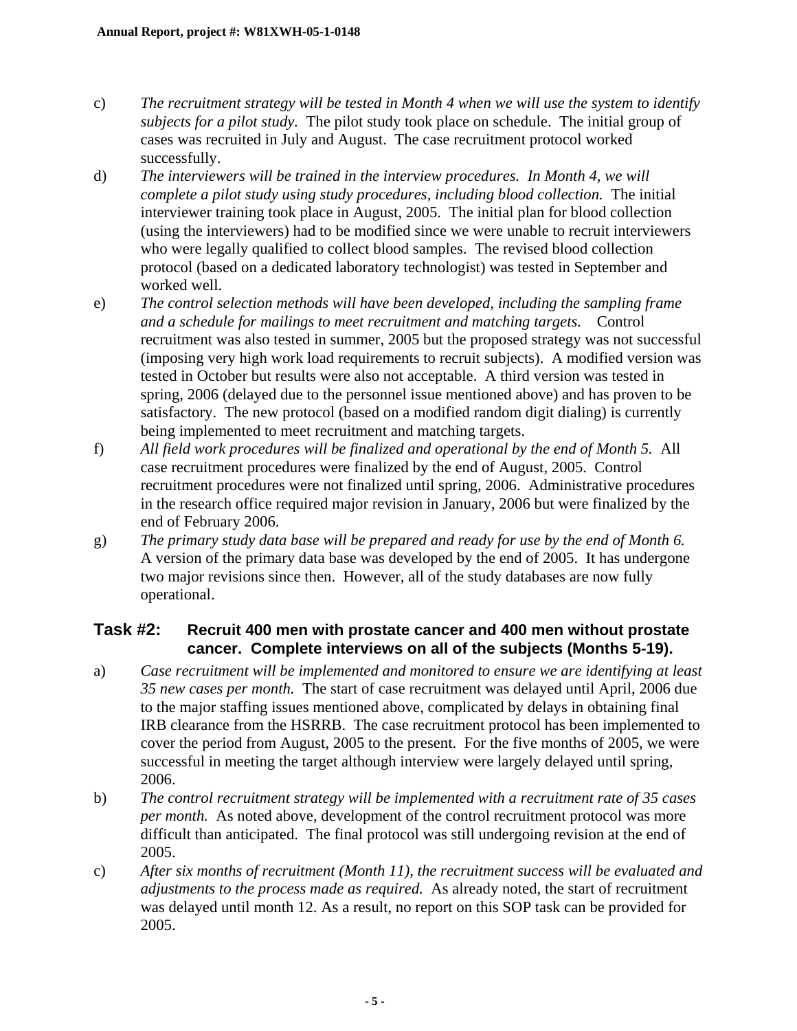c) *The recruitment strategy will be tested in Month 4 when we will use the system to identify subjects for a pilot study.* The pilot study took place on schedule. The initial group of cases was recruited in July and August. The case recruitment protocol worked successfully.

d) *The interviewers will be trained in the interview procedures. In Month 4, we will complete a pilot study using study procedures, including blood collection.* The initial interviewer training took place in August, 2005. The initial plan for blood collection (using the interviewers) had to be modified since we were unable to recruit interviewers who were legally qualified to collect blood samples. The revised blood collection protocol (based on a dedicated laboratory technologist) was tested in September and worked well.

e) *The control selection methods will have been developed, including the sampling frame and a schedule for mailings to meet recruitment and matching targets.* Control recruitment was also tested in summer, 2005 but the proposed strategy was not successful (imposing very high work load requirements to recruit subjects). A modified version was tested in October but results were also not acceptable. A third version was tested in spring, 2006 (delayed due to the personnel issue mentioned above) and has proven to be satisfactory. The new protocol (based on a modified random digit dialing) is currently being implemented to meet recruitment and matching targets.

f) *All field work procedures will be finalized and operational by the end of Month 5.* All case recruitment procedures were finalized by the end of August, 2005. Control recruitment procedures were not finalized until spring, 2006. Administrative procedures in the research office required major revision in January, 2006 but were finalized by the end of February 2006.

g) *The primary study data base will be prepared and ready for use by the end of Month 6.* A version of the primary data base was developed by the end of 2005. It has undergone two major revisions since then. However, all of the study databases are now fully operational.

## Task #2: Recruit 400 men with prostate cancer and 400 men without prostate cancer. Complete interviews on all of the subjects (Months 5-19).

a) *Case recruitment will be implemented and monitored to ensure we are identifying at least 35 new cases per month.* The start of case recruitment was delayed until April, 2006 due to the major staffing issues mentioned above, complicated by delays in obtaining final IRB clearance from the HSRRB. The case recruitment protocol has been implemented to cover the period from August, 2005 to the present. For the five months of 2005, we were successful in meeting the target although interview were largely delayed until spring, 2006.

b) *The control recruitment strategy will be implemented with a recruitment rate of 35 cases per month.* As noted above, development of the control recruitment protocol was more difficult than anticipated. The final protocol was still undergoing revision at the end of 2005.

c) *After six months of recruitment (Month 11), the recruitment success will be evaluated and adjustments to the process made as required.* As already noted, the start of recruitment was delayed until month 12. As a result, no report on this SOP task can be provided for 2005.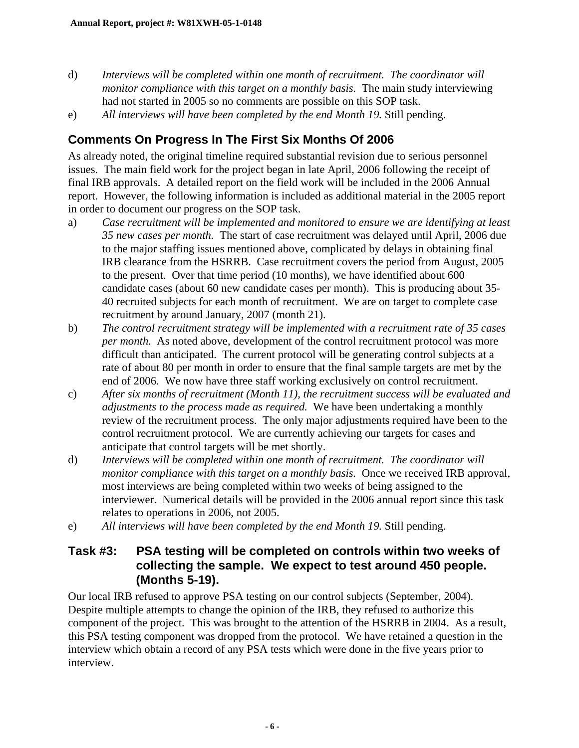d) *Interviews will be completed within one month of recruitment. The coordinator will monitor compliance with this target on a monthly basis.* The main study interviewing had not started in 2005 so no comments are possible on this SOP task.

e) *All interviews will have been completed by the end Month 19.* Still pending.

## Comments On Progress In The First Six Months Of 2006

As already noted, the original timeline required substantial revision due to serious personnel issues. The main field work for the project began in late April, 2006 following the receipt of final IRB approvals. A detailed report on the field work will be included in the 2006 Annual report. However, the following information is included as additional material in the 2005 report in order to document our progress on the SOP task.

a) *Case recruitment will be implemented and monitored to ensure we are identifying at least 35 new cases per month.* The start of case recruitment was delayed until April, 2006 due to the major staffing issues mentioned above, complicated by delays in obtaining final IRB clearance from the HSRRB. Case recruitment covers the period from August, 2005 to the present. Over that time period (10 months), we have identified about 600 candidate cases (about 60 new candidate cases per month). This is producing about 35-40 recruited subjects for each month of recruitment. We are on target to complete case recruitment by around January, 2007 (month 21).

b) *The control recruitment strategy will be implemented with a recruitment rate of 35 cases per month.* As noted above, development of the control recruitment protocol was more difficult than anticipated. The current protocol will be generating control subjects at a rate of about 80 per month in order to ensure that the final sample targets are met by the end of 2006. We now have three staff working exclusively on control recruitment.

c) *After six months of recruitment (Month 11), the recruitment success will be evaluated and adjustments to the process made as required.* We have been undertaking a monthly review of the recruitment process. The only major adjustments required have been to the control recruitment protocol. We are currently achieving our targets for cases and anticipate that control targets will be met shortly.

d) *Interviews will be completed within one month of recruitment. The coordinator will monitor compliance with this target on a monthly basis.* Once we received IRB approval, most interviews are being completed within two weeks of being assigned to the interviewer. Numerical details will be provided in the 2006 annual report since this task relates to operations in 2006, not 2005.

e) *All interviews will have been completed by the end Month 19.* Still pending.

## Task #3: PSA testing will be completed on controls within two weeks of collecting the sample. We expect to test around 450 people. (Months 5-19).

Our local IRB refused to approve PSA testing on our control subjects (September, 2004). Despite multiple attempts to change the opinion of the IRB, they refused to authorize this component of the project. This was brought to the attention of the HSRRB in 2004. As a result, this PSA testing component was dropped from the protocol. We have retained a question in the interview which obtain a record of any PSA tests which were done in the five years prior to interview.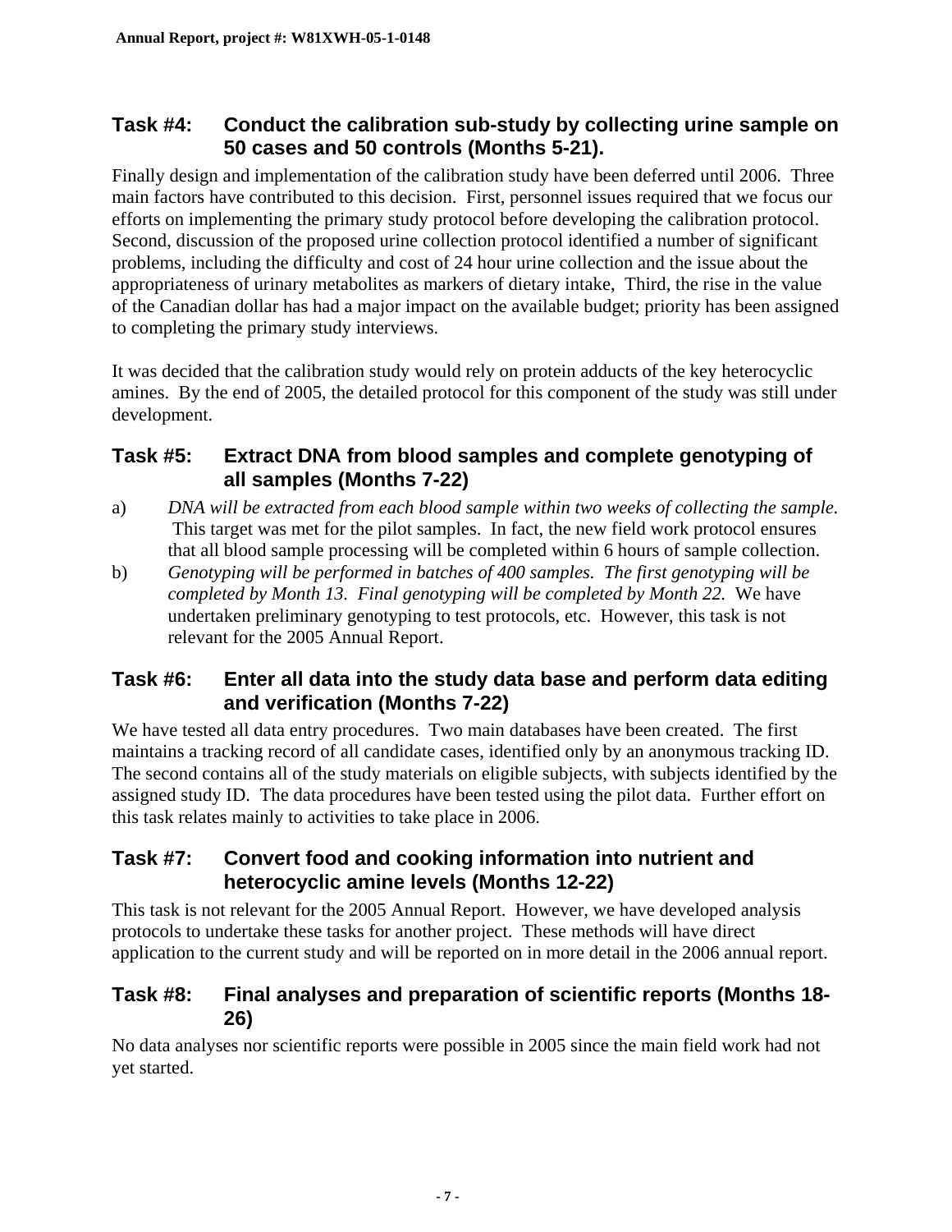## Task #4: Conduct the calibration sub-study by collecting urine sample on 50 cases and 50 controls (Months 5-21).

Finally design and implementation of the calibration study have been deferred until 2006. Three main factors have contributed to this decision. First, personnel issues required that we focus our efforts on implementing the primary study protocol before developing the calibration protocol. Second, discussion of the proposed urine collection protocol identified a number of significant problems, including the difficulty and cost of 24 hour urine collection and the issue about the appropriateness of urinary metabolites as markers of dietary intake, Third, the rise in the value of the Canadian dollar has had a major impact on the available budget; priority has been assigned to completing the primary study interviews.

It was decided that the calibration study would rely on protein adducts of the key heterocyclic amines. By the end of 2005, the detailed protocol for this component of the study was still under development.

## Task #5: Extract DNA from blood samples and complete genotyping of all samples (Months 7-22)

a) *DNA will be extracted from each blood sample within two weeks of collecting the sample.* This target was met for the pilot samples. In fact, the new field work protocol ensures that all blood sample processing will be completed within 6 hours of sample collection.

b) *Genotyping will be performed in batches of 400 samples. The first genotyping will be completed by Month 13. Final genotyping will be completed by Month 22.* We have undertaken preliminary genotyping to test protocols, etc. However, this task is not relevant for the 2005 Annual Report.

## Task #6: Enter all data into the study data base and perform data editing and verification (Months 7-22)

We have tested all data entry procedures. Two main databases have been created. The first maintains a tracking record of all candidate cases, identified only by an anonymous tracking ID. The second contains all of the study materials on eligible subjects, with subjects identified by the assigned study ID. The data procedures have been tested using the pilot data. Further effort on this task relates mainly to activities to take place in 2006.

## Task #7: Convert food and cooking information into nutrient and heterocyclic amine levels (Months 12-22)

This task is not relevant for the 2005 Annual Report. However, we have developed analysis protocols to undertake these tasks for another project. These methods will have direct application to the current study and will be reported on in more detail in the 2006 annual report.

## Task #8: Final analyses and preparation of scientific reports (Months 18-26)

No data analyses nor scientific reports were possible in 2005 since the main field work had not yet started.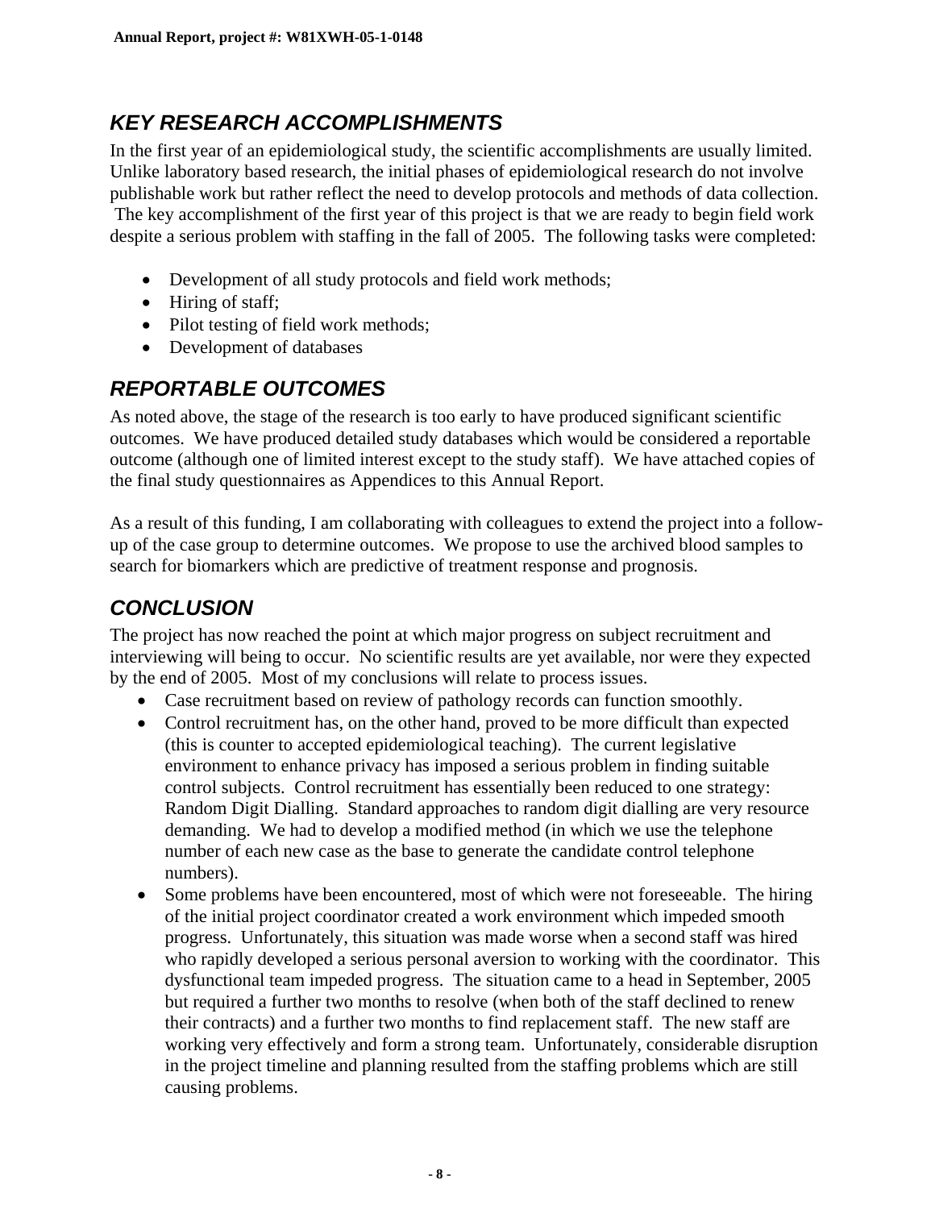## KEY RESEARCH ACCOMPLISHMENTS

In the first year of an epidemiological study, the scientific accomplishments are usually limited. Unlike laboratory based research, the initial phases of epidemiological research do not involve publishable work but rather reflect the need to develop protocols and methods of data collection. The key accomplishment of the first year of this project is that we are ready to begin field work despite a serious problem with staffing in the fall of 2005. The following tasks were completed:

- Development of all study protocols and field work methods;
- Hiring of staff;
- Pilot testing of field work methods;
- Development of databases

## REPORTABLE OUTCOMES

As noted above, the stage of the research is too early to have produced significant scientific outcomes. We have produced detailed study databases which would be considered a reportable outcome (although one of limited interest except to the study staff). We have attached copies of the final study questionnaires as Appendices to this Annual Report.

As a result of this funding, I am collaborating with colleagues to extend the project into a follow-up of the case group to determine outcomes. We propose to use the archived blood samples to search for biomarkers which are predictive of treatment response and prognosis.

## CONCLUSION

The project has now reached the point at which major progress on subject recruitment and interviewing will being to occur. No scientific results are yet available, nor were they expected by the end of 2005. Most of my conclusions will relate to process issues.

- Case recruitment based on review of pathology records can function smoothly.
- Control recruitment has, on the other hand, proved to be more difficult than expected (this is counter to accepted epidemiological teaching). The current legislative environment to enhance privacy has imposed a serious problem in finding suitable control subjects. Control recruitment has essentially been reduced to one strategy: Random Digit Dialling. Standard approaches to random digit dialling are very resource demanding. We had to develop a modified method (in which we use the telephone number of each new case as the base to generate the candidate control telephone numbers).
- Some problems have been encountered, most of which were not foreseeable. The hiring of the initial project coordinator created a work environment which impeded smooth progress. Unfortunately, this situation was made worse when a second staff was hired who rapidly developed a serious personal aversion to working with the coordinator. This dysfunctional team impeded progress. The situation came to a head in September, 2005 but required a further two months to resolve (when both of the staff declined to renew their contracts) and a further two months to find replacement staff. The new staff are working very effectively and form a strong team. Unfortunately, considerable disruption in the project timeline and planning resulted from the staffing problems which are still causing problems.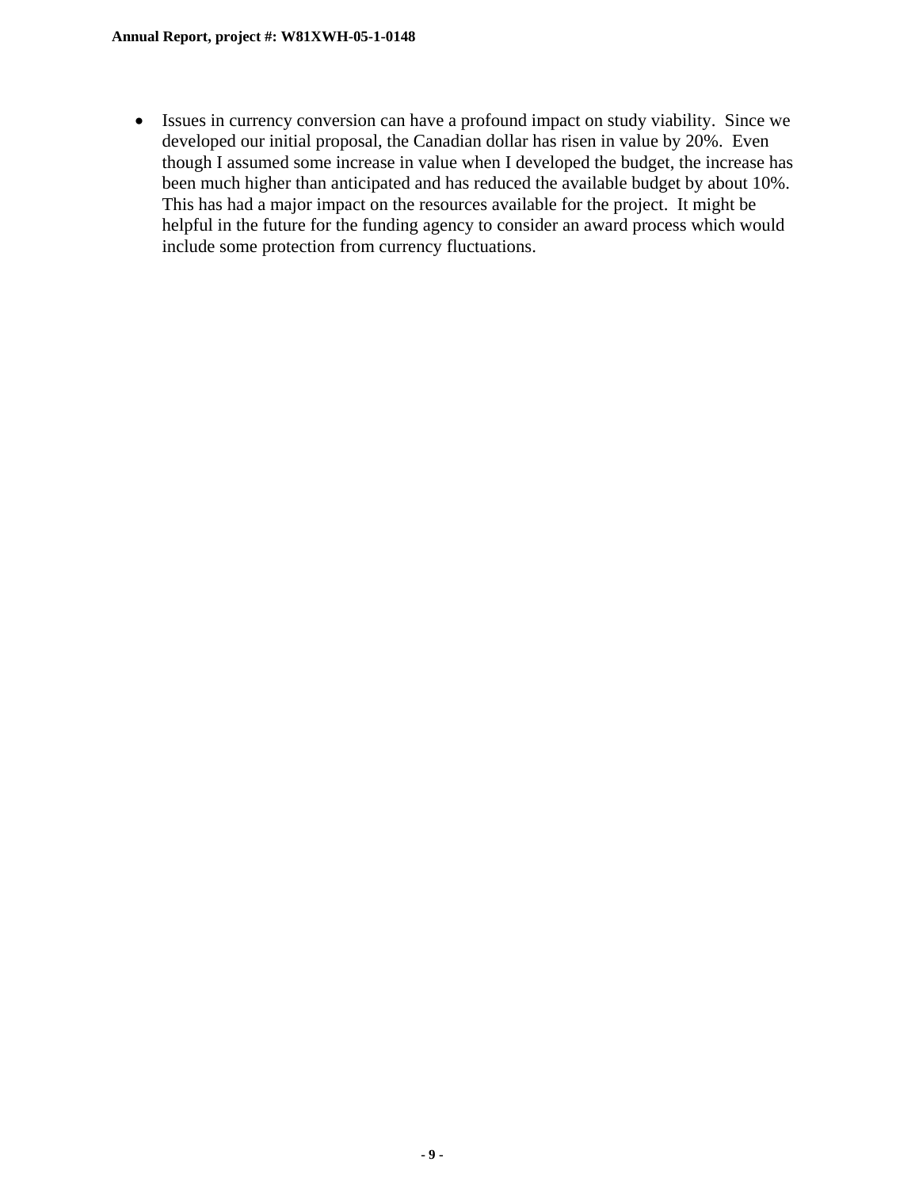- Issues in currency conversion can have a profound impact on study viability. Since we developed our initial proposal, the Canadian dollar has risen in value by 20%. Even though I assumed some increase in value when I developed the budget, the increase has been much higher than anticipated and has reduced the available budget by about 10%. This has had a major impact on the resources available for the project. It might be helpful in the future for the funding agency to consider an award process which would include some protection from currency fluctuations.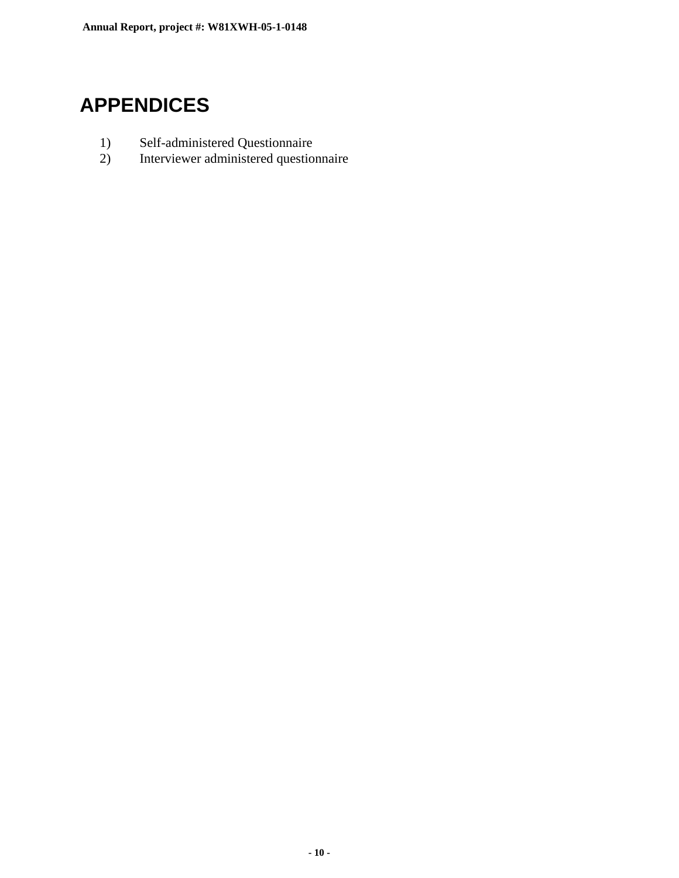# APPENDICES

1) Self-administered Questionnaire
2) Interviewer administered questionnaire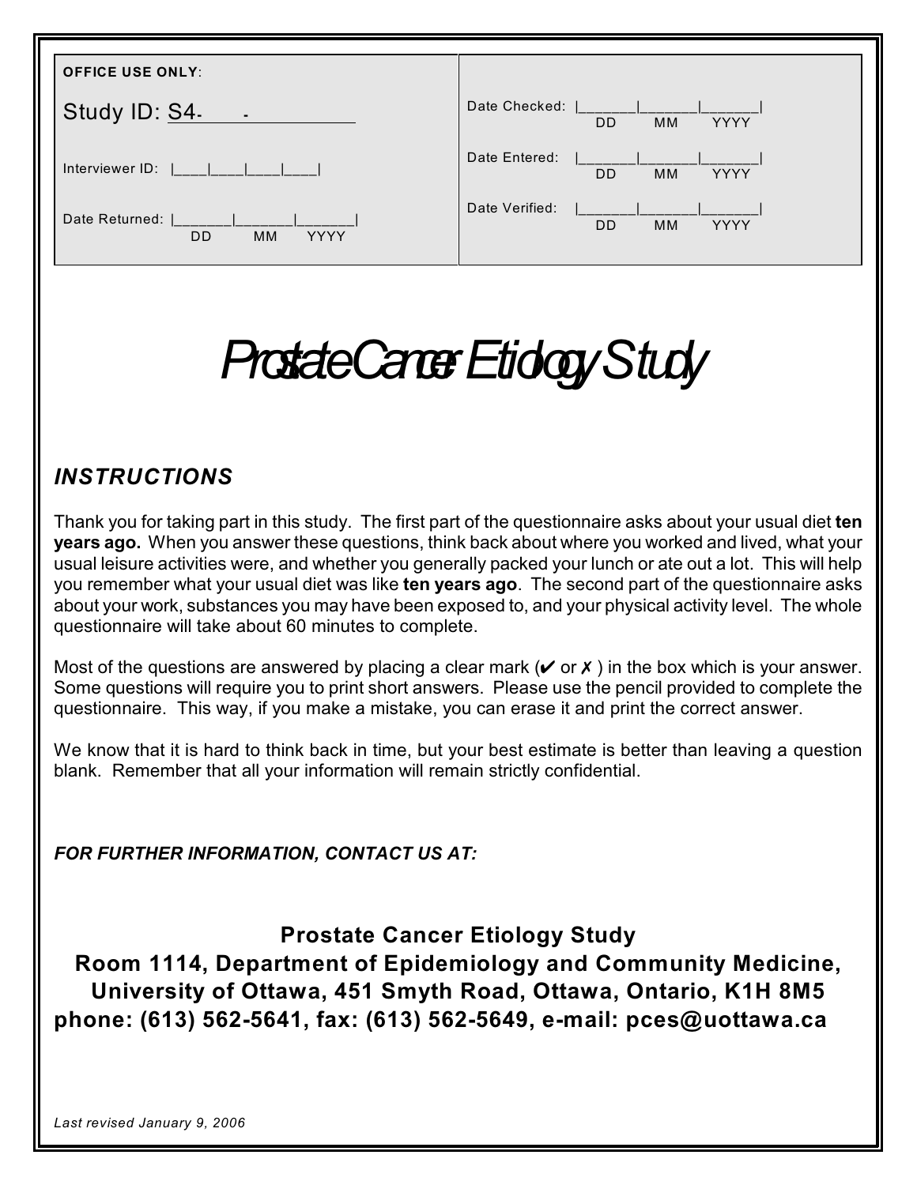| **OFFICE USE ONLY**: | |
|---|---|
| Study ID: S4- - | Date Checked: \|\_\_\_\_\_\_\_\|\_\_\_\_\_\_\_\|\_\_\_\_\_\_\_\| DD MM YYYY |
| Interviewer ID: \|\_\_\_\_\|\_\_\_\_\|\_\_\_\_\|\_\_\_\_\| | Date Entered: \|\_\_\_\_\_\_\_\|\_\_\_\_\_\_\_\|\_\_\_\_\_\_\_\| DD MM YYYY |
| Date Returned: \|\_\_\_\_\_\_\_\|\_\_\_\_\_\_\_\|\_\_\_\_\_\_\_\| DD MM YYYY | Date Verified: \|\_\_\_\_\_\_\_\|\_\_\_\_\_\_\_\|\_\_\_\_\_\_\_\| DD MM YYYY |

# *Prostate Cancer Etiology Study*

## *INSTRUCTIONS*

Thank you for taking part in this study. The first part of the questionnaire asks about your usual diet **ten years ago.** When you answer these questions, think back about where you worked and lived, what your usual leisure activities were, and whether you generally packed your lunch or ate out a lot. This will help you remember what your usual diet was like **ten years ago**. The second part of the questionnaire asks about your work, substances you may have been exposed to, and your physical activity level. The whole questionnaire will take about 60 minutes to complete.

Most of the questions are answered by placing a clear mark (✔ or ✗ ) in the box which is your answer. Some questions will require you to print short answers. Please use the pencil provided to complete the questionnaire. This way, if you make a mistake, you can erase it and print the correct answer.

We know that it is hard to think back in time, but your best estimate is better than leaving a question blank. Remember that all your information will remain strictly confidential.

***FOR FURTHER INFORMATION, CONTACT US AT:***

**Prostate Cancer Etiology Study**
**Room 1114, Department of Epidemiology and Community Medicine,**
**University of Ottawa, 451 Smyth Road, Ottawa, Ontario, K1H 8M5**
**phone: (613) 562-5641, fax: (613) 562-5649, e-mail: pces@uottawa.ca**

*Last revised January 9, 2006*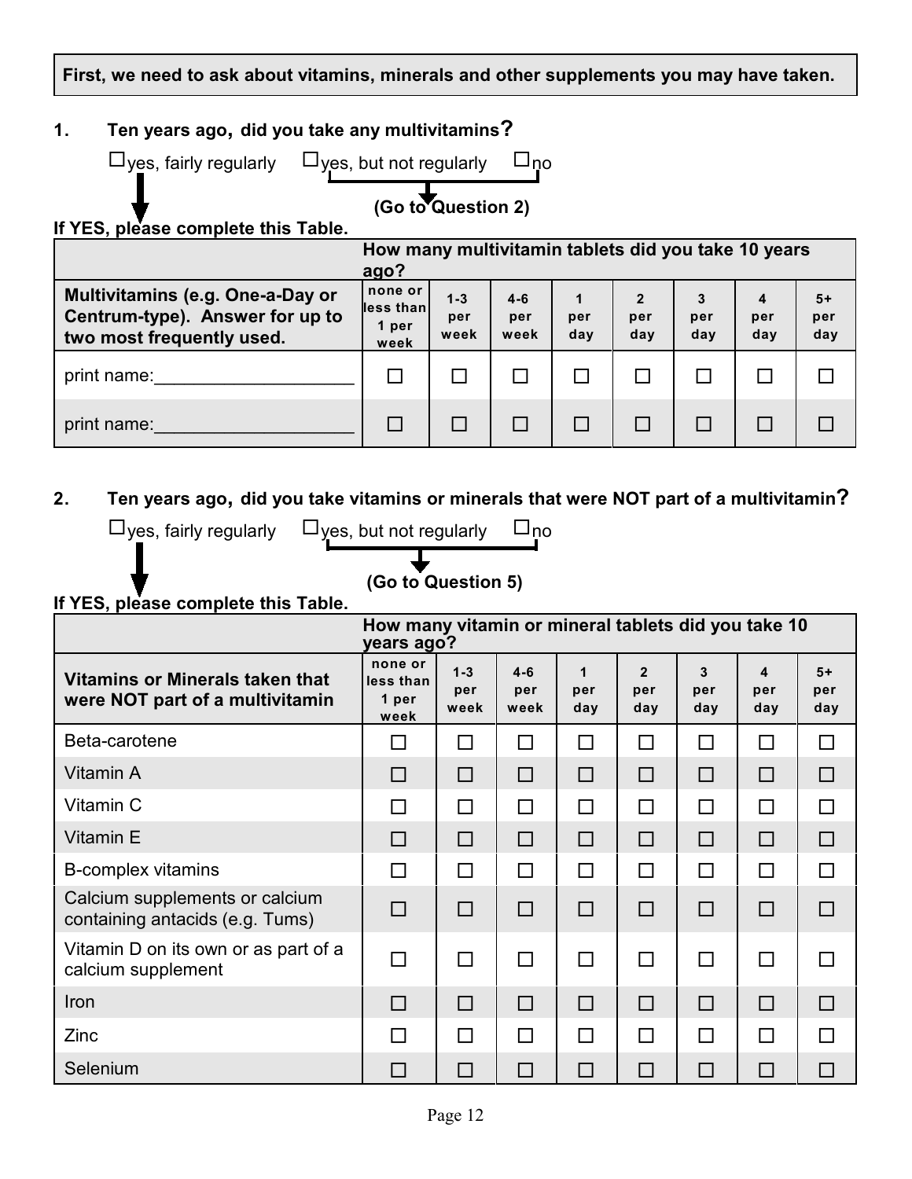**First, we need to ask about vitamins, minerals and other supplements you may have taken.**

**1. Ten years ago, did you take any multivitamins?**

☐ yes, fairly regularly ☐ yes, but not regularly ☐ no

**(Go to Question 2)**

**If YES, please complete this Table.**

| | How many multivitamin tablets did you take 10 years ago? | | | | | | | |
|---|---|---|---|---|---|---|---|---|
| **Multivitamins (e.g. One-a-Day or Centrum-type). Answer for up to two most frequently used.** | **none or less than 1 per week** | **1-3 per week** | **4-6 per week** | **1 per day** | **2 per day** | **3 per day** | **4 per day** | **5+ per day** |
| print name:____________________ | ☐ | ☐ | ☐ | ☐ | ☐ | ☐ | ☐ | ☐ |
| print name:____________________ | ☐ | ☐ | ☐ | ☐ | ☐ | ☐ | ☐ | ☐ |

**2. Ten years ago, did you take vitamins or minerals that were NOT part of a multivitamin?**

☐ yes, fairly regularly ☐ yes, but not regularly ☐ no

**(Go to Question 5)**

**If YES, please complete this Table.**

| | How many vitamin or mineral tablets did you take 10 years ago? | | | | | | | |
|---|---|---|---|---|---|---|---|---|
| **Vitamins or Minerals taken that were NOT part of a multivitamin** | **none or less than 1 per week** | **1-3 per week** | **4-6 per week** | **1 per day** | **2 per day** | **3 per day** | **4 per day** | **5+ per day** |
| Beta-carotene | ☐ | ☐ | ☐ | ☐ | ☐ | ☐ | ☐ | ☐ |
| Vitamin A | ☐ | ☐ | ☐ | ☐ | ☐ | ☐ | ☐ | ☐ |
| Vitamin C | ☐ | ☐ | ☐ | ☐ | ☐ | ☐ | ☐ | ☐ |
| Vitamin E | ☐ | ☐ | ☐ | ☐ | ☐ | ☐ | ☐ | ☐ |
| B-complex vitamins | ☐ | ☐ | ☐ | ☐ | ☐ | ☐ | ☐ | ☐ |
| Calcium supplements or calcium containing antacids (e.g. Tums) | ☐ | ☐ | ☐ | ☐ | ☐ | ☐ | ☐ | ☐ |
| Vitamin D on its own or as part of a calcium supplement | ☐ | ☐ | ☐ | ☐ | ☐ | ☐ | ☐ | ☐ |
| Iron | ☐ | ☐ | ☐ | ☐ | ☐ | ☐ | ☐ | ☐ |
| Zinc | ☐ | ☐ | ☐ | ☐ | ☐ | ☐ | ☐ | ☐ |
| Selenium | ☐ | ☐ | ☐ | ☐ | ☐ | ☐ | ☐ | ☐ |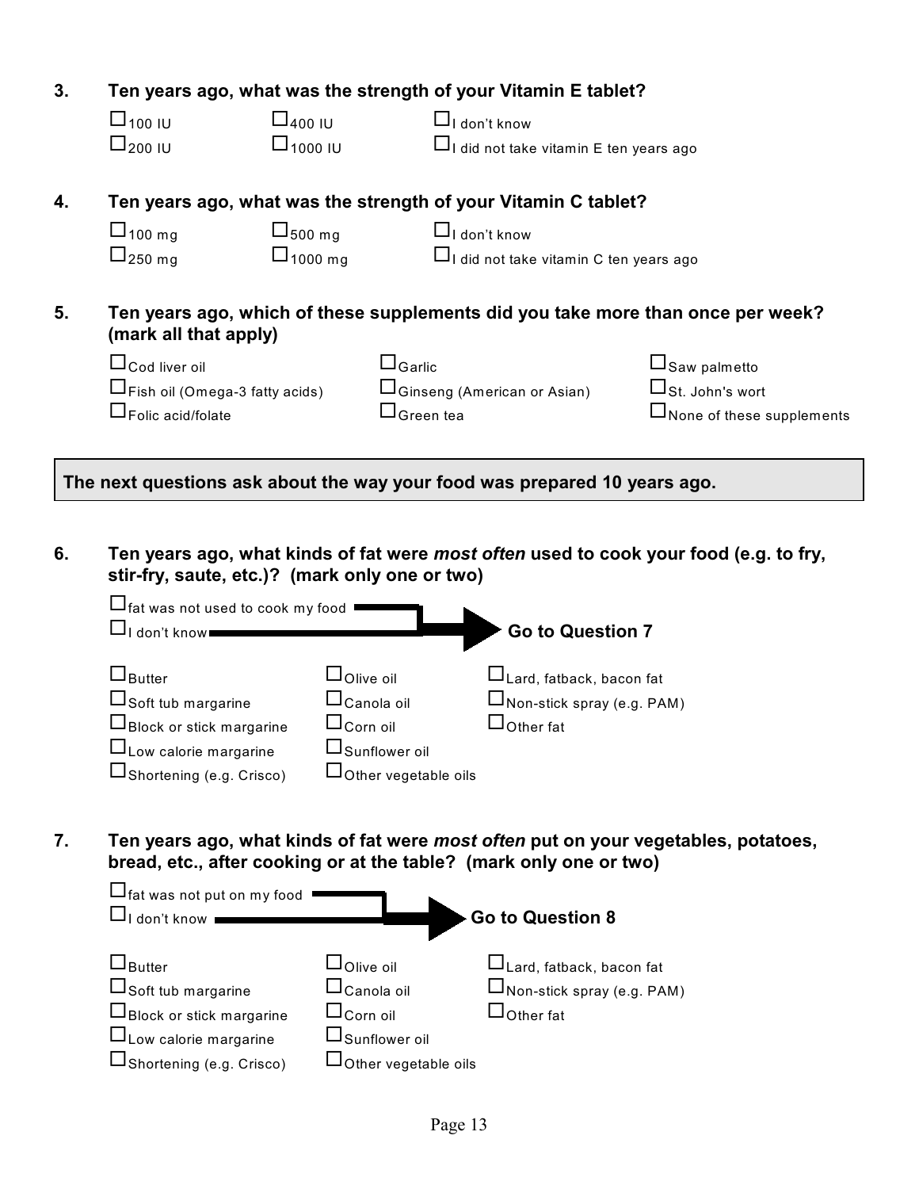**3. Ten years ago, what was the strength of your Vitamin E tablet?**

- ☐ 100 IU
- ☐ 200 IU
- ☐ 400 IU
- ☐ 1000 IU
- ☐ I don't know
- ☐ I did not take vitamin E ten years ago

**4. Ten years ago, what was the strength of your Vitamin C tablet?**

- ☐ 100 mg
- ☐ 250 mg
- ☐ 500 mg
- ☐ 1000 mg
- ☐ I don't know
- ☐ I did not take vitamin C ten years ago

**5. Ten years ago, which of these supplements did you take more than once per week? (mark all that apply)**

- ☐ Cod liver oil
- ☐ Fish oil (Omega-3 fatty acids)
- ☐ Folic acid/folate
- ☐ Garlic
- ☐ Ginseng (American or Asian)
- ☐ Green tea
- ☐ Saw palmetto
- ☐ St. John's wort
- ☐ None of these supplements

**The next questions ask about the way your food was prepared 10 years ago.**

**6. Ten years ago, what kinds of fat were *most often* used to cook your food (e.g. to fry, stir-fry, saute, etc.)? (mark only one or two)**

- ☐ fat was not used to cook my food → **Go to Question 7**
- ☐ I don't know → **Go to Question 7**

- ☐ Butter
- ☐ Soft tub margarine
- ☐ Block or stick margarine
- ☐ Low calorie margarine
- ☐ Shortening (e.g. Crisco)
- ☐ Olive oil
- ☐ Canola oil
- ☐ Corn oil
- ☐ Sunflower oil
- ☐ Other vegetable oils
- ☐ Lard, fatback, bacon fat
- ☐ Non-stick spray (e.g. PAM)
- ☐ Other fat

**7. Ten years ago, what kinds of fat were *most often* put on your vegetables, potatoes, bread, etc., after cooking or at the table? (mark only one or two)**

- ☐ fat was not put on my food → **Go to Question 8**
- ☐ I don't know → **Go to Question 8**

- ☐ Butter
- ☐ Soft tub margarine
- ☐ Block or stick margarine
- ☐ Low calorie margarine
- ☐ Shortening (e.g. Crisco)
- ☐ Olive oil
- ☐ Canola oil
- ☐ Corn oil
- ☐ Sunflower oil
- ☐ Other vegetable oils
- ☐ Lard, fatback, bacon fat
- ☐ Non-stick spray (e.g. PAM)
- ☐ Other fat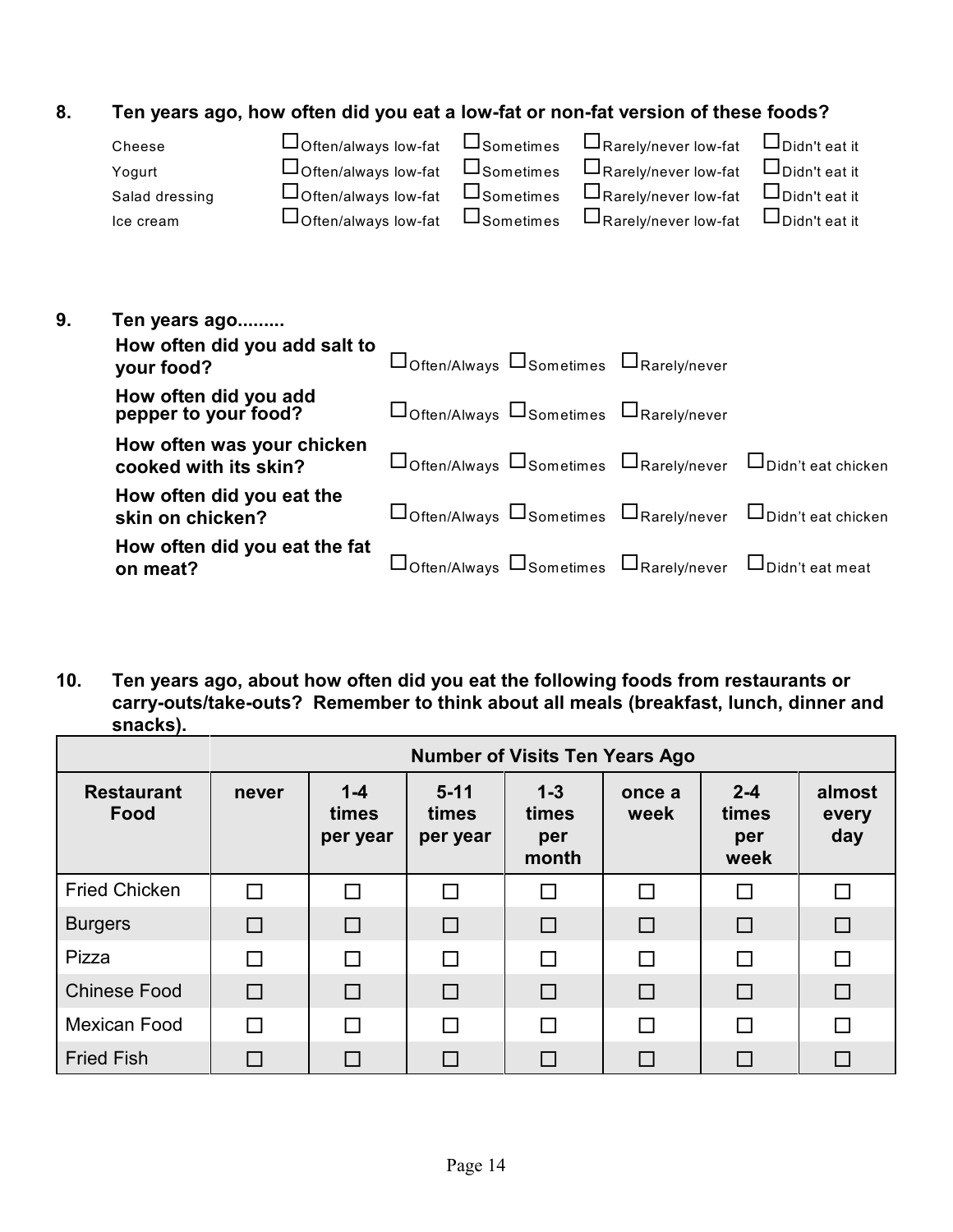**8. Ten years ago, how often did you eat a low-fat or non-fat version of these foods?**

| | | | | |
|---|---|---|---|---|
| Cheese | ☐ Often/always low-fat | ☐ Sometimes | ☐ Rarely/never low-fat | ☐ Didn't eat it |
| Yogurt | ☐ Often/always low-fat | ☐ Sometimes | ☐ Rarely/never low-fat | ☐ Didn't eat it |
| Salad dressing | ☐ Often/always low-fat | ☐ Sometimes | ☐ Rarely/never low-fat | ☐ Didn't eat it |
| Ice cream | ☐ Often/always low-fat | ☐ Sometimes | ☐ Rarely/never low-fat | ☐ Didn't eat it |

**9. Ten years ago.........**

| | | | | |
|---|---|---|---|---|
| **How often did you add salt to your food?** | ☐ Often/Always | ☐ Sometimes | ☐ Rarely/never | |
| **How often did you add pepper to your food?** | ☐ Often/Always | ☐ Sometimes | ☐ Rarely/never | |
| **How often was your chicken cooked with its skin?** | ☐ Often/Always | ☐ Sometimes | ☐ Rarely/never | ☐ Didn't eat chicken |
| **How often did you eat the skin on chicken?** | ☐ Often/Always | ☐ Sometimes | ☐ Rarely/never | ☐ Didn't eat chicken |
| **How often did you eat the fat on meat?** | ☐ Often/Always | ☐ Sometimes | ☐ Rarely/never | ☐ Didn't eat meat |

**10. Ten years ago, about how often did you eat the following foods from restaurants or carry-outs/take-outs? Remember to think about all meals (breakfast, lunch, dinner and snacks).**

| | **Number of Visits Ten Years Ago** | | | | | | |
|---|---|---|---|---|---|---|---|
| **Restaurant Food** | **never** | **1-4 times per year** | **5-11 times per year** | **1-3 times per month** | **once a week** | **2-4 times per week** | **almost every day** |
| Fried Chicken | ☐ | ☐ | ☐ | ☐ | ☐ | ☐ | ☐ |
| Burgers | ☐ | ☐ | ☐ | ☐ | ☐ | ☐ | ☐ |
| Pizza | ☐ | ☐ | ☐ | ☐ | ☐ | ☐ | ☐ |
| Chinese Food | ☐ | ☐ | ☐ | ☐ | ☐ | ☐ | ☐ |
| Mexican Food | ☐ | ☐ | ☐ | ☐ | ☐ | ☐ | ☐ |
| Fried Fish | ☐ | ☐ | ☐ | ☐ | ☐ | ☐ | ☐ |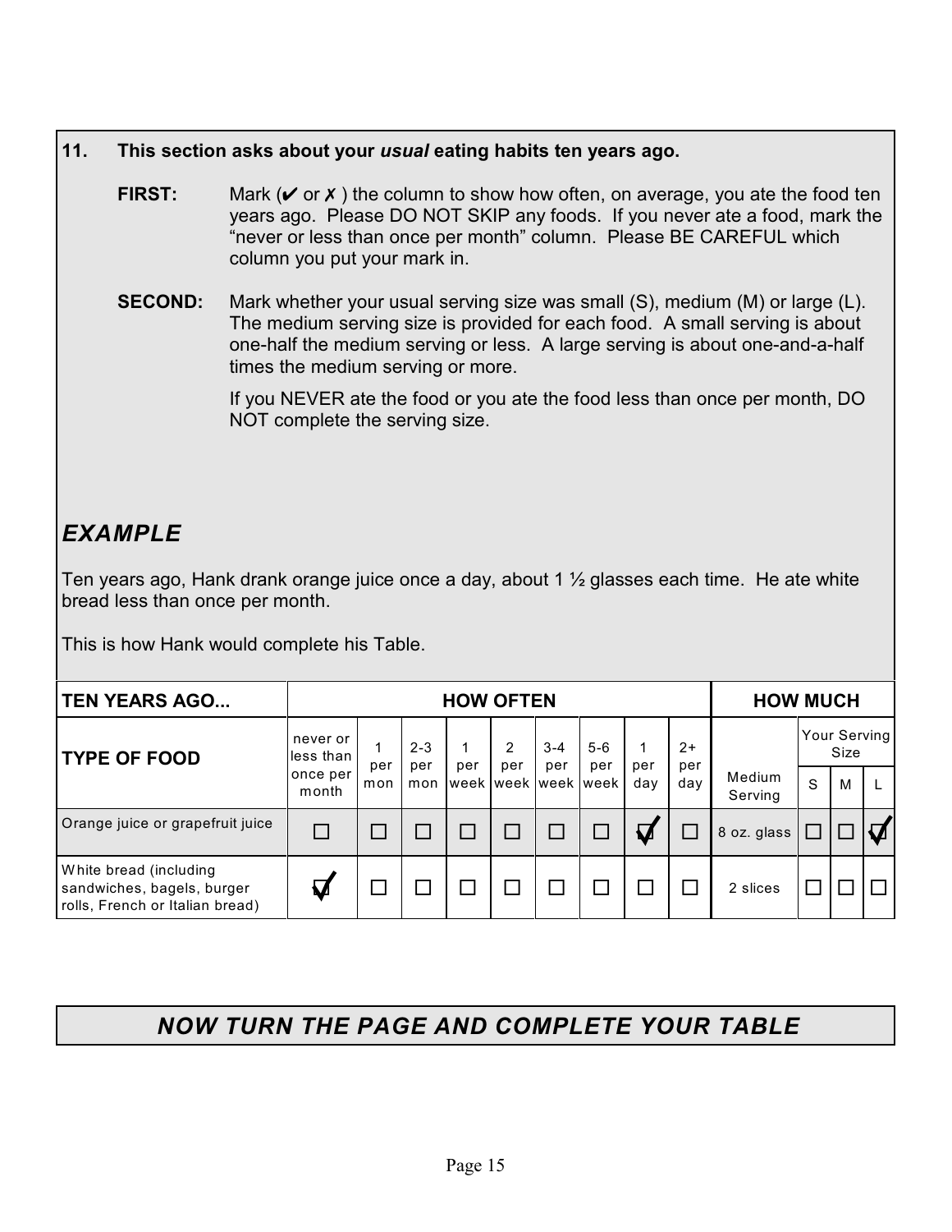**11. This section asks about your *usual* eating habits ten years ago.**

**FIRST:** Mark (✔ or ✗ ) the column to show how often, on average, you ate the food ten years ago. Please DO NOT SKIP any foods. If you never ate a food, mark the "never or less than once per month" column. Please BE CAREFUL which column you put your mark in.

**SECOND:** Mark whether your usual serving size was small (S), medium (M) or large (L). The medium serving size is provided for each food. A small serving is about one-half the medium serving or less. A large serving is about one-and-a-half times the medium serving or more.

If you NEVER ate the food or you ate the food less than once per month, DO NOT complete the serving size.

## *EXAMPLE*

Ten years ago, Hank drank orange juice once a day, about 1 ½ glasses each time. He ate white bread less than once per month.

This is how Hank would complete his Table.

| TEN YEARS AGO... | HOW OFTEN | | | | | | | | | HOW MUCH | | | |
|---|---|---|---|---|---|---|---|---|---|---|---|---|---|
| TYPE OF FOOD | never or less than once per month | 1 per mon | 2-3 per mon | 1 per week | 2 per week | 3-4 per week | 5-6 per week | 1 per day | 2+ per day | Medium Serving | Your Serving Size S | M | L |
| Orange juice or grapefruit juice | ☐ | ☐ | ☐ | ☐ | ☐ | ☐ | ☐ | ☑ | ☐ | 8 oz. glass | ☐ | ☐ | ☑ |
| White bread (including sandwiches, bagels, burger rolls, French or Italian bread) | ☑ | ☐ | ☐ | ☐ | ☐ | ☐ | ☐ | ☐ | ☐ | 2 slices | ☐ | ☐ | ☐ |

## *NOW TURN THE PAGE AND COMPLETE YOUR TABLE*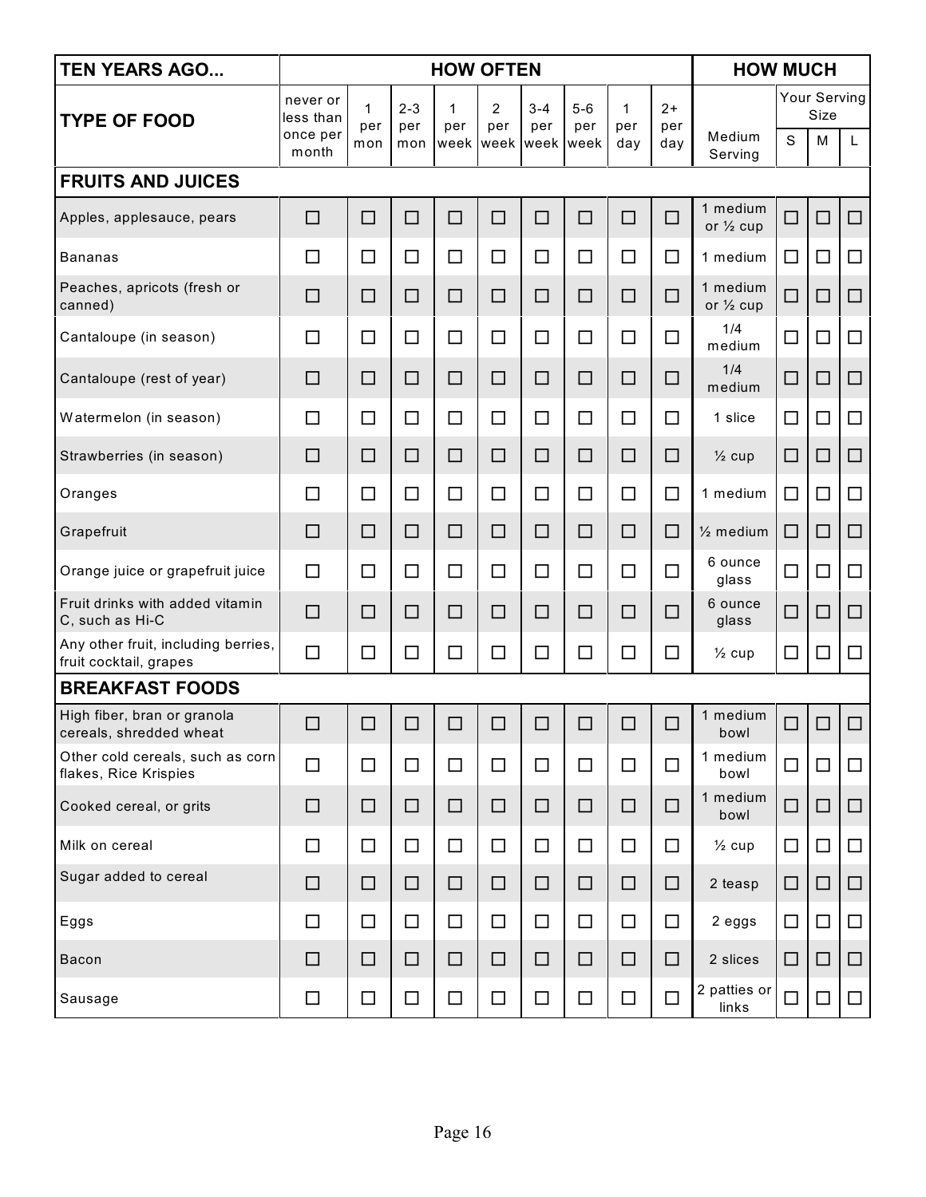| TEN YEARS AGO... | HOW OFTEN | | | | | | | | | HOW MUCH | | | |
|---|---|---|---|---|---|---|---|---|---|---|---|---|---|
| TYPE OF FOOD | never or less than once per month | 1 per mon | 2-3 per mon | 1 per week | 2 per week | 3-4 per week | 5-6 per week | 1 per day | 2+ per day | Medium Serving | Your Serving Size | | |
| | | | | | | | | | | | S | M | L |
| **FRUITS AND JUICES** | | | | | | | | | | | | | |
| Apples, applesauce, pears | ☐ | ☐ | ☐ | ☐ | ☐ | ☐ | ☐ | ☐ | ☐ | 1 medium or ½ cup | ☐ | ☐ | ☐ |
| Bananas | ☐ | ☐ | ☐ | ☐ | ☐ | ☐ | ☐ | ☐ | ☐ | 1 medium | ☐ | ☐ | ☐ |
| Peaches, apricots (fresh or canned) | ☐ | ☐ | ☐ | ☐ | ☐ | ☐ | ☐ | ☐ | ☐ | 1 medium or ½ cup | ☐ | ☐ | ☐ |
| Cantaloupe (in season) | ☐ | ☐ | ☐ | ☐ | ☐ | ☐ | ☐ | ☐ | ☐ | 1/4 medium | ☐ | ☐ | ☐ |
| Cantaloupe (rest of year) | ☐ | ☐ | ☐ | ☐ | ☐ | ☐ | ☐ | ☐ | ☐ | 1/4 medium | ☐ | ☐ | ☐ |
| Watermelon (in season) | ☐ | ☐ | ☐ | ☐ | ☐ | ☐ | ☐ | ☐ | ☐ | 1 slice | ☐ | ☐ | ☐ |
| Strawberries (in season) | ☐ | ☐ | ☐ | ☐ | ☐ | ☐ | ☐ | ☐ | ☐ | ½ cup | ☐ | ☐ | ☐ |
| Oranges | ☐ | ☐ | ☐ | ☐ | ☐ | ☐ | ☐ | ☐ | ☐ | 1 medium | ☐ | ☐ | ☐ |
| Grapefruit | ☐ | ☐ | ☐ | ☐ | ☐ | ☐ | ☐ | ☐ | ☐ | ½ medium | ☐ | ☐ | ☐ |
| Orange juice or grapefruit juice | ☐ | ☐ | ☐ | ☐ | ☐ | ☐ | ☐ | ☐ | ☐ | 6 ounce glass | ☐ | ☐ | ☐ |
| Fruit drinks with added vitamin C, such as Hi-C | ☐ | ☐ | ☐ | ☐ | ☐ | ☐ | ☐ | ☐ | ☐ | 6 ounce glass | ☐ | ☐ | ☐ |
| Any other fruit, including berries, fruit cocktail, grapes | ☐ | ☐ | ☐ | ☐ | ☐ | ☐ | ☐ | ☐ | ☐ | ½ cup | ☐ | ☐ | ☐ |
| **BREAKFAST FOODS** | | | | | | | | | | | | | |
| High fiber, bran or granola cereals, shredded wheat | ☐ | ☐ | ☐ | ☐ | ☐ | ☐ | ☐ | ☐ | ☐ | 1 medium bowl | ☐ | ☐ | ☐ |
| Other cold cereals, such as corn flakes, Rice Krispies | ☐ | ☐ | ☐ | ☐ | ☐ | ☐ | ☐ | ☐ | ☐ | 1 medium bowl | ☐ | ☐ | ☐ |
| Cooked cereal, or grits | ☐ | ☐ | ☐ | ☐ | ☐ | ☐ | ☐ | ☐ | ☐ | 1 medium bowl | ☐ | ☐ | ☐ |
| Milk on cereal | ☐ | ☐ | ☐ | ☐ | ☐ | ☐ | ☐ | ☐ | ☐ | ½ cup | ☐ | ☐ | ☐ |
| Sugar added to cereal | ☐ | ☐ | ☐ | ☐ | ☐ | ☐ | ☐ | ☐ | ☐ | 2 teasp | ☐ | ☐ | ☐ |
| Eggs | ☐ | ☐ | ☐ | ☐ | ☐ | ☐ | ☐ | ☐ | ☐ | 2 eggs | ☐ | ☐ | ☐ |
| Bacon | ☐ | ☐ | ☐ | ☐ | ☐ | ☐ | ☐ | ☐ | ☐ | 2 slices | ☐ | ☐ | ☐ |
| Sausage | ☐ | ☐ | ☐ | ☐ | ☐ | ☐ | ☐ | ☐ | ☐ | 2 patties or links | ☐ | ☐ | ☐ |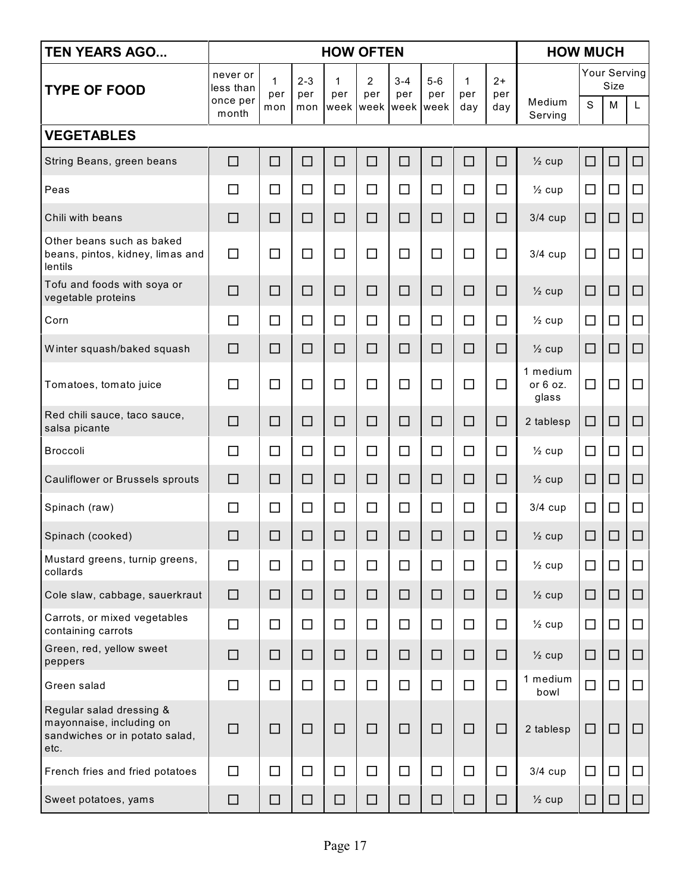| TEN YEARS AGO... | HOW OFTEN | | | | | | | | | HOW MUCH | | | |
|---|---|---|---|---|---|---|---|---|---|---|---|---|---|
| TYPE OF FOOD | never or less than once per month | 1 per mon | 2-3 per mon | 1 per week | 2 per week | 3-4 per week | 5-6 per week | 1 per day | 2+ per day | Medium Serving | Your Serving Size | | |
| | | | | | | | | | | | S | M | L |
| **VEGETABLES** | | | | | | | | | | | | | |
| String Beans, green beans | ☐ | ☐ | ☐ | ☐ | ☐ | ☐ | ☐ | ☐ | ☐ | ½ cup | ☐ | ☐ | ☐ |
| Peas | ☐ | ☐ | ☐ | ☐ | ☐ | ☐ | ☐ | ☐ | ☐ | ½ cup | ☐ | ☐ | ☐ |
| Chili with beans | ☐ | ☐ | ☐ | ☐ | ☐ | ☐ | ☐ | ☐ | ☐ | 3/4 cup | ☐ | ☐ | ☐ |
| Other beans such as baked beans, pintos, kidney, limas and lentils | ☐ | ☐ | ☐ | ☐ | ☐ | ☐ | ☐ | ☐ | ☐ | 3/4 cup | ☐ | ☐ | ☐ |
| Tofu and foods with soya or vegetable proteins | ☐ | ☐ | ☐ | ☐ | ☐ | ☐ | ☐ | ☐ | ☐ | ½ cup | ☐ | ☐ | ☐ |
| Corn | ☐ | ☐ | ☐ | ☐ | ☐ | ☐ | ☐ | ☐ | ☐ | ½ cup | ☐ | ☐ | ☐ |
| Winter squash/baked squash | ☐ | ☐ | ☐ | ☐ | ☐ | ☐ | ☐ | ☐ | ☐ | ½ cup | ☐ | ☐ | ☐ |
| Tomatoes, tomato juice | ☐ | ☐ | ☐ | ☐ | ☐ | ☐ | ☐ | ☐ | ☐ | 1 medium or 6 oz. glass | ☐ | ☐ | ☐ |
| Red chili sauce, taco sauce, salsa picante | ☐ | ☐ | ☐ | ☐ | ☐ | ☐ | ☐ | ☐ | ☐ | 2 tablesp | ☐ | ☐ | ☐ |
| Broccoli | ☐ | ☐ | ☐ | ☐ | ☐ | ☐ | ☐ | ☐ | ☐ | ½ cup | ☐ | ☐ | ☐ |
| Cauliflower or Brussels sprouts | ☐ | ☐ | ☐ | ☐ | ☐ | ☐ | ☐ | ☐ | ☐ | ½ cup | ☐ | ☐ | ☐ |
| Spinach (raw) | ☐ | ☐ | ☐ | ☐ | ☐ | ☐ | ☐ | ☐ | ☐ | 3/4 cup | ☐ | ☐ | ☐ |
| Spinach (cooked) | ☐ | ☐ | ☐ | ☐ | ☐ | ☐ | ☐ | ☐ | ☐ | ½ cup | ☐ | ☐ | ☐ |
| Mustard greens, turnip greens, collards | ☐ | ☐ | ☐ | ☐ | ☐ | ☐ | ☐ | ☐ | ☐ | ½ cup | ☐ | ☐ | ☐ |
| Cole slaw, cabbage, sauerkraut | ☐ | ☐ | ☐ | ☐ | ☐ | ☐ | ☐ | ☐ | ☐ | ½ cup | ☐ | ☐ | ☐ |
| Carrots, or mixed vegetables containing carrots | ☐ | ☐ | ☐ | ☐ | ☐ | ☐ | ☐ | ☐ | ☐ | ½ cup | ☐ | ☐ | ☐ |
| Green, red, yellow sweet peppers | ☐ | ☐ | ☐ | ☐ | ☐ | ☐ | ☐ | ☐ | ☐ | ½ cup | ☐ | ☐ | ☐ |
| Green salad | ☐ | ☐ | ☐ | ☐ | ☐ | ☐ | ☐ | ☐ | ☐ | 1 medium bowl | ☐ | ☐ | ☐ |
| Regular salad dressing & mayonnaise, including on sandwiches or in potato salad, etc. | ☐ | ☐ | ☐ | ☐ | ☐ | ☐ | ☐ | ☐ | ☐ | 2 tablesp | ☐ | ☐ | ☐ |
| French fries and fried potatoes | ☐ | ☐ | ☐ | ☐ | ☐ | ☐ | ☐ | ☐ | ☐ | 3/4 cup | ☐ | ☐ | ☐ |
| Sweet potatoes, yams | ☐ | ☐ | ☐ | ☐ | ☐ | ☐ | ☐ | ☐ | ☐ | ½ cup | ☐ | ☐ | ☐ |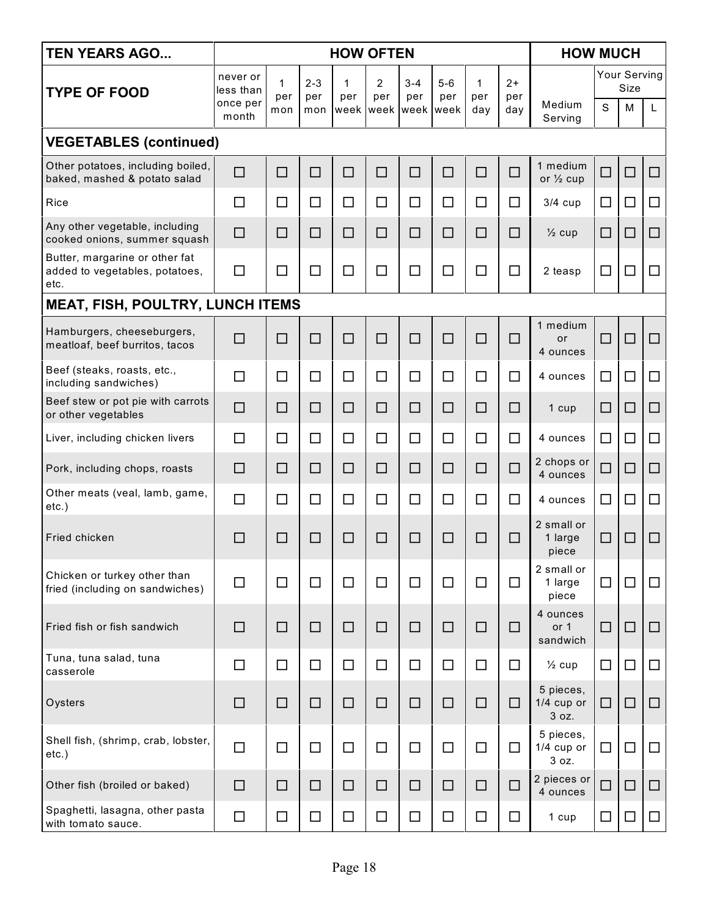| TEN YEARS AGO... | HOW OFTEN | | | | | | | | | HOW MUCH | | | |
|---|---|---|---|---|---|---|---|---|---|---|---|---|---|
| TYPE OF FOOD | never or less than once per month | 1 per mon | 2-3 per mon | 1 per week | 2 per week | 3-4 per week | 5-6 per week | 1 per day | 2+ per day | Medium Serving | Your Serving Size | | |
| | | | | | | | | | | | S | M | L |
| **VEGETABLES (continued)** | | | | | | | | | | | | | |
| Other potatoes, including boiled, baked, mashed & potato salad | ☐ | ☐ | ☐ | ☐ | ☐ | ☐ | ☐ | ☐ | ☐ | 1 medium or ½ cup | ☐ | ☐ | ☐ |
| Rice | ☐ | ☐ | ☐ | ☐ | ☐ | ☐ | ☐ | ☐ | ☐ | 3/4 cup | ☐ | ☐ | ☐ |
| Any other vegetable, including cooked onions, summer squash | ☐ | ☐ | ☐ | ☐ | ☐ | ☐ | ☐ | ☐ | ☐ | ½ cup | ☐ | ☐ | ☐ |
| Butter, margarine or other fat added to vegetables, potatoes, etc. | ☐ | ☐ | ☐ | ☐ | ☐ | ☐ | ☐ | ☐ | ☐ | 2 teasp | ☐ | ☐ | ☐ |
| **MEAT, FISH, POULTRY, LUNCH ITEMS** | | | | | | | | | | | | | |
| Hamburgers, cheeseburgers, meatloaf, beef burritos, tacos | ☐ | ☐ | ☐ | ☐ | ☐ | ☐ | ☐ | ☐ | ☐ | 1 medium or 4 ounces | ☐ | ☐ | ☐ |
| Beef (steaks, roasts, etc., including sandwiches) | ☐ | ☐ | ☐ | ☐ | ☐ | ☐ | ☐ | ☐ | ☐ | 4 ounces | ☐ | ☐ | ☐ |
| Beef stew or pot pie with carrots or other vegetables | ☐ | ☐ | ☐ | ☐ | ☐ | ☐ | ☐ | ☐ | ☐ | 1 cup | ☐ | ☐ | ☐ |
| Liver, including chicken livers | ☐ | ☐ | ☐ | ☐ | ☐ | ☐ | ☐ | ☐ | ☐ | 4 ounces | ☐ | ☐ | ☐ |
| Pork, including chops, roasts | ☐ | ☐ | ☐ | ☐ | ☐ | ☐ | ☐ | ☐ | ☐ | 2 chops or 4 ounces | ☐ | ☐ | ☐ |
| Other meats (veal, lamb, game, etc.) | ☐ | ☐ | ☐ | ☐ | ☐ | ☐ | ☐ | ☐ | ☐ | 4 ounces | ☐ | ☐ | ☐ |
| Fried chicken | ☐ | ☐ | ☐ | ☐ | ☐ | ☐ | ☐ | ☐ | ☐ | 2 small or 1 large piece | ☐ | ☐ | ☐ |
| Chicken or turkey other than fried (including on sandwiches) | ☐ | ☐ | ☐ | ☐ | ☐ | ☐ | ☐ | ☐ | ☐ | 2 small or 1 large piece | ☐ | ☐ | ☐ |
| Fried fish or fish sandwich | ☐ | ☐ | ☐ | ☐ | ☐ | ☐ | ☐ | ☐ | ☐ | 4 ounces or 1 sandwich | ☐ | ☐ | ☐ |
| Tuna, tuna salad, tuna casserole | ☐ | ☐ | ☐ | ☐ | ☐ | ☐ | ☐ | ☐ | ☐ | ½ cup | ☐ | ☐ | ☐ |
| Oysters | ☐ | ☐ | ☐ | ☐ | ☐ | ☐ | ☐ | ☐ | ☐ | 5 pieces, 1/4 cup or 3 oz. | ☐ | ☐ | ☐ |
| Shell fish, (shrimp, crab, lobster, etc.) | ☐ | ☐ | ☐ | ☐ | ☐ | ☐ | ☐ | ☐ | ☐ | 5 pieces, 1/4 cup or 3 oz. | ☐ | ☐ | ☐ |
| Other fish (broiled or baked) | ☐ | ☐ | ☐ | ☐ | ☐ | ☐ | ☐ | ☐ | ☐ | 2 pieces or 4 ounces | ☐ | ☐ | ☐ |
| Spaghetti, lasagna, other pasta with tomato sauce. | ☐ | ☐ | ☐ | ☐ | ☐ | ☐ | ☐ | ☐ | ☐ | 1 cup | ☐ | ☐ | ☐ |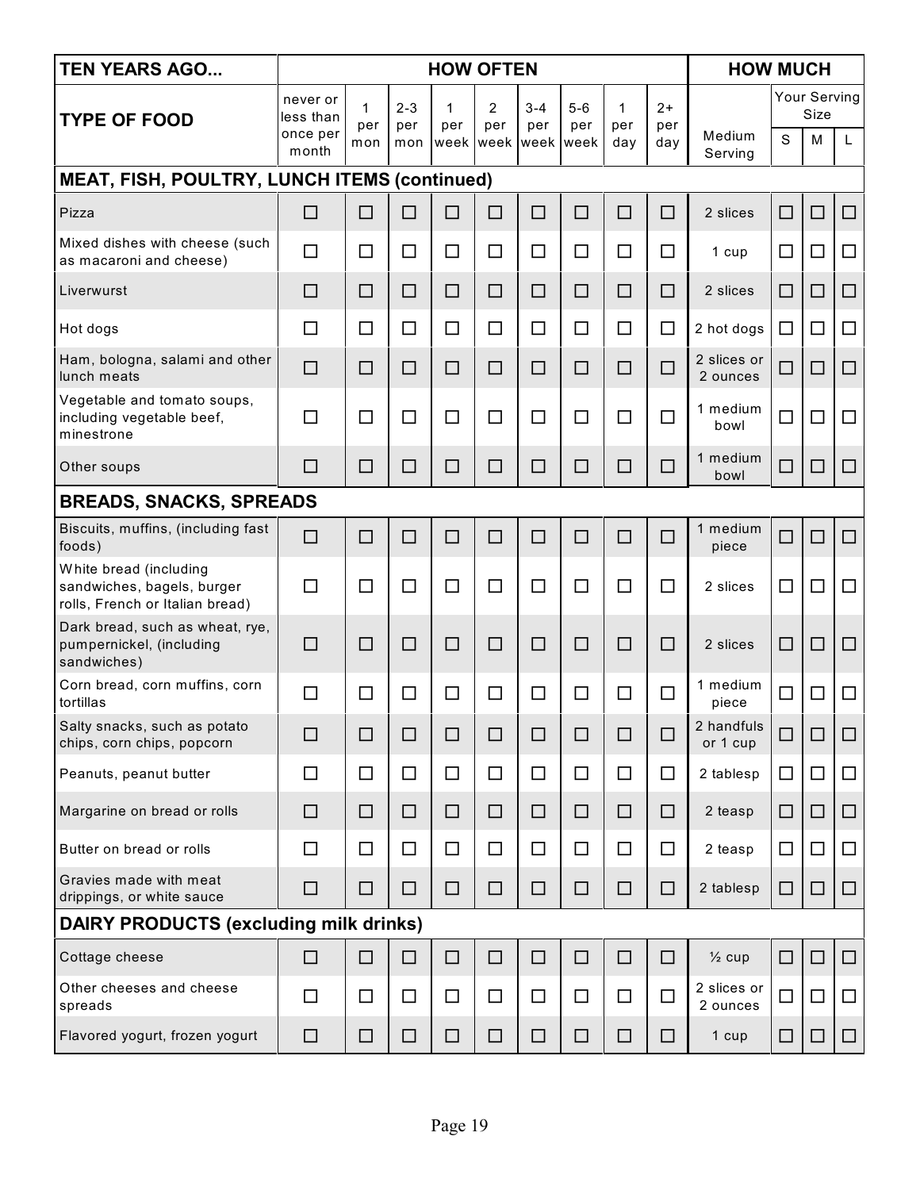| TEN YEARS AGO... | HOW OFTEN | | | | | | | | | HOW MUCH | | | |
|---|---|---|---|---|---|---|---|---|---|---|---|---|---|
| TYPE OF FOOD | never or less than once per month | 1 per mon | 2-3 per mon | 1 per week | 2 per week | 3-4 per week | 5-6 per week | 1 per day | 2+ per day | Medium Serving | Your Serving Size | | |
| | | | | | | | | | | | S | M | L |
| **MEAT, FISH, POULTRY, LUNCH ITEMS (continued)** | | | | | | | | | | | | | |
| Pizza | ☐ | ☐ | ☐ | ☐ | ☐ | ☐ | ☐ | ☐ | ☐ | 2 slices | ☐ | ☐ | ☐ |
| Mixed dishes with cheese (such as macaroni and cheese) | ☐ | ☐ | ☐ | ☐ | ☐ | ☐ | ☐ | ☐ | ☐ | 1 cup | ☐ | ☐ | ☐ |
| Liverwurst | ☐ | ☐ | ☐ | ☐ | ☐ | ☐ | ☐ | ☐ | ☐ | 2 slices | ☐ | ☐ | ☐ |
| Hot dogs | ☐ | ☐ | ☐ | ☐ | ☐ | ☐ | ☐ | ☐ | ☐ | 2 hot dogs | ☐ | ☐ | ☐ |
| Ham, bologna, salami and other lunch meats | ☐ | ☐ | ☐ | ☐ | ☐ | ☐ | ☐ | ☐ | ☐ | 2 slices or 2 ounces | ☐ | ☐ | ☐ |
| Vegetable and tomato soups, including vegetable beef, minestrone | ☐ | ☐ | ☐ | ☐ | ☐ | ☐ | ☐ | ☐ | ☐ | 1 medium bowl | ☐ | ☐ | ☐ |
| Other soups | ☐ | ☐ | ☐ | ☐ | ☐ | ☐ | ☐ | ☐ | ☐ | 1 medium bowl | ☐ | ☐ | ☐ |
| **BREADS, SNACKS, SPREADS** | | | | | | | | | | | | | |
| Biscuits, muffins, (including fast foods) | ☐ | ☐ | ☐ | ☐ | ☐ | ☐ | ☐ | ☐ | ☐ | 1 medium piece | ☐ | ☐ | ☐ |
| White bread (including sandwiches, bagels, burger rolls, French or Italian bread) | ☐ | ☐ | ☐ | ☐ | ☐ | ☐ | ☐ | ☐ | ☐ | 2 slices | ☐ | ☐ | ☐ |
| Dark bread, such as wheat, rye, pumpernickel, (including sandwiches) | ☐ | ☐ | ☐ | ☐ | ☐ | ☐ | ☐ | ☐ | ☐ | 2 slices | ☐ | ☐ | ☐ |
| Corn bread, corn muffins, corn tortillas | ☐ | ☐ | ☐ | ☐ | ☐ | ☐ | ☐ | ☐ | ☐ | 1 medium piece | ☐ | ☐ | ☐ |
| Salty snacks, such as potato chips, corn chips, popcorn | ☐ | ☐ | ☐ | ☐ | ☐ | ☐ | ☐ | ☐ | ☐ | 2 handfuls or 1 cup | ☐ | ☐ | ☐ |
| Peanuts, peanut butter | ☐ | ☐ | ☐ | ☐ | ☐ | ☐ | ☐ | ☐ | ☐ | 2 tablesp | ☐ | ☐ | ☐ |
| Margarine on bread or rolls | ☐ | ☐ | ☐ | ☐ | ☐ | ☐ | ☐ | ☐ | ☐ | 2 teasp | ☐ | ☐ | ☐ |
| Butter on bread or rolls | ☐ | ☐ | ☐ | ☐ | ☐ | ☐ | ☐ | ☐ | ☐ | 2 teasp | ☐ | ☐ | ☐ |
| Gravies made with meat drippings, or white sauce | ☐ | ☐ | ☐ | ☐ | ☐ | ☐ | ☐ | ☐ | ☐ | 2 tablesp | ☐ | ☐ | ☐ |
| **DAIRY PRODUCTS (excluding milk drinks)** | | | | | | | | | | | | | |
| Cottage cheese | ☐ | ☐ | ☐ | ☐ | ☐ | ☐ | ☐ | ☐ | ☐ | ½ cup | ☐ | ☐ | ☐ |
| Other cheeses and cheese spreads | ☐ | ☐ | ☐ | ☐ | ☐ | ☐ | ☐ | ☐ | ☐ | 2 slices or 2 ounces | ☐ | ☐ | ☐ |
| Flavored yogurt, frozen yogurt | ☐ | ☐ | ☐ | ☐ | ☐ | ☐ | ☐ | ☐ | ☐ | 1 cup | ☐ | ☐ | ☐ |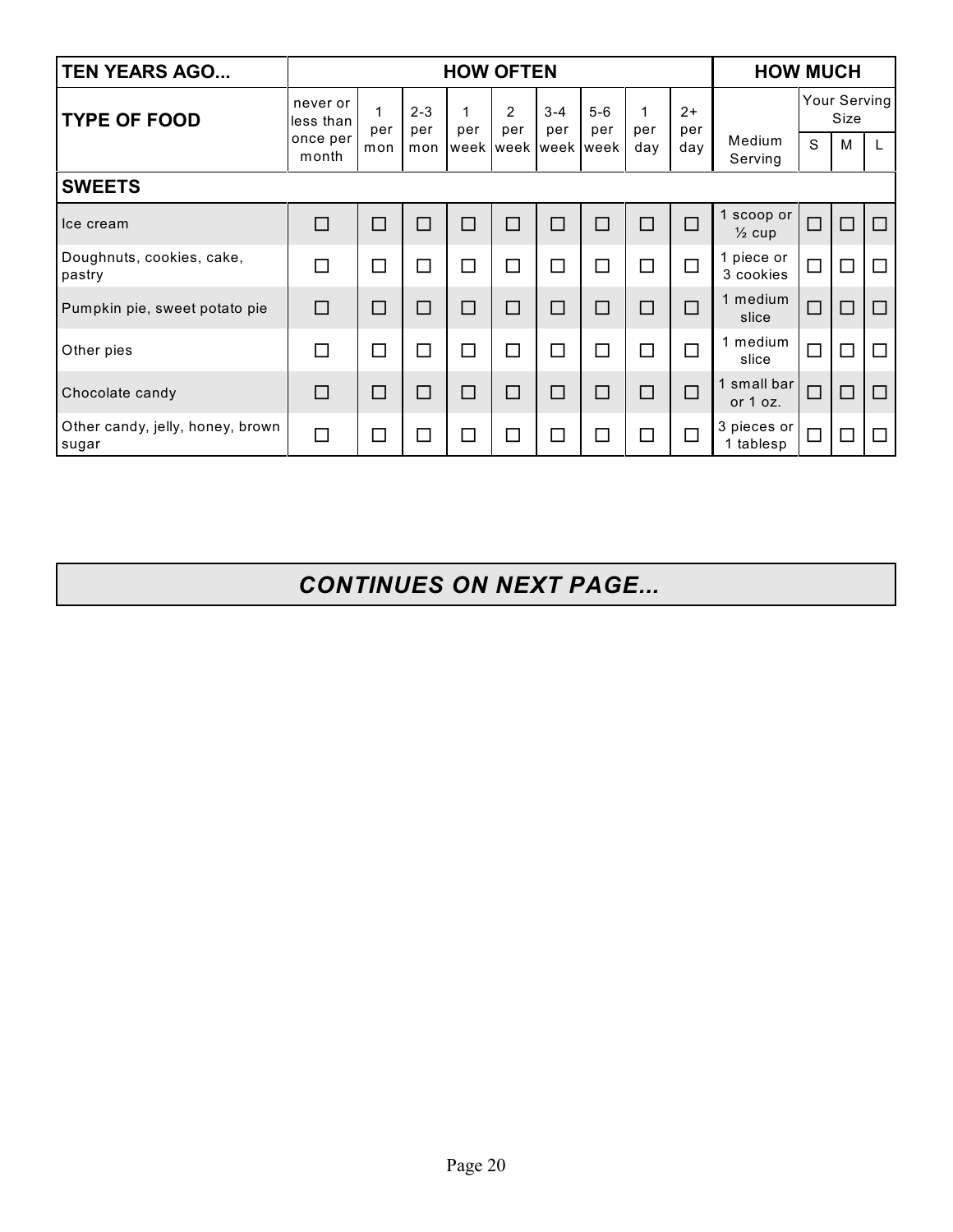| TEN YEARS AGO... | HOW OFTEN | | | | | | | | | HOW MUCH | | | |
|---|---|---|---|---|---|---|---|---|---|---|---|---|---|
| TYPE OF FOOD | never or less than once per month | 1 per mon | 2-3 per mon | 1 per week | 2 per week | 3-4 per week | 5-6 per week | 1 per day | 2+ per day | Medium Serving | Your Serving Size | | |
| | | | | | | | | | | | S | M | L |
| **SWEETS** | | | | | | | | | | | | | |
| Ice cream | ☐ | ☐ | ☐ | ☐ | ☐ | ☐ | ☐ | ☐ | ☐ | 1 scoop or ½ cup | ☐ | ☐ | ☐ |
| Doughnuts, cookies, cake, pastry | ☐ | ☐ | ☐ | ☐ | ☐ | ☐ | ☐ | ☐ | ☐ | 1 piece or 3 cookies | ☐ | ☐ | ☐ |
| Pumpkin pie, sweet potato pie | ☐ | ☐ | ☐ | ☐ | ☐ | ☐ | ☐ | ☐ | ☐ | 1 medium slice | ☐ | ☐ | ☐ |
| Other pies | ☐ | ☐ | ☐ | ☐ | ☐ | ☐ | ☐ | ☐ | ☐ | 1 medium slice | ☐ | ☐ | ☐ |
| Chocolate candy | ☐ | ☐ | ☐ | ☐ | ☐ | ☐ | ☐ | ☐ | ☐ | 1 small bar or 1 oz. | ☐ | ☐ | ☐ |
| Other candy, jelly, honey, brown sugar | ☐ | ☐ | ☐ | ☐ | ☐ | ☐ | ☐ | ☐ | ☐ | 3 pieces or 1 tablesp | ☐ | ☐ | ☐ |

***CONTINUES ON NEXT PAGE...***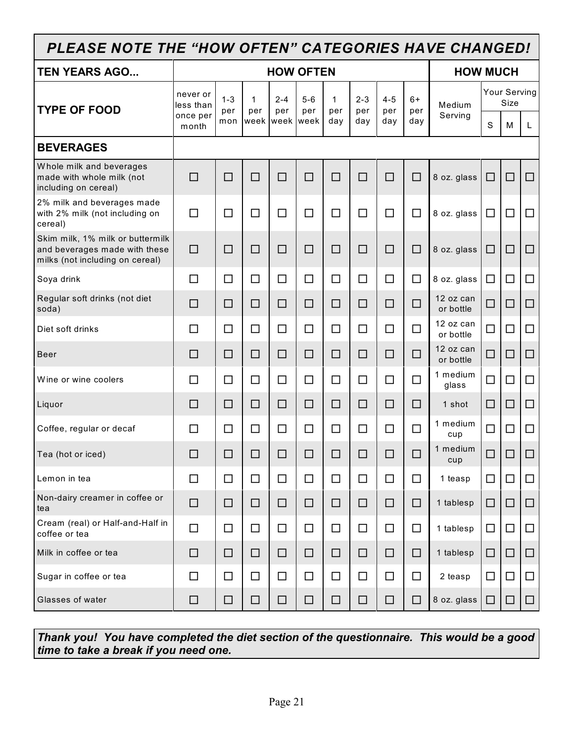## *PLEASE NOTE THE "HOW OFTEN" CATEGORIES HAVE CHANGED!*

| TEN YEARS AGO... | HOW OFTEN | | | | | | | | | HOW MUCH | | | |
|---|---|---|---|---|---|---|---|---|---|---|---|---|---|
| **TYPE OF FOOD** | never or less than once per month | 1-3 per mon | 1 per week | 2-4 per week | 5-6 per week | 1 per day | 2-3 per day | 4-5 per day | 6+ per day | Medium Serving | Your Serving Size | | |
| | | | | | | | | | | | S | M | L |
| **BEVERAGES** | | | | | | | | | | | | | |
| Whole milk and beverages made with whole milk (not including on cereal) | ☐ | ☐ | ☐ | ☐ | ☐ | ☐ | ☐ | ☐ | ☐ | 8 oz. glass | ☐ | ☐ | ☐ |
| 2% milk and beverages made with 2% milk (not including on cereal) | ☐ | ☐ | ☐ | ☐ | ☐ | ☐ | ☐ | ☐ | ☐ | 8 oz. glass | ☐ | ☐ | ☐ |
| Skim milk, 1% milk or buttermilk and beverages made with these milks (not including on cereal) | ☐ | ☐ | ☐ | ☐ | ☐ | ☐ | ☐ | ☐ | ☐ | 8 oz. glass | ☐ | ☐ | ☐ |
| Soya drink | ☐ | ☐ | ☐ | ☐ | ☐ | ☐ | ☐ | ☐ | ☐ | 8 oz. glass | ☐ | ☐ | ☐ |
| Regular soft drinks (not diet soda) | ☐ | ☐ | ☐ | ☐ | ☐ | ☐ | ☐ | ☐ | ☐ | 12 oz can or bottle | ☐ | ☐ | ☐ |
| Diet soft drinks | ☐ | ☐ | ☐ | ☐ | ☐ | ☐ | ☐ | ☐ | ☐ | 12 oz can or bottle | ☐ | ☐ | ☐ |
| Beer | ☐ | ☐ | ☐ | ☐ | ☐ | ☐ | ☐ | ☐ | ☐ | 12 oz can or bottle | ☐ | ☐ | ☐ |
| Wine or wine coolers | ☐ | ☐ | ☐ | ☐ | ☐ | ☐ | ☐ | ☐ | ☐ | 1 medium glass | ☐ | ☐ | ☐ |
| Liquor | ☐ | ☐ | ☐ | ☐ | ☐ | ☐ | ☐ | ☐ | ☐ | 1 shot | ☐ | ☐ | ☐ |
| Coffee, regular or decaf | ☐ | ☐ | ☐ | ☐ | ☐ | ☐ | ☐ | ☐ | ☐ | 1 medium cup | ☐ | ☐ | ☐ |
| Tea (hot or iced) | ☐ | ☐ | ☐ | ☐ | ☐ | ☐ | ☐ | ☐ | ☐ | 1 medium cup | ☐ | ☐ | ☐ |
| Lemon in tea | ☐ | ☐ | ☐ | ☐ | ☐ | ☐ | ☐ | ☐ | ☐ | 1 teasp | ☐ | ☐ | ☐ |
| Non-dairy creamer in coffee or tea | ☐ | ☐ | ☐ | ☐ | ☐ | ☐ | ☐ | ☐ | ☐ | 1 tablesp | ☐ | ☐ | ☐ |
| Cream (real) or Half-and-Half in coffee or tea | ☐ | ☐ | ☐ | ☐ | ☐ | ☐ | ☐ | ☐ | ☐ | 1 tablesp | ☐ | ☐ | ☐ |
| Milk in coffee or tea | ☐ | ☐ | ☐ | ☐ | ☐ | ☐ | ☐ | ☐ | ☐ | 1 tablesp | ☐ | ☐ | ☐ |
| Sugar in coffee or tea | ☐ | ☐ | ☐ | ☐ | ☐ | ☐ | ☐ | ☐ | ☐ | 2 teasp | ☐ | ☐ | ☐ |
| Glasses of water | ☐ | ☐ | ☐ | ☐ | ☐ | ☐ | ☐ | ☐ | ☐ | 8 oz. glass | ☐ | ☐ | ☐ |

***Thank you! You have completed the diet section of the questionnaire. This would be a good time to take a break if you need one.***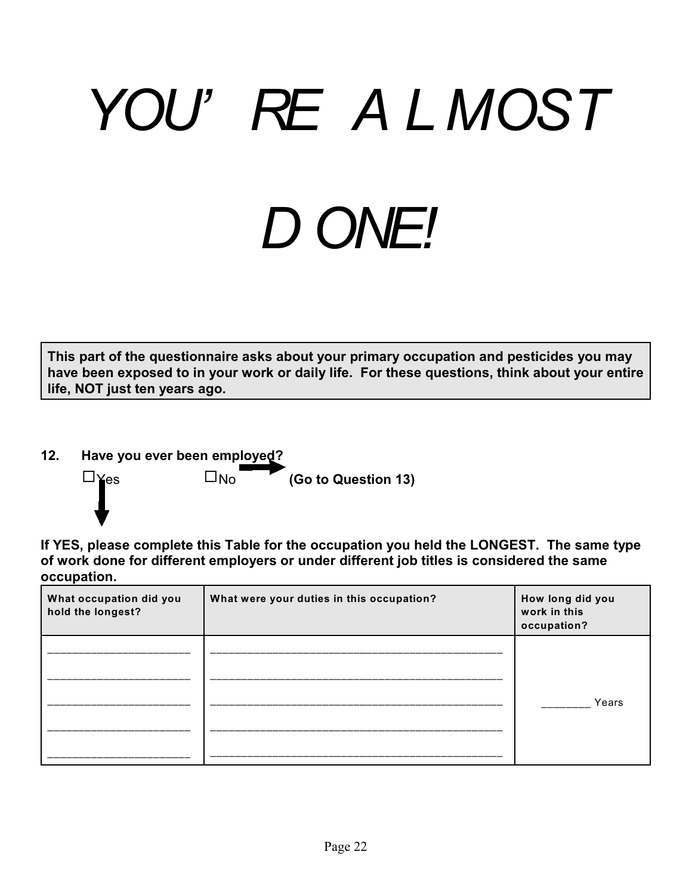# *YOU'RE ALMOST DONE!*

**This part of the questionnaire asks about your primary occupation and pesticides you may have been exposed to in your work or daily life. For these questions, think about your entire life, NOT just ten years ago.**

**12. Have you ever been employed?**

☐Yes ☐No → **(Go to Question 13)**

**If YES, please complete this Table for the occupation you held the LONGEST. The same type of work done for different employers or under different job titles is considered the same occupation.**

| What occupation did you hold the longest? | What were your duties in this occupation? | How long did you work in this occupation? |
|---|---|---|
| ____________________ | ____________________________________________ | |
| ____________________ | ____________________________________________ | |
| ____________________ | ____________________________________________ | ________ Years |
| ____________________ | ____________________________________________ | |
| ____________________ | ____________________________________________ | |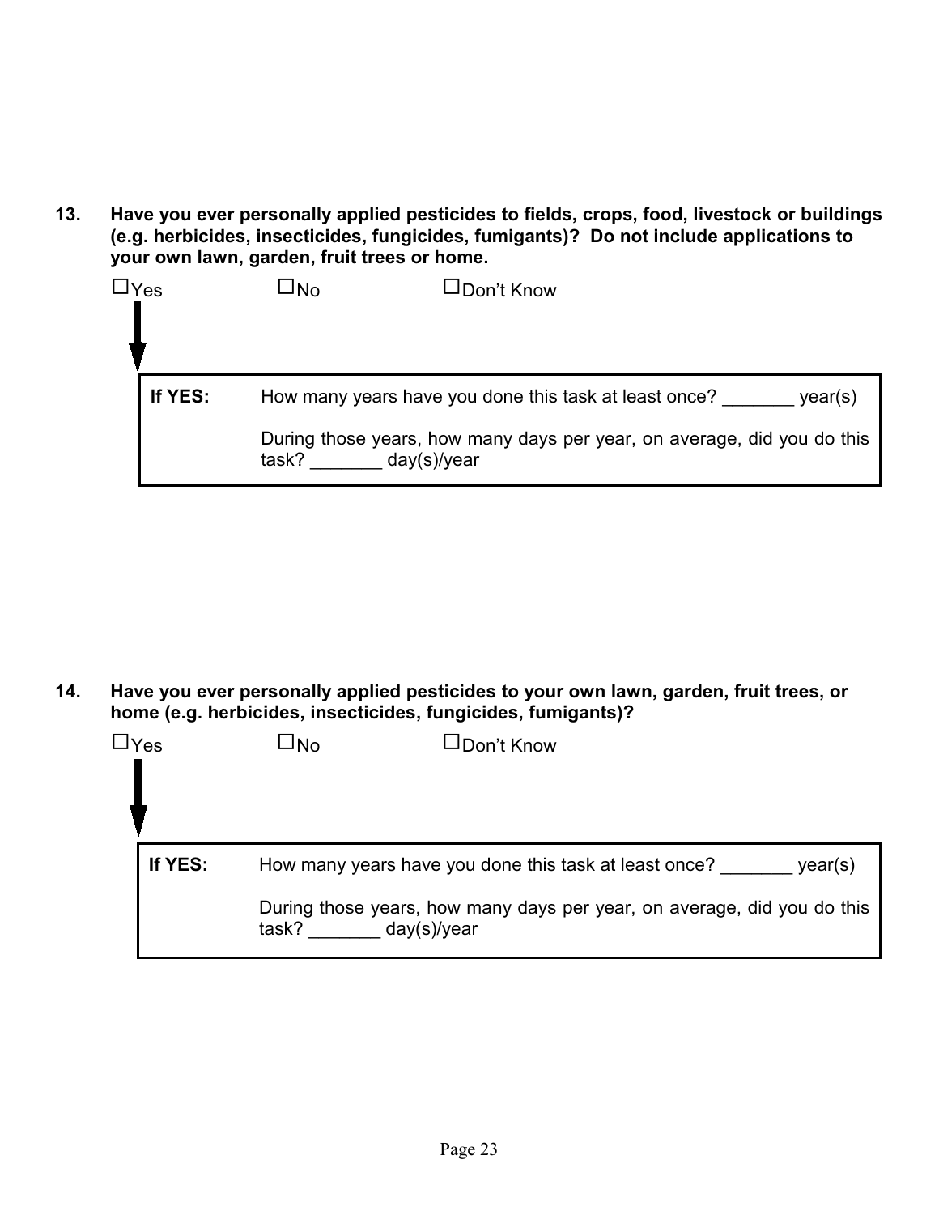**13. Have you ever personally applied pesticides to fields, crops, food, livestock or buildings (e.g. herbicides, insecticides, fungicides, fumigants)? Do not include applications to your own lawn, garden, fruit trees or home.**

☐Yes ☐No ☐Don't Know

| **If YES:** | How many years have you done this task at least once? _______ year(s) |
|---|---|
| | During those years, how many days per year, on average, did you do this task? _______ day(s)/year |

**14. Have you ever personally applied pesticides to your own lawn, garden, fruit trees, or home (e.g. herbicides, insecticides, fungicides, fumigants)?**

☐Yes ☐No ☐Don't Know

| **If YES:** | How many years have you done this task at least once? _______ year(s) |
|---|---|
| | During those years, how many days per year, on average, did you do this task? _______ day(s)/year |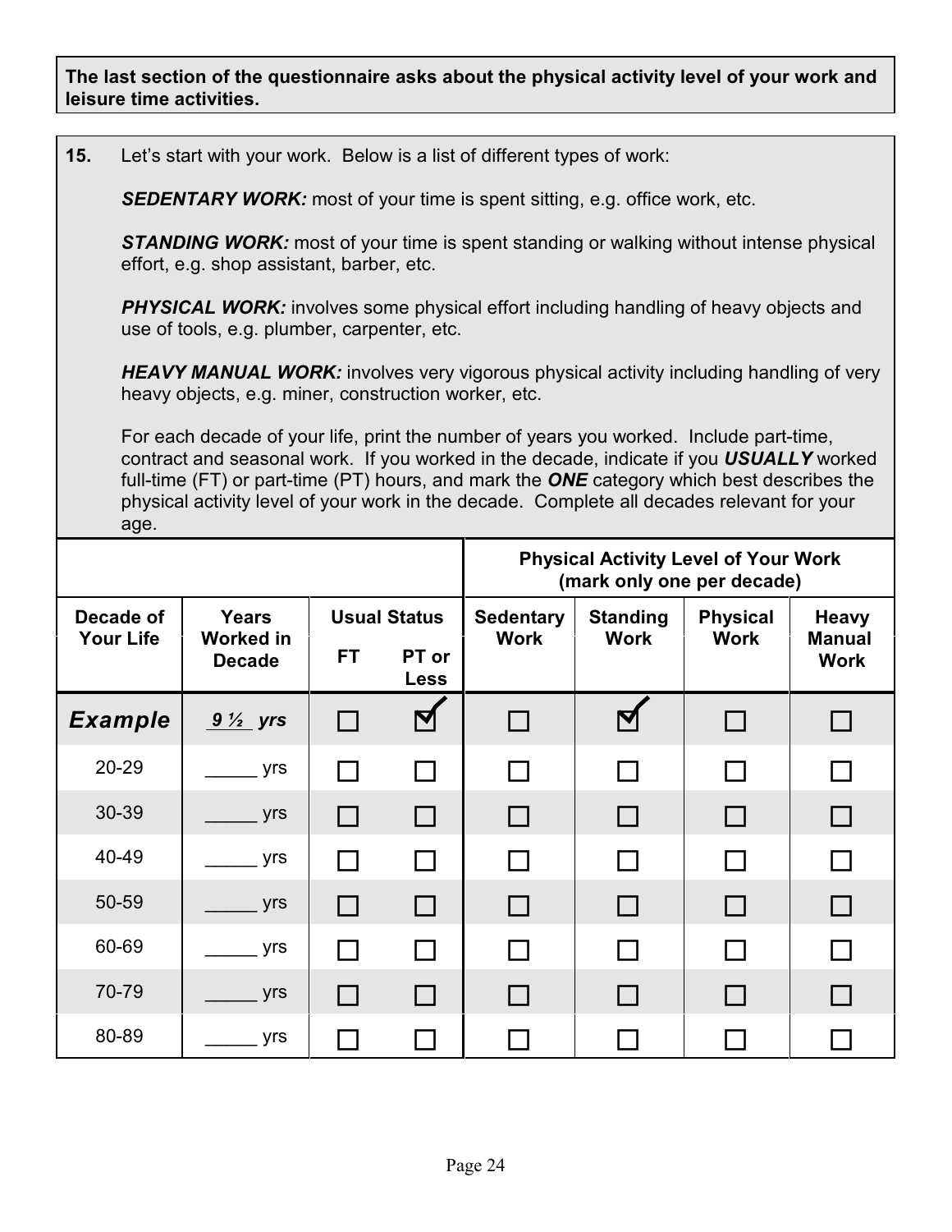**The last section of the questionnaire asks about the physical activity level of your work and leisure time activities.**

**15.** Let's start with your work. Below is a list of different types of work:

***SEDENTARY WORK:*** most of your time is spent sitting, e.g. office work, etc.

***STANDING WORK:*** most of your time is spent standing or walking without intense physical effort, e.g. shop assistant, barber, etc.

***PHYSICAL WORK:*** involves some physical effort including handling of heavy objects and use of tools, e.g. plumber, carpenter, etc.

***HEAVY MANUAL WORK:*** involves very vigorous physical activity including handling of very heavy objects, e.g. miner, construction worker, etc.

For each decade of your life, print the number of years you worked. Include part-time, contract and seasonal work. If you worked in the decade, indicate if you ***USUALLY*** worked full-time (FT) or part-time (PT) hours, and mark the ***ONE*** category which best describes the physical activity level of your work in the decade. Complete all decades relevant for your age.

| | | | | Physical Activity Level of Your Work (mark only one per decade) | | | |
|---|---|---|---|---|---|---|---|
| **Decade of Your Life** | **Years Worked in Decade** | **Usual Status** | | **Sedentary Work** | **Standing Work** | **Physical Work** | **Heavy Manual Work** |
| | | **FT** | **PT or Less** | | | | |
| ***Example*** | ***9 ½ yrs*** | ☐ | ☑ | ☐ | ☑ | ☐ | ☐ |
| 20-29 | _____ yrs | ☐ | ☐ | ☐ | ☐ | ☐ | ☐ |
| 30-39 | _____ yrs | ☐ | ☐ | ☐ | ☐ | ☐ | ☐ |
| 40-49 | _____ yrs | ☐ | ☐ | ☐ | ☐ | ☐ | ☐ |
| 50-59 | _____ yrs | ☐ | ☐ | ☐ | ☐ | ☐ | ☐ |
| 60-69 | _____ yrs | ☐ | ☐ | ☐ | ☐ | ☐ | ☐ |
| 70-79 | _____ yrs | ☐ | ☐ | ☐ | ☐ | ☐ | ☐ |
| 80-89 | _____ yrs | ☐ | ☐ | ☐ | ☐ | ☐ | ☐ |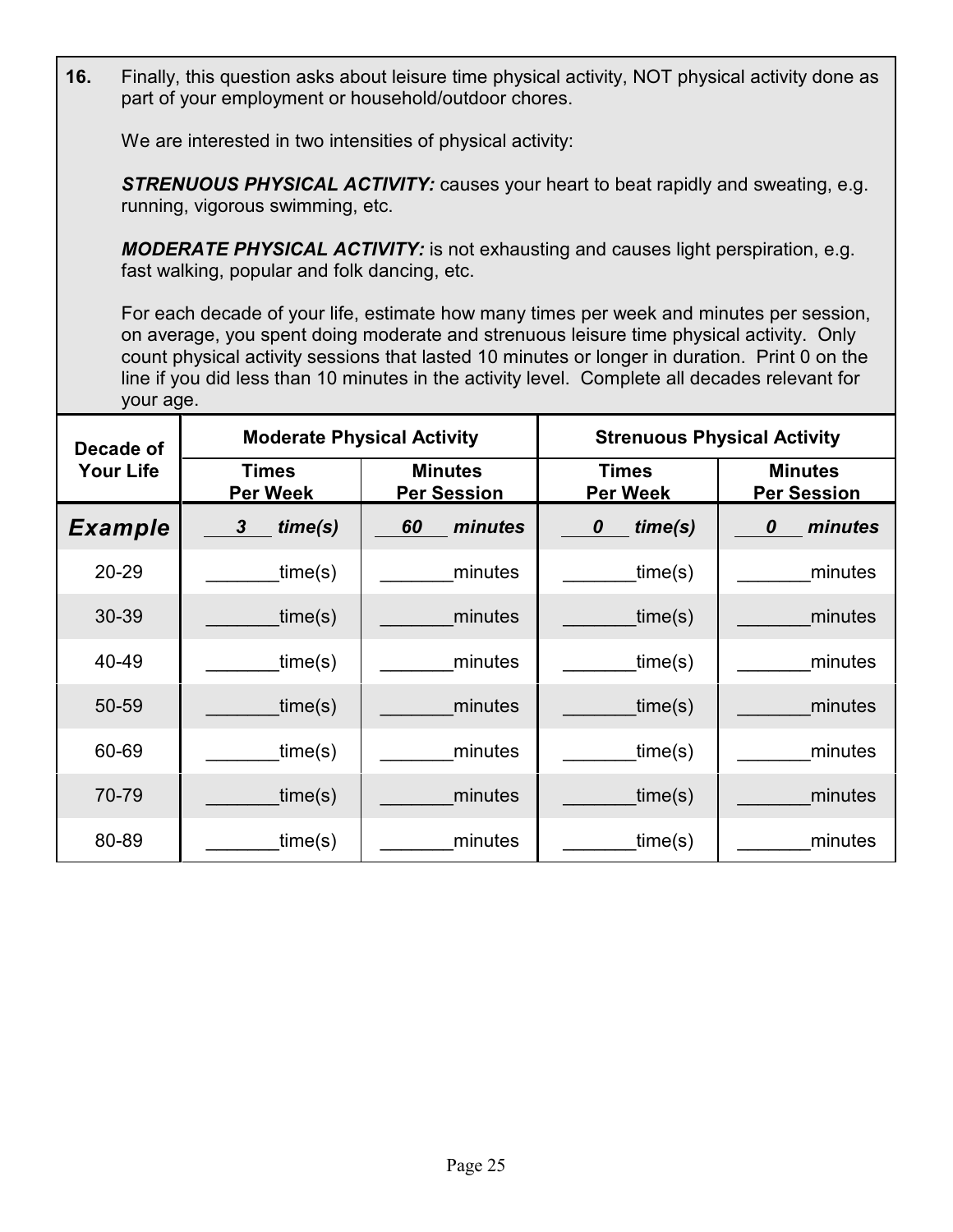**16.** Finally, this question asks about leisure time physical activity, NOT physical activity done as part of your employment or household/outdoor chores.

We are interested in two intensities of physical activity:

***STRENUOUS PHYSICAL ACTIVITY:*** causes your heart to beat rapidly and sweating, e.g. running, vigorous swimming, etc.

***MODERATE PHYSICAL ACTIVITY:*** is not exhausting and causes light perspiration, e.g. fast walking, popular and folk dancing, etc.

For each decade of your life, estimate how many times per week and minutes per session, on average, you spent doing moderate and strenuous leisure time physical activity. Only count physical activity sessions that lasted 10 minutes or longer in duration. Print 0 on the line if you did less than 10 minutes in the activity level. Complete all decades relevant for your age.

| Decade of Your Life | Moderate Physical Activity | | Strenuous Physical Activity | |
|---|---|---|---|---|
| | Times Per Week | Minutes Per Session | Times Per Week | Minutes Per Session |
| ***Example*** | ***3 time(s)*** | ***60 minutes*** | ***0 time(s)*** | ***0 minutes*** |
| 20-29 | _______time(s) | _______minutes | _______time(s) | _______minutes |
| 30-39 | _______time(s) | _______minutes | _______time(s) | _______minutes |
| 40-49 | _______time(s) | _______minutes | _______time(s) | _______minutes |
| 50-59 | _______time(s) | _______minutes | _______time(s) | _______minutes |
| 60-69 | _______time(s) | _______minutes | _______time(s) | _______minutes |
| 70-79 | _______time(s) | _______minutes | _______time(s) | _______minutes |
| 80-89 | _______time(s) | _______minutes | _______time(s) | _______minutes |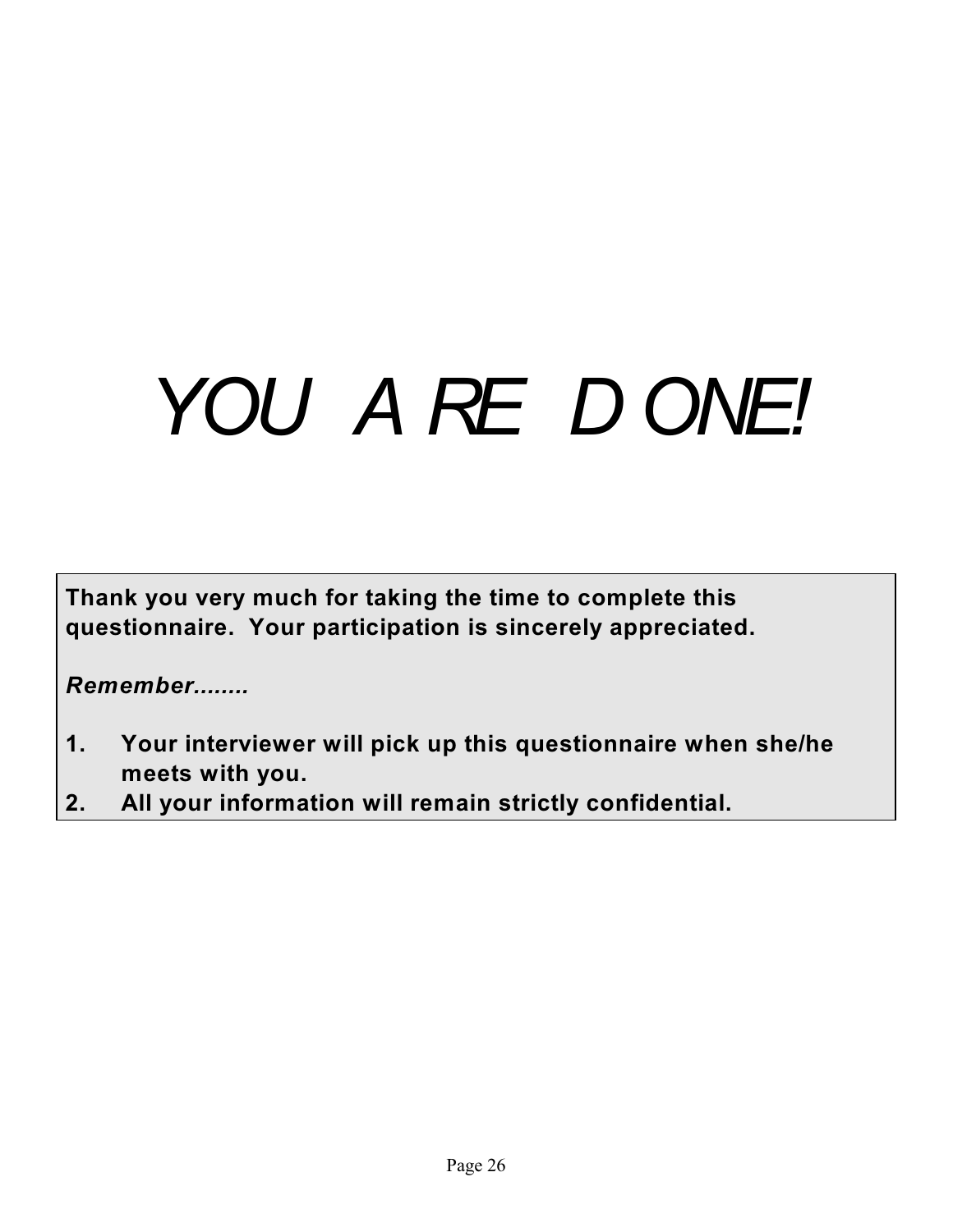# *YOU ARE DONE!*

**Thank you very much for taking the time to complete this questionnaire. Your participation is sincerely appreciated.**

***Remember........***

1. **Your interviewer will pick up this questionnaire when she/he meets with you.**
2. **All your information will remain strictly confidential.**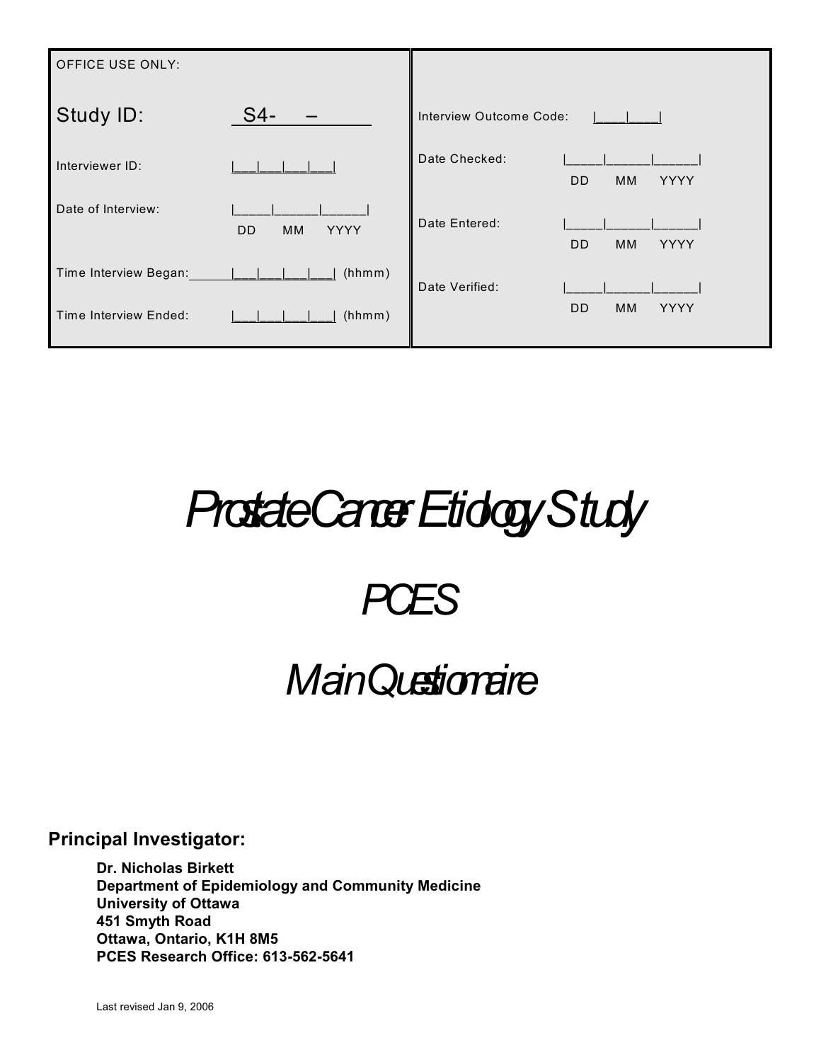| OFFICE USE ONLY: | | | |
|---|---|---|---|
| Study ID: | S4- – | Interview Outcome Code: | \|\_\_\_\|\_\_\_\| |
| Interviewer ID: | \|\_\_\_\|\_\_\_\|\_\_\_\|\_\_\_\| | Date Checked: | \|\_\_\_\_\_\|\_\_\_\_\_\|\_\_\_\_\_\| DD MM YYYY |
| Date of Interview: | \|\_\_\_\_\_\|\_\_\_\_\_\|\_\_\_\_\_\| DD MM YYYY | Date Entered: | \|\_\_\_\_\_\|\_\_\_\_\_\|\_\_\_\_\_\| DD MM YYYY |
| Time Interview Began: | \|\_\_\_\|\_\_\_\|\_\_\_\|\_\_\_\| (hhmm) | Date Verified: | \|\_\_\_\_\_\|\_\_\_\_\_\|\_\_\_\_\_\| DD MM YYYY |
| Time Interview Ended: | \|\_\_\_\|\_\_\_\|\_\_\_\|\_\_\_\| (hhmm) | | |

# *Prostate Cancer Etiology Study*

# *PCES*

# *Main Questionnaire*

**Principal Investigator:**

**Dr. Nicholas Birkett**
**Department of Epidemiology and Community Medicine**
**University of Ottawa**
**451 Smyth Road**
**Ottawa, Ontario, K1H 8M5**
**PCES Research Office: 613-562-5641**

Last revised Jan 9, 2006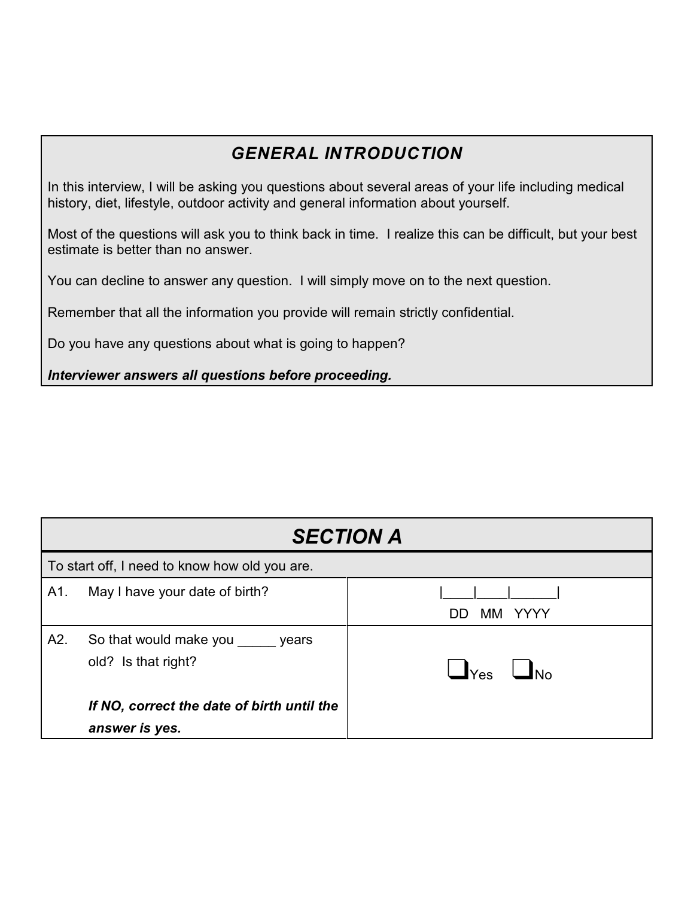## *GENERAL INTRODUCTION*

In this interview, I will be asking you questions about several areas of your life including medical history, diet, lifestyle, outdoor activity and general information about yourself.

Most of the questions will ask you to think back in time. I realize this can be difficult, but your best estimate is better than no answer.

You can decline to answer any question. I will simply move on to the next question.

Remember that all the information you provide will remain strictly confidential.

Do you have any questions about what is going to happen?

***Interviewer answers all questions before proceeding.***

## *SECTION A*

To start off, I need to know how old you are.

| | | |
|---|---|---|
| A1. | May I have your date of birth? | \|____\|____\|______\|<br>DD MM YYYY |
| A2. | So that would make you _____ years old? Is that right?<br><br>***If NO, correct the date of birth until the answer is yes.*** | ❑Yes ❑No |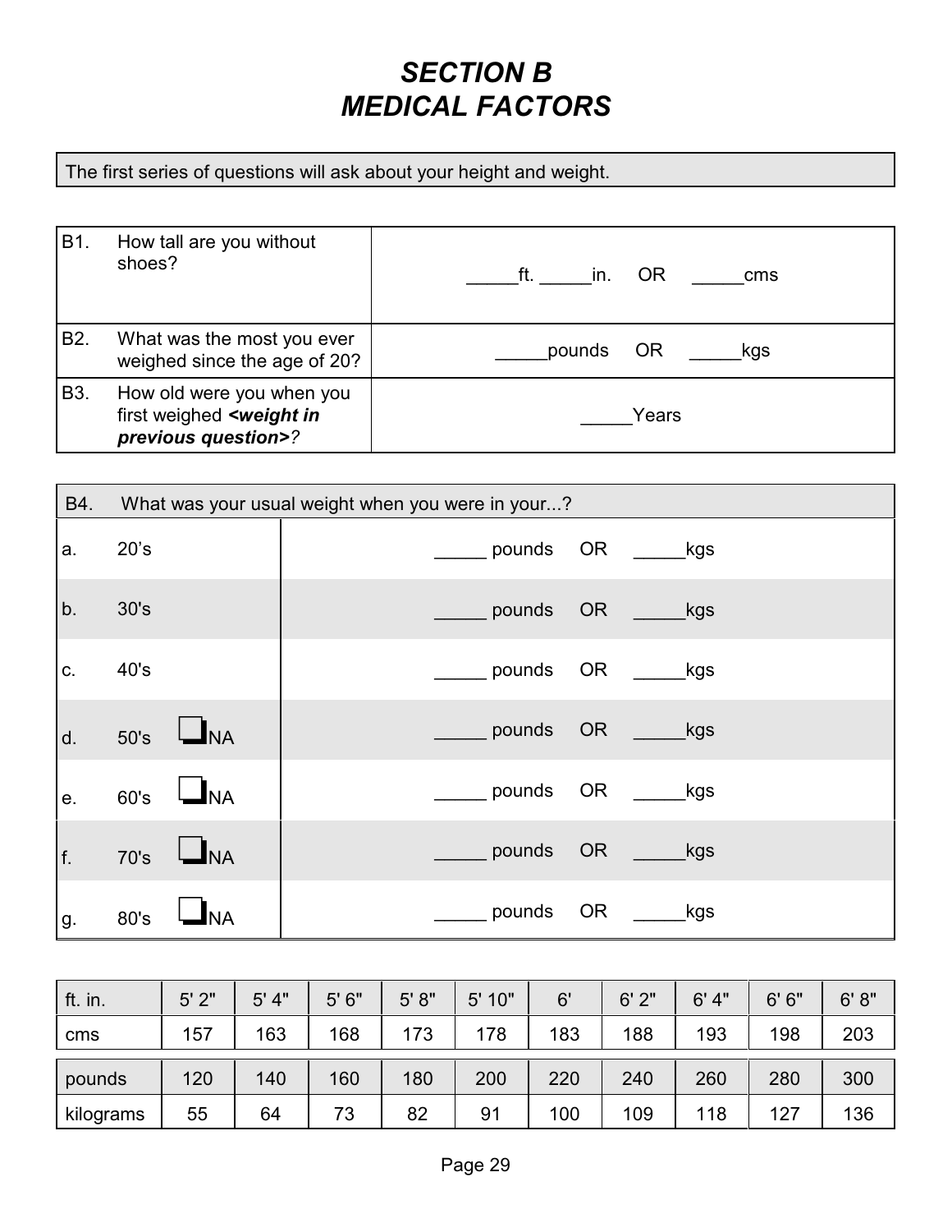# *SECTION B*
# *MEDICAL FACTORS*

The first series of questions will ask about your height and weight.

| | | |
|---|---|---|
| B1. | How tall are you without shoes? | _____ft. _____in. OR _____cms |
| B2. | What was the most you ever weighed since the age of 20? | _____pounds OR _____kgs |
| B3. | How old were you when you first weighed ***<weight in previous question>**?* | _____Years |

| B4. | What was your usual weight when you were in your...? | |
|---|---|---|
| a. | 20's | _____ pounds OR _____kgs |
| b. | 30's | _____ pounds OR _____kgs |
| c. | 40's | _____ pounds OR _____kgs |
| d. | 50's ❑NA | _____ pounds OR _____kgs |
| e. | 60's ❑NA | _____ pounds OR _____kgs |
| f. | 70's ❑NA | _____ pounds OR _____kgs |
| g. | 80's ❑NA | _____ pounds OR _____kgs |

| ft. in. | 5' 2" | 5' 4" | 5' 6" | 5' 8" | 5' 10" | 6' | 6' 2" | 6' 4" | 6' 6" | 6' 8" |
|---|---|---|---|---|---|---|---|---|---|---|
| cms | 157 | 163 | 168 | 173 | 178 | 183 | 188 | 193 | 198 | 203 |

| pounds | 120 | 140 | 160 | 180 | 200 | 220 | 240 | 260 | 280 | 300 |
|---|---|---|---|---|---|---|---|---|---|---|
| kilograms | 55 | 64 | 73 | 82 | 91 | 100 | 109 | 118 | 127 | 136 |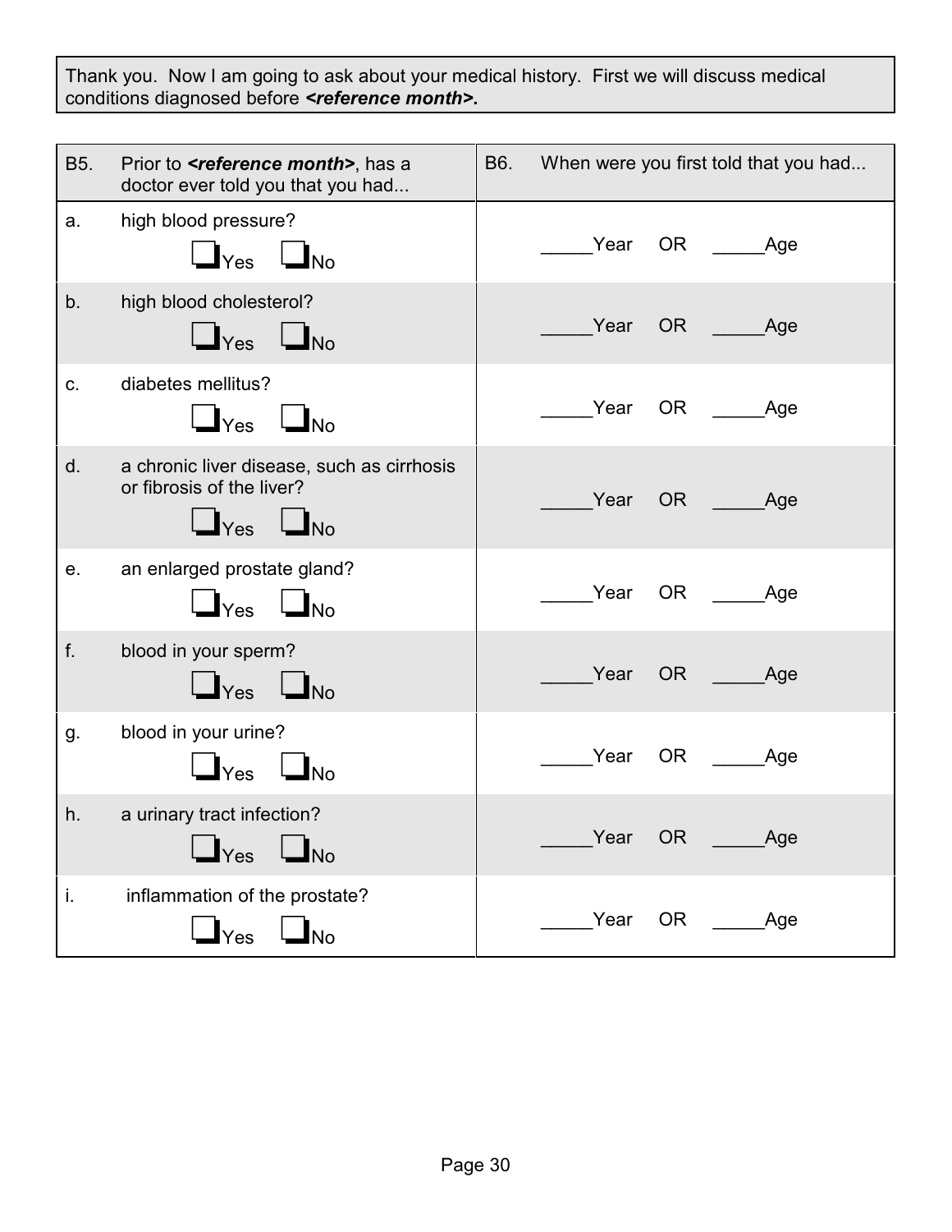Thank you. Now I am going to ask about your medical history. First we will discuss medical conditions diagnosed before ***<reference month>***.

| B5. Prior to ***<reference month>***, has a doctor ever told you that you had... | B6. When were you first told that you had... |
| --- | --- |
| a. high blood pressure? ❑ Yes ❑ No | _____Year OR _____Age |
| b. high blood cholesterol? ❑ Yes ❑ No | _____Year OR _____Age |
| c. diabetes mellitus? ❑ Yes ❑ No | _____Year OR _____Age |
| d. a chronic liver disease, such as cirrhosis or fibrosis of the liver? ❑ Yes ❑ No | _____Year OR _____Age |
| e. an enlarged prostate gland? ❑ Yes ❑ No | _____Year OR _____Age |
| f. blood in your sperm? ❑ Yes ❑ No | _____Year OR _____Age |
| g. blood in your urine? ❑ Yes ❑ No | _____Year OR _____Age |
| h. a urinary tract infection? ❑ Yes ❑ No | _____Year OR _____Age |
| i. inflammation of the prostate? ❑ Yes ❑ No | _____Year OR _____Age |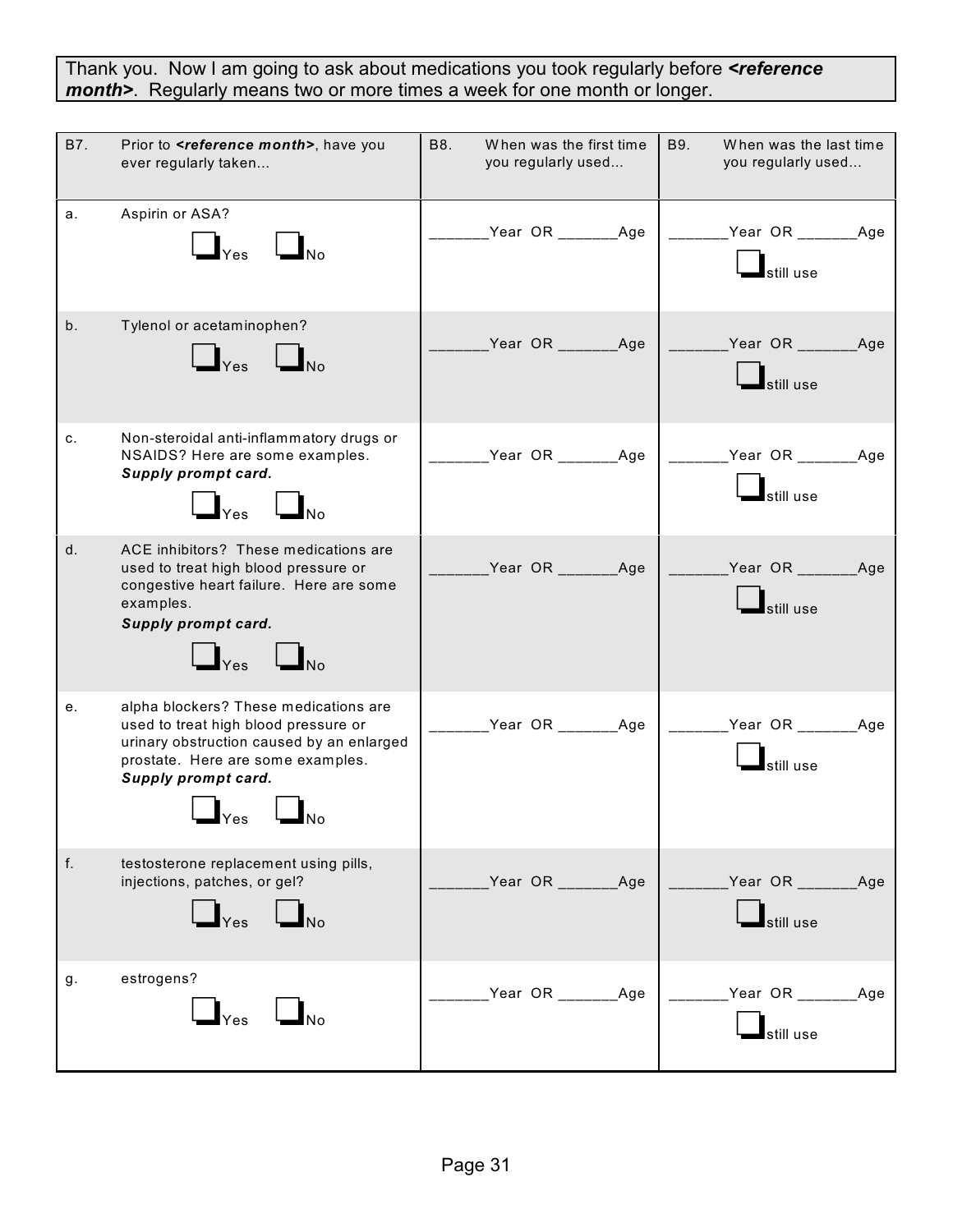Thank you. Now I am going to ask about medications you took regularly before ***<reference month>***. Regularly means two or more times a week for one month or longer.

| B7. Prior to ***<reference month>***, have you ever regularly taken... | B8. When was the first time you regularly used... | B9. When was the last time you regularly used... |
|---|---|---|
| a. Aspirin or ASA? ☐ Yes ☐ No | _______Year OR _______Age | _______Year OR _______Age ☐ still use |
| b. Tylenol or acetaminophen? ☐ Yes ☐ No | _______Year OR _______Age | _______Year OR _______Age ☐ still use |
| c. Non-steroidal anti-inflammatory drugs or NSAIDS? Here are some examples. ***Supply prompt card.*** ☐ Yes ☐ No | _______Year OR _______Age | _______Year OR _______Age ☐ still use |
| d. ACE inhibitors? These medications are used to treat high blood pressure or congestive heart failure. Here are some examples. ***Supply prompt card.*** ☐ Yes ☐ No | _______Year OR _______Age | _______Year OR _______Age ☐ still use |
| e. alpha blockers? These medications are used to treat high blood pressure or urinary obstruction caused by an enlarged prostate. Here are some examples. ***Supply prompt card.*** ☐ Yes ☐ No | _______Year OR _______Age | _______Year OR _______Age ☐ still use |
| f. testosterone replacement using pills, injections, patches, or gel? ☐ Yes ☐ No | _______Year OR _______Age | _______Year OR _______Age ☐ still use |
| g. estrogens? ☐ Yes ☐ No | _______Year OR _______Age | _______Year OR _______Age ☐ still use |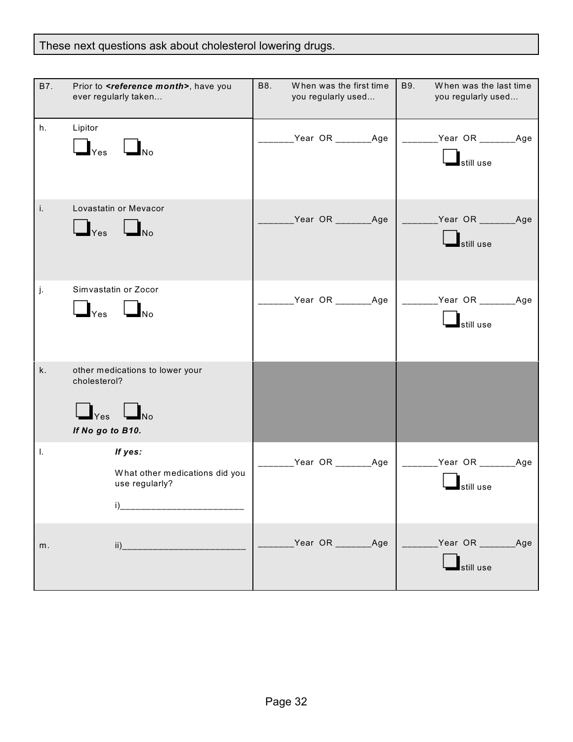These next questions ask about cholesterol lowering drugs.

| B7. Prior to ***<reference month>***, have you ever regularly taken... | B8. When was the first time you regularly used... | B9. When was the last time you regularly used... |
|---|---|---|
| h. Lipitor<br>☐ Yes ☐ No | _______Year OR _______Age | _______Year OR _______Age<br>☐ still use |
| i. Lovastatin or Mevacor<br>☐ Yes ☐ No | _______Year OR _______Age | _______Year OR _______Age<br>☐ still use |
| j. Simvastatin or Zocor<br>☐ Yes ☐ No | _______Year OR _______Age | _______Year OR _______Age<br>☐ still use |
| k. other medications to lower your cholesterol?<br>☐ Yes ☐ No<br>***If No go to B10.*** | | |
| l. ***If yes:***<br>What other medications did you use regularly?<br>i)_________________________ | _______Year OR _______Age | _______Year OR _______Age<br>☐ still use |
| m. ii)_________________________ | _______Year OR _______Age | _______Year OR _______Age<br>☐ still use |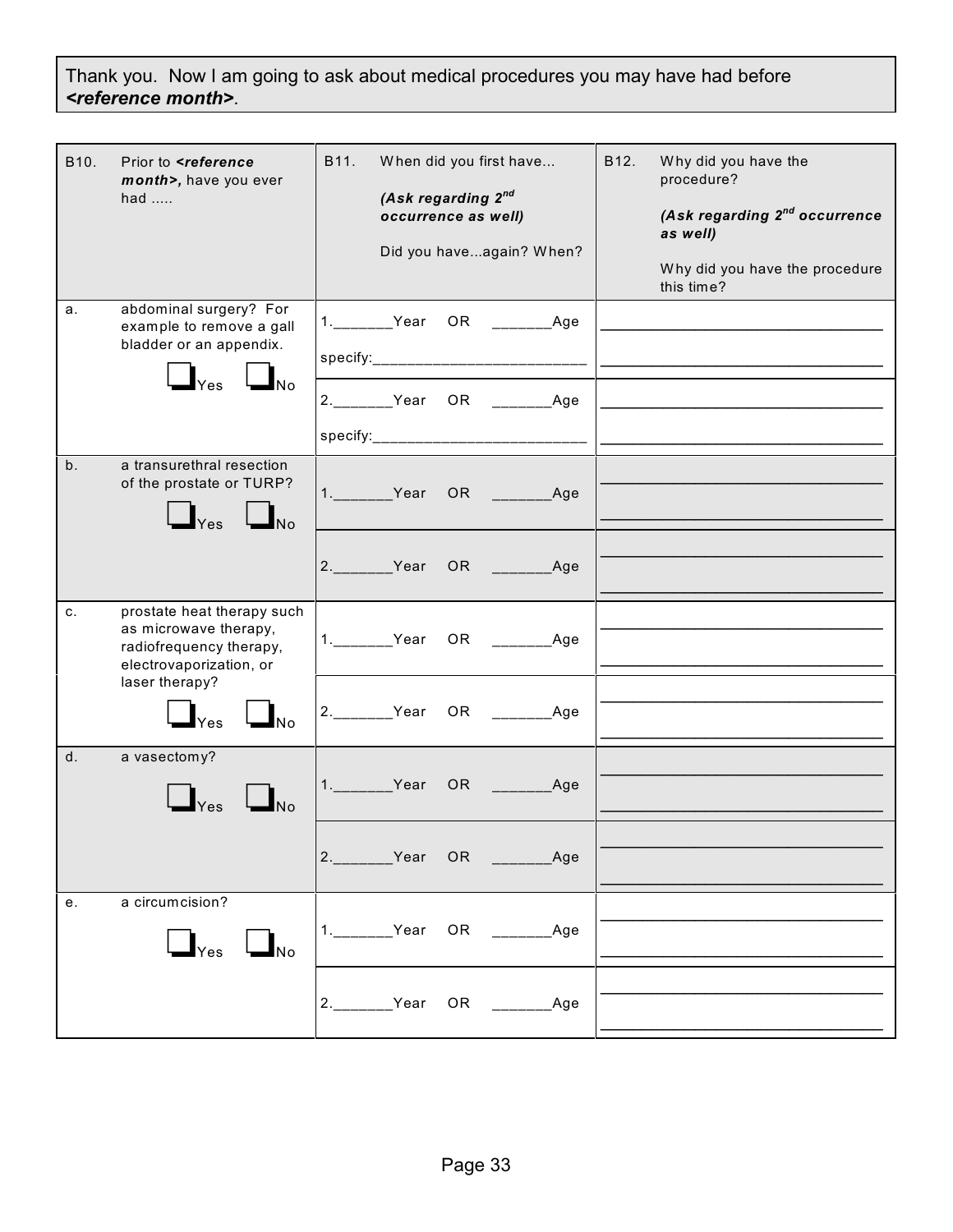Thank you. Now I am going to ask about medical procedures you may have had before ***<reference month>***.

| B10. Prior to ***<reference month>***, have you ever had ..... | B11. When did you first have... ***(Ask regarding 2nd occurrence as well)*** Did you have...again? When? | B12. Why did you have the procedure? ***(Ask regarding 2nd occurrence as well)*** Why did you have the procedure this time? |
|---|---|---|
| a. abdominal surgery? For example to remove a gall bladder or an appendix. ☐ Yes ☐ No | 1.\_\_\_\_\_\_\_Year OR \_\_\_\_\_\_\_Age specify:\_\_\_\_\_\_\_\_\_\_\_\_\_\_\_\_\_\_\_\_\_\_\_\_\_ | \_\_\_\_\_\_\_\_\_\_\_\_\_\_\_\_\_\_\_\_\_\_\_\_\_\_\_\_\_\_\_\_\_ \_\_\_\_\_\_\_\_\_\_\_\_\_\_\_\_\_\_\_\_\_\_\_\_\_\_\_\_\_\_\_\_\_ |
| | 2.\_\_\_\_\_\_\_Year OR \_\_\_\_\_\_\_Age specify:\_\_\_\_\_\_\_\_\_\_\_\_\_\_\_\_\_\_\_\_\_\_\_\_\_ | \_\_\_\_\_\_\_\_\_\_\_\_\_\_\_\_\_\_\_\_\_\_\_\_\_\_\_\_\_\_\_\_\_ \_\_\_\_\_\_\_\_\_\_\_\_\_\_\_\_\_\_\_\_\_\_\_\_\_\_\_\_\_\_\_\_\_ |
| b. a transurethral resection of the prostate or TURP? ☐ Yes ☐ No | 1.\_\_\_\_\_\_\_Year OR \_\_\_\_\_\_\_Age | \_\_\_\_\_\_\_\_\_\_\_\_\_\_\_\_\_\_\_\_\_\_\_\_\_\_\_\_\_\_\_\_\_ \_\_\_\_\_\_\_\_\_\_\_\_\_\_\_\_\_\_\_\_\_\_\_\_\_\_\_\_\_\_\_\_\_ |
| | 2.\_\_\_\_\_\_\_Year OR \_\_\_\_\_\_\_Age | \_\_\_\_\_\_\_\_\_\_\_\_\_\_\_\_\_\_\_\_\_\_\_\_\_\_\_\_\_\_\_\_\_ \_\_\_\_\_\_\_\_\_\_\_\_\_\_\_\_\_\_\_\_\_\_\_\_\_\_\_\_\_\_\_\_\_ |
| c. prostate heat therapy such as microwave therapy, radiofrequency therapy, electrovaporization, or laser therapy? ☐ Yes ☐ No | 1.\_\_\_\_\_\_\_Year OR \_\_\_\_\_\_\_Age | \_\_\_\_\_\_\_\_\_\_\_\_\_\_\_\_\_\_\_\_\_\_\_\_\_\_\_\_\_\_\_\_\_ \_\_\_\_\_\_\_\_\_\_\_\_\_\_\_\_\_\_\_\_\_\_\_\_\_\_\_\_\_\_\_\_\_ |
| | 2.\_\_\_\_\_\_\_Year OR \_\_\_\_\_\_\_Age | \_\_\_\_\_\_\_\_\_\_\_\_\_\_\_\_\_\_\_\_\_\_\_\_\_\_\_\_\_\_\_\_\_ \_\_\_\_\_\_\_\_\_\_\_\_\_\_\_\_\_\_\_\_\_\_\_\_\_\_\_\_\_\_\_\_\_ |
| d. a vasectomy? ☐ Yes ☐ No | 1.\_\_\_\_\_\_\_Year OR \_\_\_\_\_\_\_Age | \_\_\_\_\_\_\_\_\_\_\_\_\_\_\_\_\_\_\_\_\_\_\_\_\_\_\_\_\_\_\_\_\_ \_\_\_\_\_\_\_\_\_\_\_\_\_\_\_\_\_\_\_\_\_\_\_\_\_\_\_\_\_\_\_\_\_ |
| | 2.\_\_\_\_\_\_\_Year OR \_\_\_\_\_\_\_Age | \_\_\_\_\_\_\_\_\_\_\_\_\_\_\_\_\_\_\_\_\_\_\_\_\_\_\_\_\_\_\_\_\_ \_\_\_\_\_\_\_\_\_\_\_\_\_\_\_\_\_\_\_\_\_\_\_\_\_\_\_\_\_\_\_\_\_ |
| e. a circumcision? ☐ Yes ☐ No | 1.\_\_\_\_\_\_\_Year OR \_\_\_\_\_\_\_Age | \_\_\_\_\_\_\_\_\_\_\_\_\_\_\_\_\_\_\_\_\_\_\_\_\_\_\_\_\_\_\_\_\_ \_\_\_\_\_\_\_\_\_\_\_\_\_\_\_\_\_\_\_\_\_\_\_\_\_\_\_\_\_\_\_\_\_ |
| | 2.\_\_\_\_\_\_\_Year OR \_\_\_\_\_\_\_Age | \_\_\_\_\_\_\_\_\_\_\_\_\_\_\_\_\_\_\_\_\_\_\_\_\_\_\_\_\_\_\_\_\_ \_\_\_\_\_\_\_\_\_\_\_\_\_\_\_\_\_\_\_\_\_\_\_\_\_\_\_\_\_\_\_\_\_ |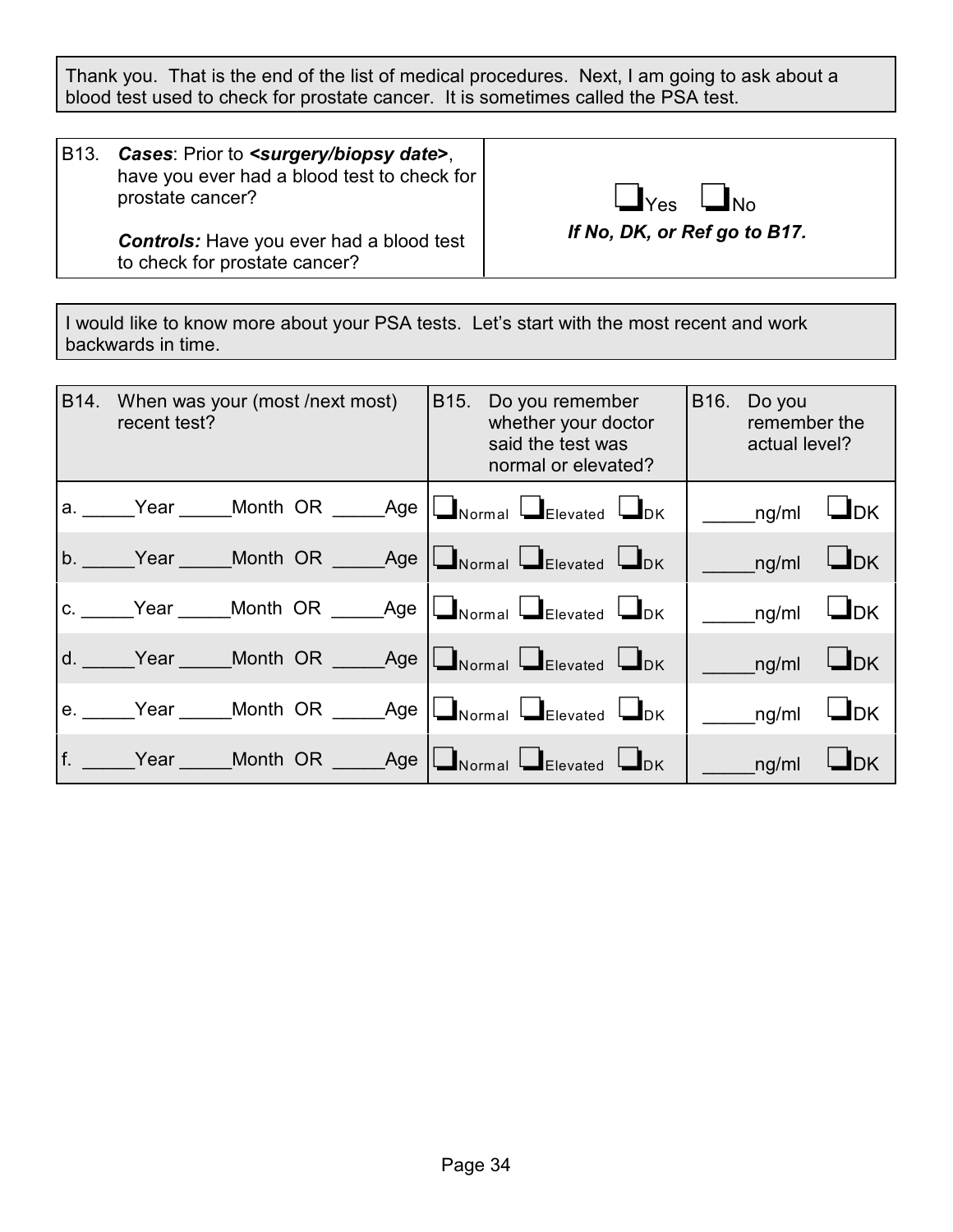Thank you. That is the end of the list of medical procedures. Next, I am going to ask about a blood test used to check for prostate cancer. It is sometimes called the PSA test.

| B13. | | |
|---|---|---|
| | ***Cases***: Prior to ***<surgery/biopsy date>***, have you ever had a blood test to check for prostate cancer?<br><br>***Controls:*** Have you ever had a blood test to check for prostate cancer? | ❑Yes ❑No<br>***If No, DK, or Ref go to B17.*** |

I would like to know more about your PSA tests. Let's start with the most recent and work backwards in time.

| B14. When was your (most /next most) recent test? | B15. Do you remember whether your doctor said the test was normal or elevated? | B16. Do you remember the actual level? |
|---|---|---|
| a. _____Year _____Month OR _____Age | ❑Normal ❑Elevated ❑DK | _____ng/ml ❑DK |
| b. _____Year _____Month OR _____Age | ❑Normal ❑Elevated ❑DK | _____ng/ml ❑DK |
| c. _____Year _____Month OR _____Age | ❑Normal ❑Elevated ❑DK | _____ng/ml ❑DK |
| d. _____Year _____Month OR _____Age | ❑Normal ❑Elevated ❑DK | _____ng/ml ❑DK |
| e. _____Year _____Month OR _____Age | ❑Normal ❑Elevated ❑DK | _____ng/ml ❑DK |
| f. _____Year _____Month OR _____Age | ❑Normal ❑Elevated ❑DK | _____ng/ml ❑DK |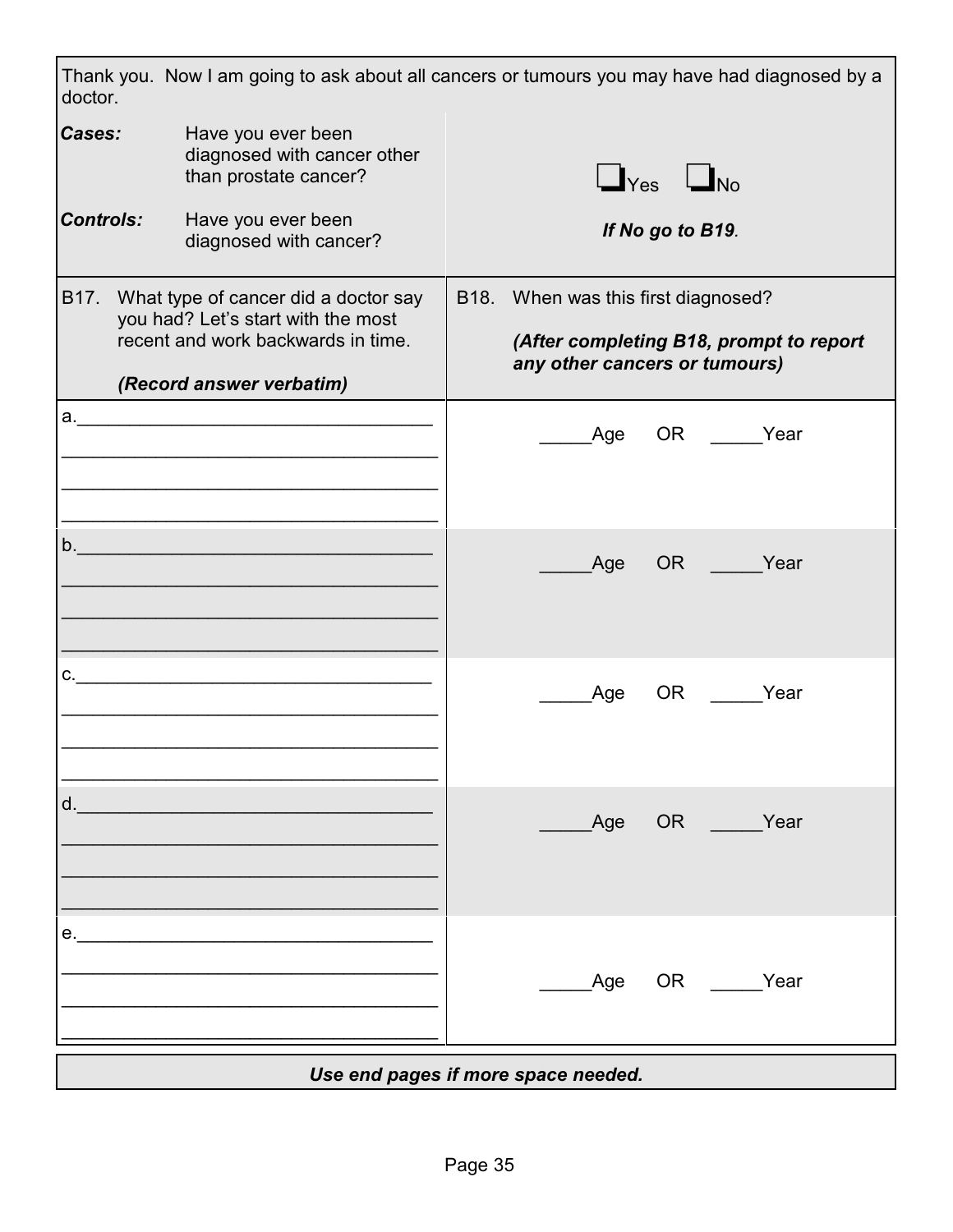Thank you. Now I am going to ask about all cancers or tumours you may have had diagnosed by a doctor.

| | |
|---|---|
| ***Cases:*** Have you ever been diagnosed with cancer other than prostate cancer?<br><br>***Controls:*** Have you ever been diagnosed with cancer? | ☐Yes ☐No<br><br>***If No go to B19.*** |

| B17. What type of cancer did a doctor say you had? Let's start with the most recent and work backwards in time.<br><br>***(Record answer verbatim)*** | B18. When was this first diagnosed?<br><br>***(After completing B18, prompt to report any other cancers or tumours)*** |
|---|---|
| a.____________________________________<br>____________________________________<br>____________________________________<br>____________________________________ | _____Age OR _____Year |
| b.____________________________________<br>____________________________________<br>____________________________________<br>____________________________________ | _____Age OR _____Year |
| c.____________________________________<br>____________________________________<br>____________________________________<br>____________________________________ | _____Age OR _____Year |
| d.____________________________________<br>____________________________________<br>____________________________________<br>____________________________________ | _____Age OR _____Year |
| e.____________________________________<br>____________________________________<br>____________________________________<br>____________________________________ | _____Age OR _____Year |

***Use end pages if more space needed.***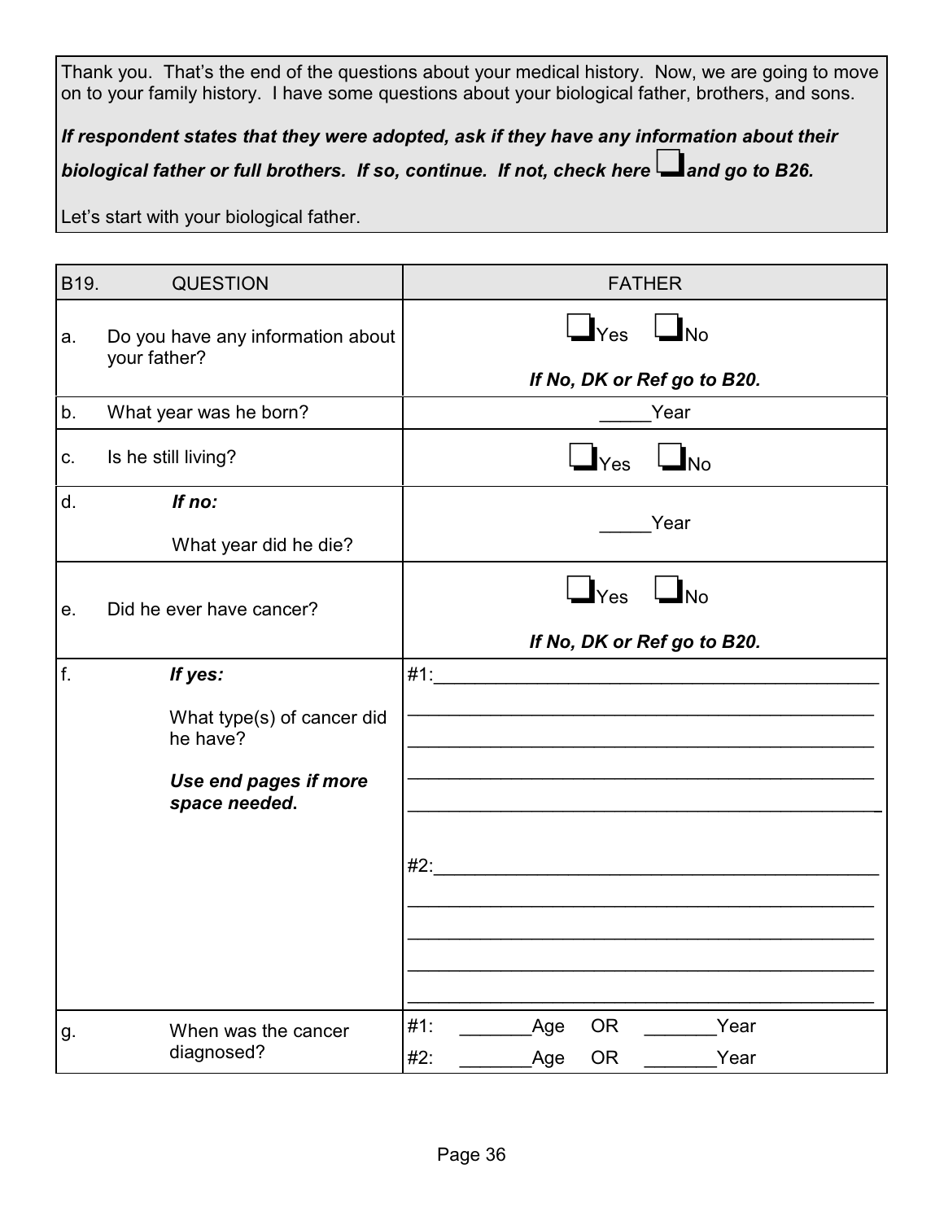Thank you. That's the end of the questions about your medical history. Now, we are going to move on to your family history. I have some questions about your biological father, brothers, and sons.

***If respondent states that they were adopted, ask if they have any information about their biological father or full brothers. If so, continue. If not, check here ☐ and go to B26.***

Let's start with your biological father.

| B19. | QUESTION | FATHER |
|---|---|---|
| a. | Do you have any information about your father? | ☐Yes ☐No<br>***If No, DK or Ref go to B20.*** |
| b. | What year was he born? | _____Year |
| c. | Is he still living? | ☐Yes ☐No |
| d. | ***If no:***<br>What year did he die? | _____Year |
| e. | Did he ever have cancer? | ☐Yes ☐No<br>***If No, DK or Ref go to B20.*** |
| f. | ***If yes:***<br>What type(s) of cancer did he have?<br>***Use end pages if more space needed.*** | #1:____________________<br>____________________<br>____________________<br>____________________<br>____________________<br>#2:____________________<br>____________________<br>____________________<br>____________________<br>____________________ |
| g. | When was the cancer diagnosed? | #1: _______Age OR _______Year<br>#2: _______Age OR _______Year |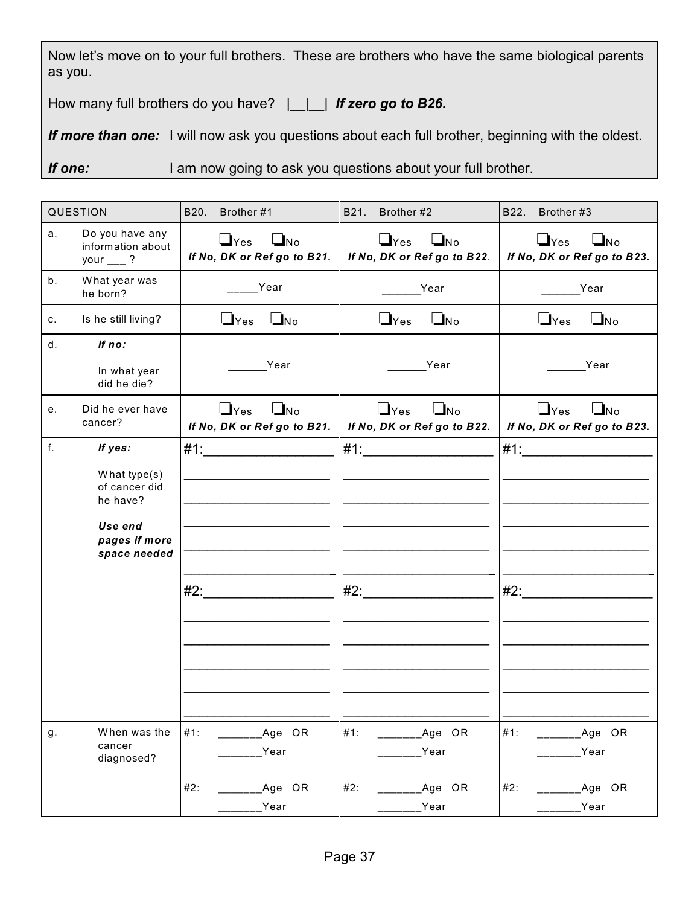Now let's move on to your full brothers. These are brothers who have the same biological parents as you.

How many full brothers do you have? |__|__| ***If zero go to B26.***

***If more than one:*** I will now ask you questions about each full brother, beginning with the oldest.

***If one:*** I am now going to ask you questions about your full brother.

| QUESTION | B20. Brother #1 | B21. Brother #2 | B22. Brother #3 |
|---|---|---|---|
| a. Do you have any information about your ___ ? | ❑Yes ❑No ***If No, DK or Ref go to B21.*** | ❑Yes ❑No ***If No, DK or Ref go to B22.*** | ❑Yes ❑No ***If No, DK or Ref go to B23.*** |
| b. What year was he born? | _____Year | ______Year | ______Year |
| c. Is he still living? | ❑Yes ❑No | ❑Yes ❑No | ❑Yes ❑No |
| d. ***If no:*** In what year did he die? | ______Year | ______Year | ______Year |
| e. Did he ever have cancer? | ❑Yes ❑No ***If No, DK or Ref go to B21.*** | ❑Yes ❑No ***If No, DK or Ref go to B22.*** | ❑Yes ❑No ***If No, DK or Ref go to B23.*** |
| f. ***If yes:*** What type(s) of cancer did he have? ***Use end pages if more space needed*** | #1:_________________ #2:_________________ | #1:_________________ #2:_________________ | #1:_________________ #2:_________________ |
| g. When was the cancer diagnosed? | #1: _______Age OR _______Year #2: _______Age OR _______Year | #1: _______Age OR _______Year #2: _______Age OR _______Year | #1: _______Age OR _______Year #2: _______Age OR _______Year |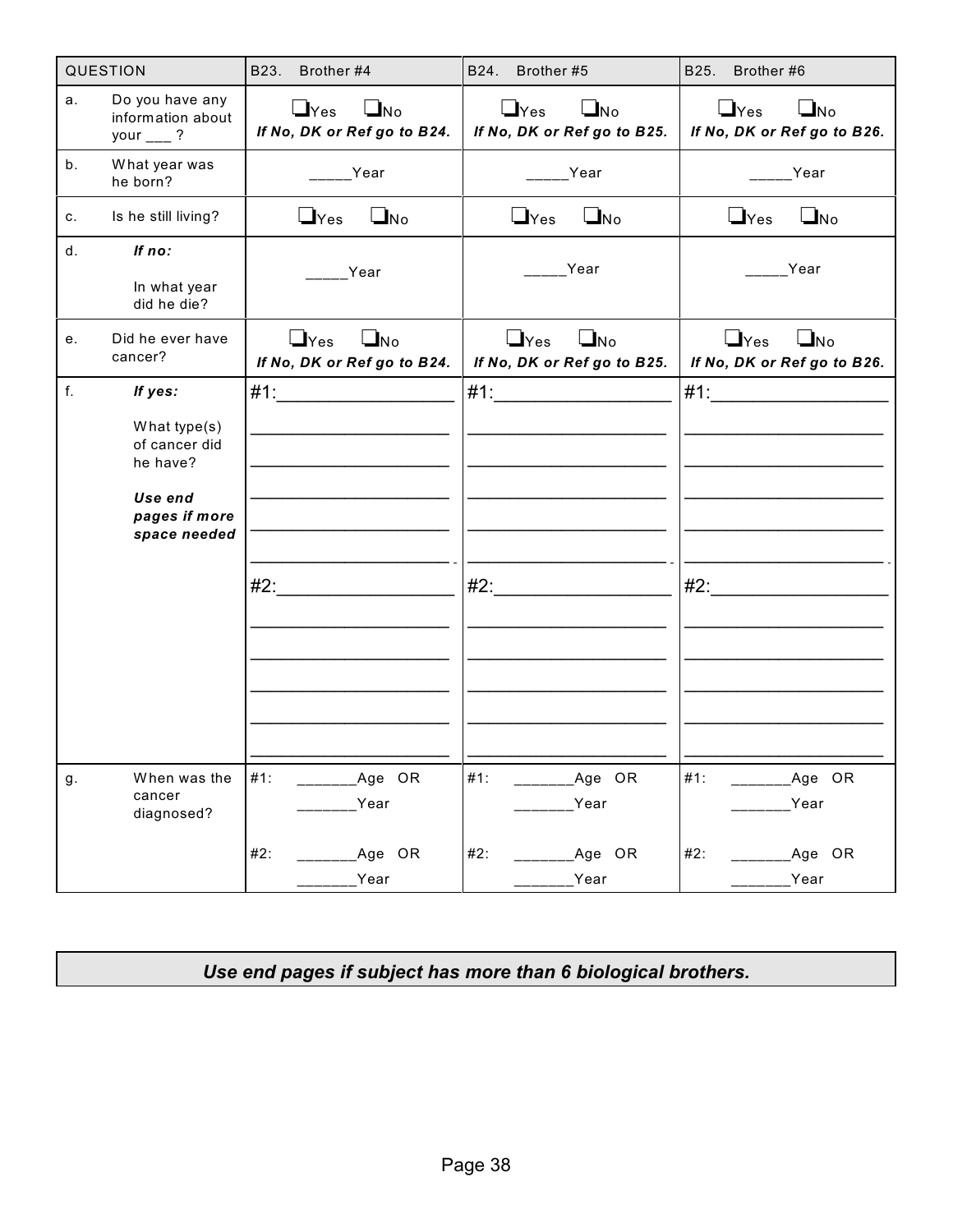| QUESTION | | B23. Brother #4 | B24. Brother #5 | B25. Brother #6 |
| --- | --- | --- | --- | --- |
| a. | Do you have any information about your ___ ? | ❑Yes ❑No *If No, DK or Ref go to B24.* | ❑Yes ❑No *If No, DK or Ref go to B25.* | ❑Yes ❑No *If No, DK or Ref go to B26.* |
| b. | What year was he born? | _____Year | _____Year | _____Year |
| c. | Is he still living? | ❑Yes ❑No | ❑Yes ❑No | ❑Yes ❑No |
| d. | ***If no:*** In what year did he die? | _____Year | _____Year | _____Year |
| e. | Did he ever have cancer? | ❑Yes ❑No *If No, DK or Ref go to B24.* | ❑Yes ❑No *If No, DK or Ref go to B25.* | ❑Yes ❑No *If No, DK or Ref go to B26.* |
| f. | ***If yes:*** What type(s) of cancer did he have? ***Use end pages if more space needed*** | #1:_________________ #2:_________________ | #1:_________________ #2:_________________ | #1:_________________ #2:_________________ |
| g. | When was the cancer diagnosed? | #1: _______Age OR _______Year #2: _______Age OR _______Year | #1: _______Age OR _______Year #2: _______Age OR _______Year | #1: _______Age OR _______Year #2: _______Age OR _______Year |

***Use end pages if subject has more than 6 biological brothers.***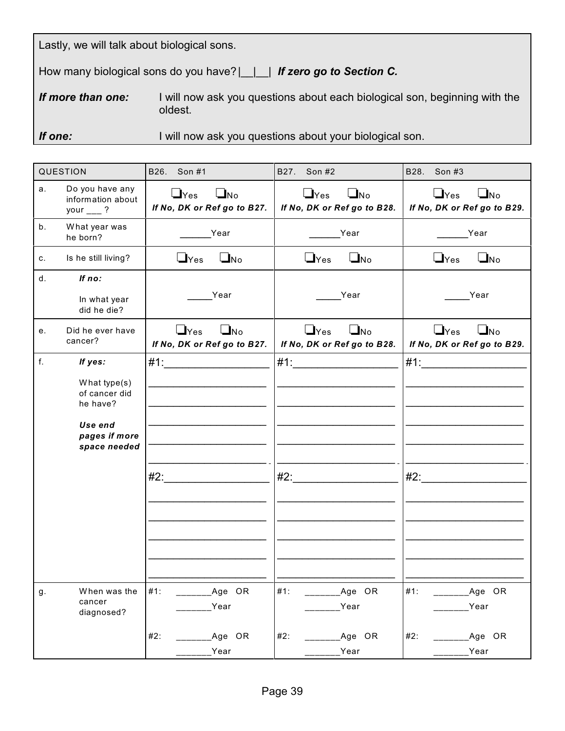Lastly, we will talk about biological sons.

How many biological sons do you have? |__|__| ***If zero go to Section C.***

***If more than one:*** I will now ask you questions about each biological son, beginning with the oldest.

***If one:*** I will now ask you questions about your biological son.

| QUESTION | B26. Son #1 | B27. Son #2 | B28. Son #3 |
|---|---|---|---|
| a. Do you have any information about your ___ ? | ❑Yes ❑No *If No, DK or Ref go to B27.* | ❑Yes ❑No *If No, DK or Ref go to B28.* | ❑Yes ❑No *If No, DK or Ref go to B29.* |
| b. What year was he born? | ______Year | ______Year | ______Year |
| c. Is he still living? | ❑Yes ❑No | ❑Yes ❑No | ❑Yes ❑No |
| d. ***If no:*** In what year did he die? | _____Year | _____Year | _____Year |
| e. Did he ever have cancer? | ❑Yes ❑No *If No, DK or Ref go to B27.* | ❑Yes ❑No *If No, DK or Ref go to B28.* | ❑Yes ❑No *If No, DK or Ref go to B29.* |
| f. ***If yes:*** What type(s) of cancer did he have? ***Use end pages if more space needed*** | #1:________________ #2:________________ | #1:________________ #2:________________ | #1:________________ #2:________________ |
| g. When was the cancer diagnosed? | #1: _______Age OR _______Year #2: _______Age OR _______Year | #1: _______Age OR _______Year #2: _______Age OR _______Year | #1: _______Age OR _______Year #2: _______Age OR _______Year |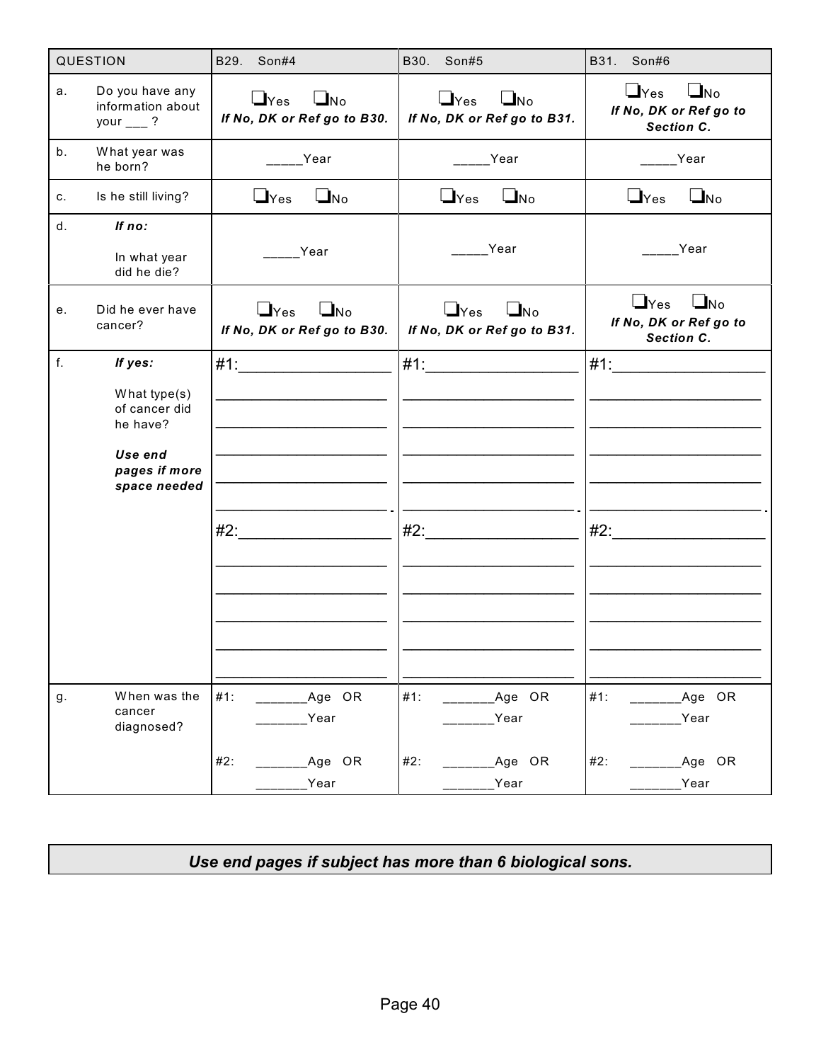| QUESTION | | B29. Son#4 | B30. Son#5 | B31. Son#6 |
| --- | --- | --- | --- | --- |
| a. | Do you have any information about your ___ ? | ❑Yes ❑No *If No, DK or Ref go to B30.* | ❑Yes ❑No *If No, DK or Ref go to B31.* | ❑Yes ❑No *If No, DK or Ref go to Section C.* |
| b. | What year was he born? | _____Year | _____Year | _____Year |
| c. | Is he still living? | ❑Yes ❑No | ❑Yes ❑No | ❑Yes ❑No |
| d. | ***If no:*** In what year did he die? | _____Year | _____Year | _____Year |
| e. | Did he ever have cancer? | ❑Yes ❑No *If No, DK or Ref go to B30.* | ❑Yes ❑No *If No, DK or Ref go to B31.* | ❑Yes ❑No *If No, DK or Ref go to Section C.* |
| f. | ***If yes:*** What type(s) of cancer did he have? ***Use end pages if more space needed*** | #1:_______________ #2:_______________ | #1:_______________ #2:_______________ | #1:_______________ #2:_______________ |
| g. | When was the cancer diagnosed? | #1: _______Age OR _______Year #2: _______Age OR _______Year | #1: _______Age OR _______Year #2: _______Age OR _______Year | #1: _______Age OR _______Year #2: _______Age OR _______Year |

***Use end pages if subject has more than 6 biological sons.***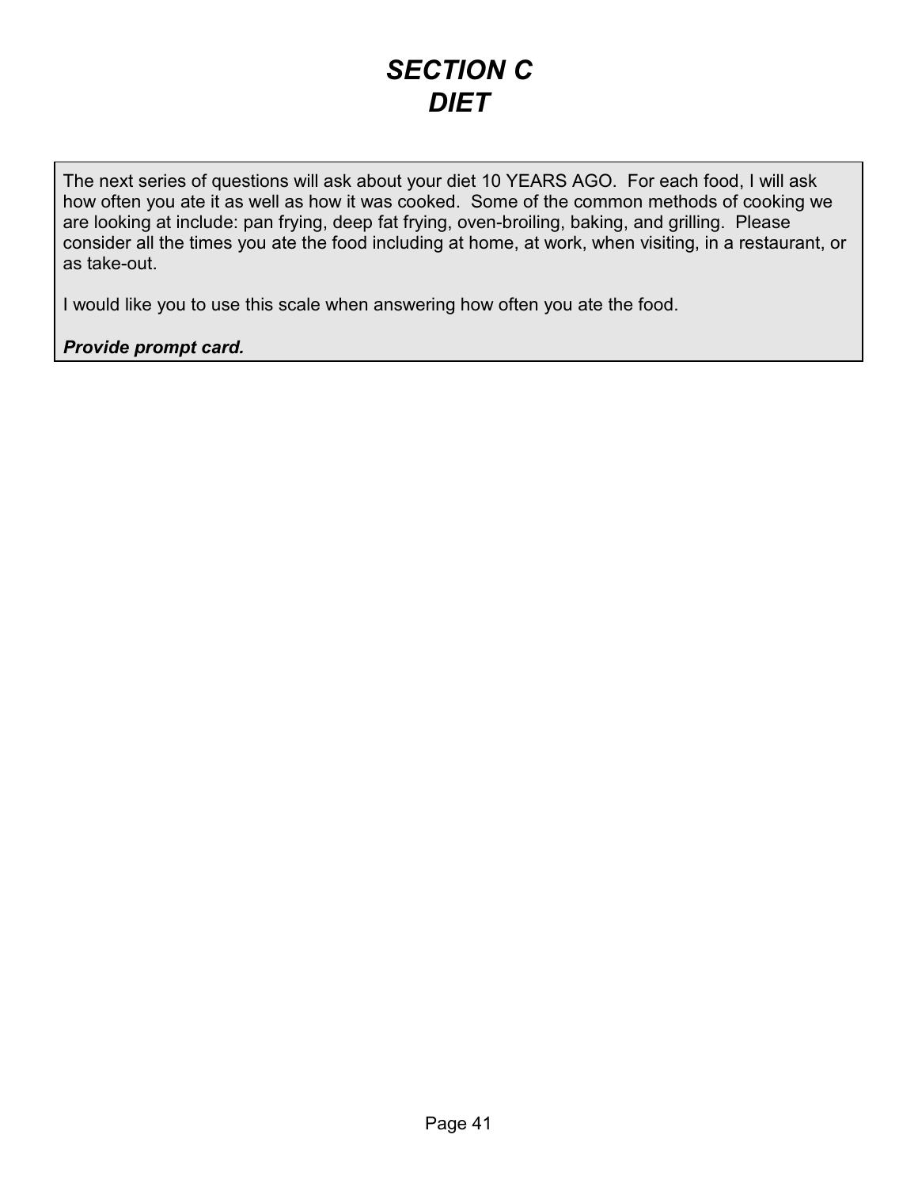# *SECTION C*
# *DIET*

The next series of questions will ask about your diet 10 YEARS AGO. For each food, I will ask how often you ate it as well as how it was cooked. Some of the common methods of cooking we are looking at include: pan frying, deep fat frying, oven-broiling, baking, and grilling. Please consider all the times you ate the food including at home, at work, when visiting, in a restaurant, or as take-out.

I would like you to use this scale when answering how often you ate the food.

***Provide prompt card.***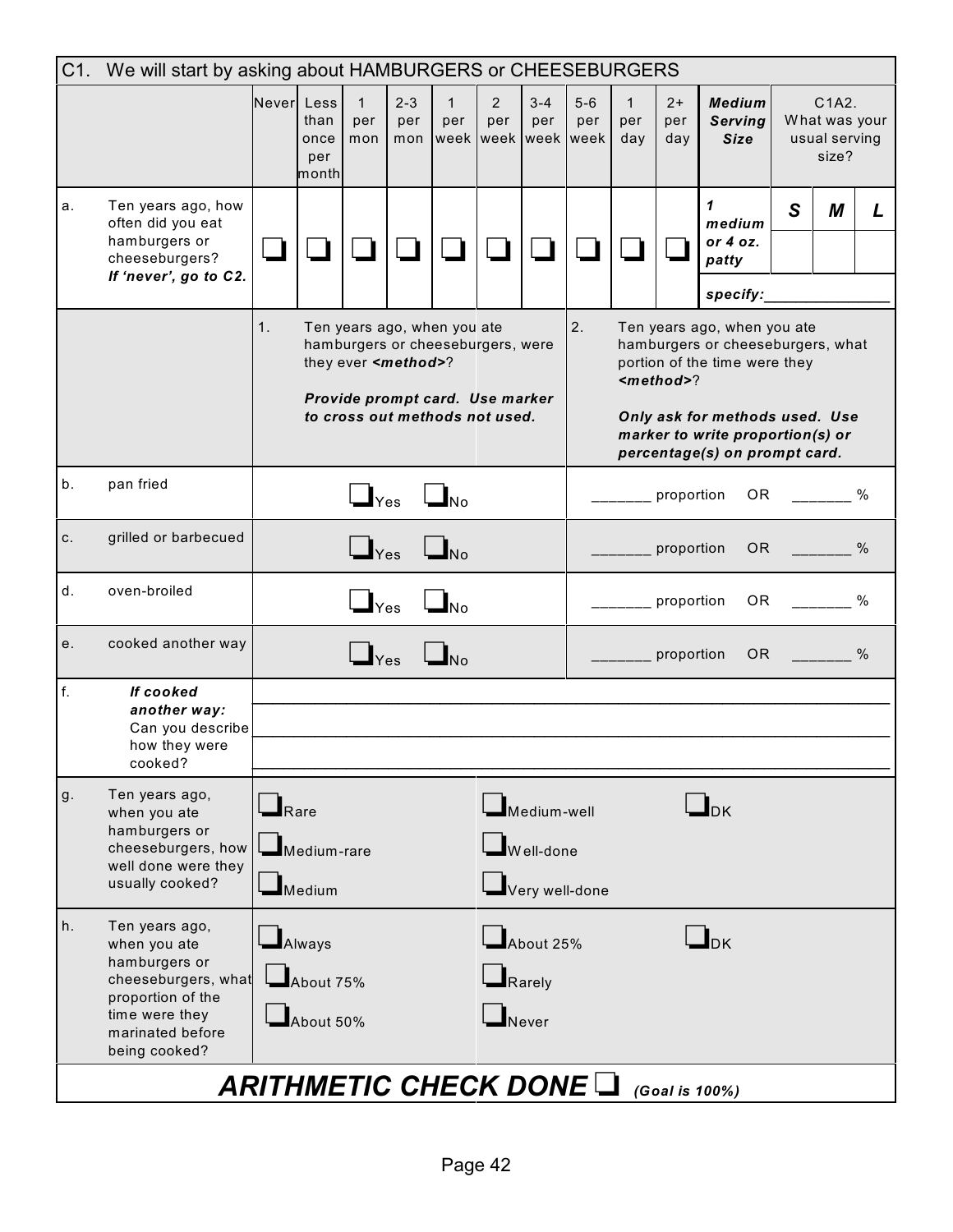## C1. We will start by asking about HAMBURGERS or CHEESEBURGERS

| | | Never | Less than once per month | 1 per mon | 2-3 per mon | 1 per week | 2 per week | 3-4 per week | 5-6 per week | 1 per day | 2+ per day | *Medium Serving Size* | C1A2. What was your usual serving size? | | |
|---|---|---|---|---|---|---|---|---|---|---|---|---|---|---|---|
| a. | Ten years ago, how often did you eat hamburgers or cheeseburgers? ***If 'never', go to C2.*** | ❑ | ❑ | ❑ | ❑ | ❑ | ❑ | ❑ | ❑ | ❑ | ❑ | ***1 medium or 4 oz. patty*** | ***S*** | ***M*** | ***L*** |
| | | | | | | | | | | | | ***specify:_______________*** | | | |

| | | 1. Ten years ago, when you ate hamburgers or cheeseburgers, were they ever ***<method>***? ***Provide prompt card. Use marker to cross out methods not used.*** | 2. Ten years ago, when you ate hamburgers or cheeseburgers, what portion of the time were they ***<method>***? ***Only ask for methods used. Use marker to write proportion(s) or percentage(s) on prompt card.*** |
|---|---|---|---|
| b. | pan fried | ❑Yes ❑No | _______ proportion OR _______ % |
| c. | grilled or barbecued | ❑Yes ❑No | _______ proportion OR _______ % |
| d. | oven-broiled | ❑Yes ❑No | _______ proportion OR _______ % |
| e. | cooked another way | ❑Yes ❑No | _______ proportion OR _______ % |
| f. | ***If cooked another way:*** Can you describe how they were cooked? | ______________________________ ______________________________ ______________________________ | |

| | | | | |
|---|---|---|---|---|
| g. | Ten years ago, when you ate hamburgers or cheeseburgers, how well done were they usually cooked? | ❑Rare ❑Medium-rare ❑Medium | ❑Medium-well ❑Well-done ❑Very well-done | ❑DK |
| h. | Ten years ago, when you ate hamburgers or cheeseburgers, what proportion of the time were they marinated before being cooked? | ❑Always ❑About 75% ❑About 50% | ❑About 25% ❑Rarely ❑Never | ❑DK |

***ARITHMETIC CHECK DONE*** ❑ ***(Goal is 100%)***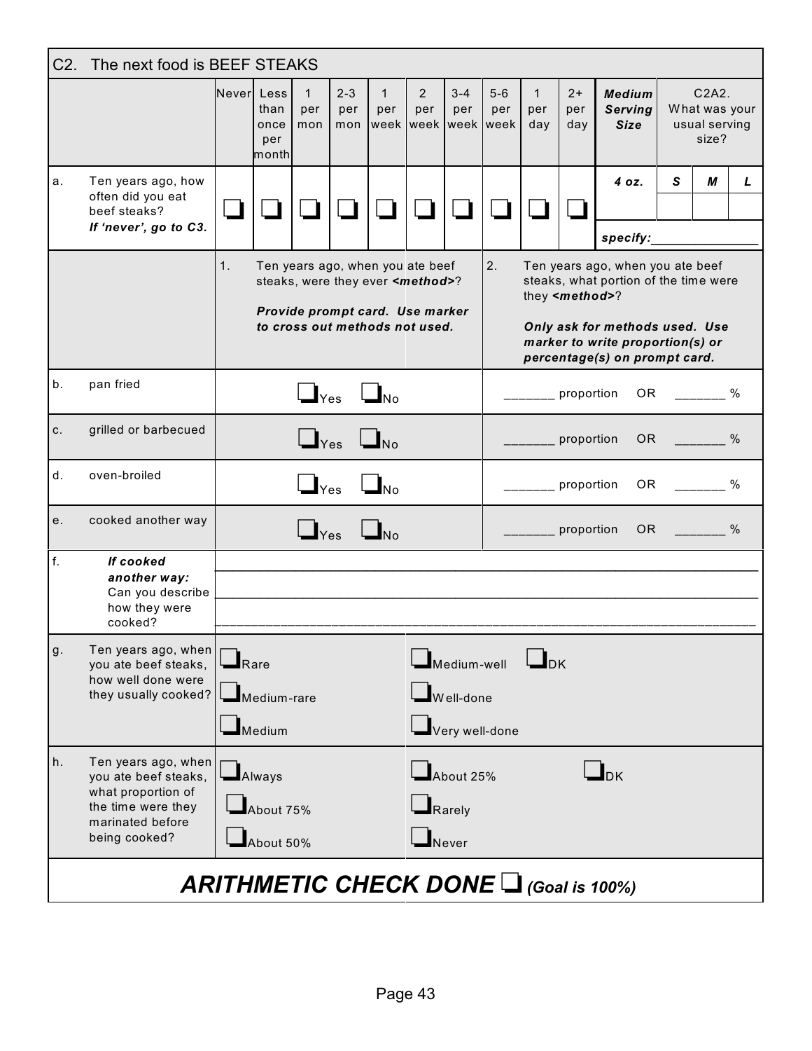## C2. The next food is BEEF STEAKS

| | | Never | Less than once per month | 1 per mon | 2-3 per mon | 1 per week | 2 per week | 3-4 per week | 5-6 per week | 1 per day | 2+ per day | ***Medium Serving Size*** | C2A2. What was your usual serving size? | | |
|---|---|---|---|---|---|---|---|---|---|---|---|---|---|---|---|
| | | | | | | | | | | | | | ***S*** | ***M*** | ***L*** |
| a. | Ten years ago, how often did you eat beef steaks? ***If 'never', go to C3.*** | ❑ | ❑ | ❑ | ❑ | ❑ | ❑ | ❑ | ❑ | ❑ | ❑ | ***4 oz.*** ***specify:_______________*** | | | |

| | | 1. Ten years ago, when you ate beef steaks, were they ever ***<method>***? ***Provide prompt card. Use marker to cross out methods not used.*** | 2. Ten years ago, when you ate beef steaks, what portion of the time were they ***<method>***? ***Only ask for methods used. Use marker to write proportion(s) or percentage(s) on prompt card.*** |
|---|---|---|---|
| b. | pan fried | ❑Yes ❑No | _______ proportion OR _______ % |
| c. | grilled or barbecued | ❑Yes ❑No | _______ proportion OR _______ % |
| d. | oven-broiled | ❑Yes ❑No | _______ proportion OR _______ % |
| e. | cooked another way | ❑Yes ❑No | _______ proportion OR _______ % |
| f. | ***If cooked another way:*** Can you describe how they were cooked? | ______________________________________________ ______________________________________________ ______________________________________________ | |
| g. | Ten years ago, when you ate beef steaks, how well done were they usually cooked? | ❑Rare ❑Medium-rare ❑Medium | ❑Medium-well ❑Well-done ❑Very well-done ❑DK |
| h. | Ten years ago, when you ate beef steaks, what proportion of the time were they marinated before being cooked? | ❑Always ❑About 75% ❑About 50% | ❑About 25% ❑Rarely ❑Never ❑DK |

## ***ARITHMETIC CHECK DONE*** ❑ ***(Goal is 100%)***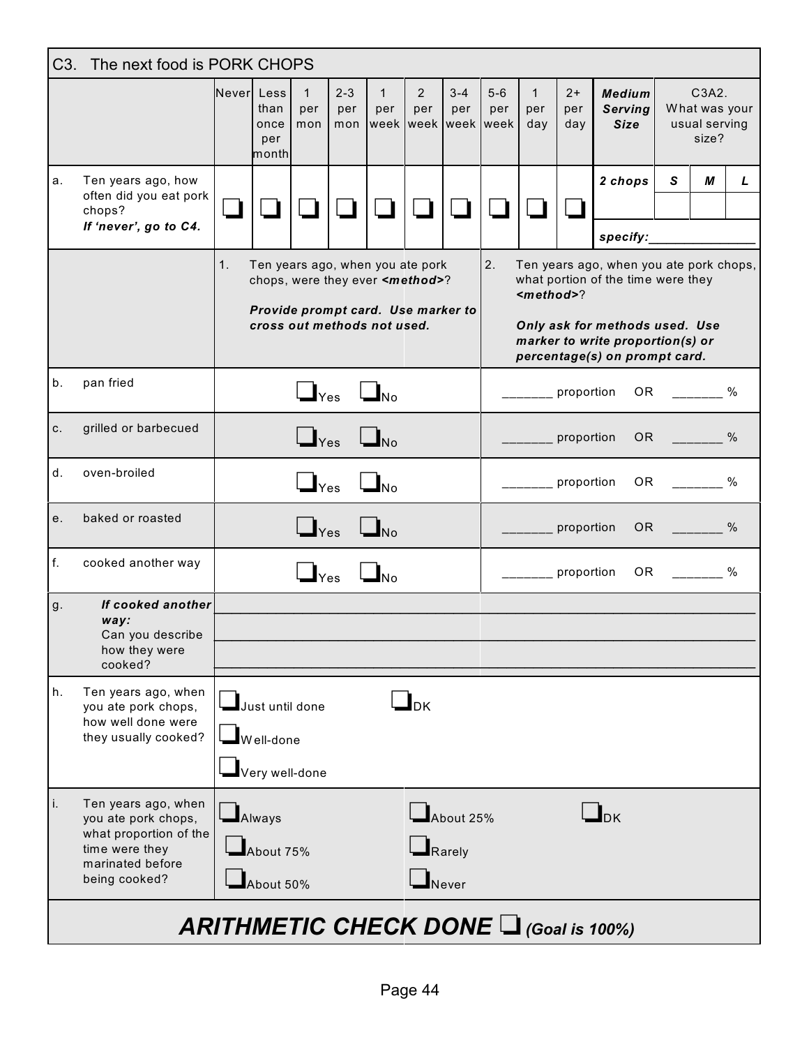## C3. The next food is PORK CHOPS

| | Never | Less than once per month | 1 per mon | 2-3 per mon | 1 per week | 2 per week | 3-4 per week | 5-6 per week | 1 per day | 2+ per day | ***Medium Serving Size*** | C3A2. What was your usual serving size? | | |
|---|---|---|---|---|---|---|---|---|---|---|---|---|---|---|
| | | | | | | | | | | | | S | M | L |
| a. Ten years ago, how often did you eat pork chops? ***If 'never', go to C4.*** | ❑ | ❑ | ❑ | ❑ | ❑ | ❑ | ❑ | ❑ | ❑ | ❑ | ***2 chops*** / ***specify:***_______________ | | | |

| | 1. Ten years ago, when you ate pork chops, were they ever ***<method>***? ***Provide prompt card. Use marker to cross out methods not used.*** | 2. Ten years ago, when you ate pork chops, what portion of the time were they ***<method>***? ***Only ask for methods used. Use marker to write proportion(s) or percentage(s) on prompt card.*** |
|---|---|---|
| b. pan fried | ❑ Yes ❑ No | _______ proportion OR _______ % |
| c. grilled or barbecued | ❑ Yes ❑ No | _______ proportion OR _______ % |
| d. oven-broiled | ❑ Yes ❑ No | _______ proportion OR _______ % |
| e. baked or roasted | ❑ Yes ❑ No | _______ proportion OR _______ % |
| f. cooked another way | ❑ Yes ❑ No | _______ proportion OR _______ % |
| g. ***If cooked another way:*** Can you describe how they were cooked? | ______________________________ | ______________________________ |

h. Ten years ago, when you ate pork chops, how well done were they usually cooked?

- ❑ Just until done
- ❑ Well-done
- ❑ Very well-done
- ❑ DK

i. Ten years ago, when you ate pork chops, what proportion of the time were they marinated before being cooked?

- ❑ Always
- ❑ About 75%
- ❑ About 50%
- ❑ About 25%
- ❑ Rarely
- ❑ Never
- ❑ DK

## ***ARITHMETIC CHECK DONE ❑ (Goal is 100%)***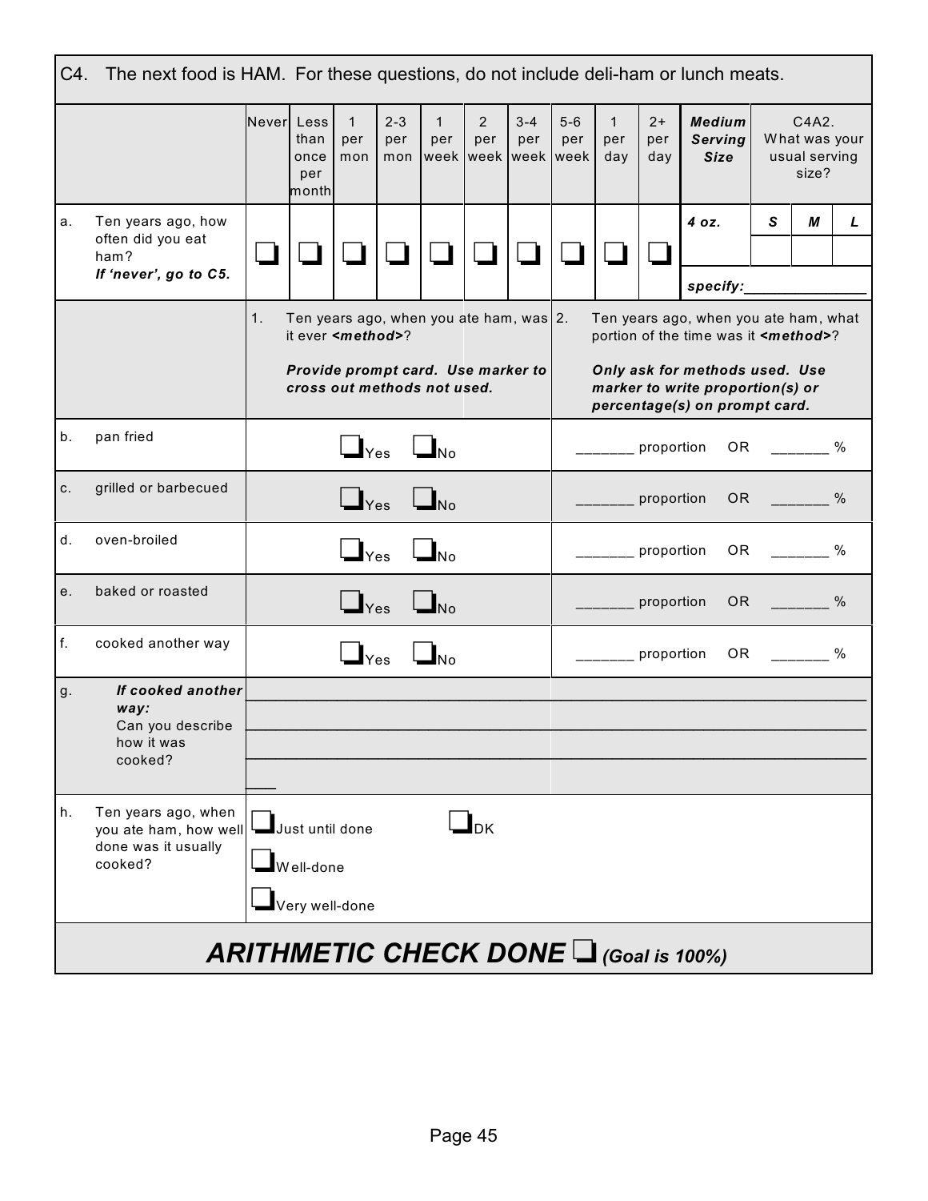C4. The next food is HAM. For these questions, do not include deli-ham or lunch meats.

| | | Never | Less than once per month | 1 per mon | 2-3 per mon | 1 per week | 2 per week | 3-4 per week | 5-6 per week | 1 per day | 2+ per day | ***Medium Serving Size*** | C4A2. What was your usual serving size? | | |
|---|---|---|---|---|---|---|---|---|---|---|---|---|---|---|---|
| | | | | | | | | | | | | | ***S*** | ***M*** | ***L*** |
| a. | Ten years ago, how often did you eat ham? ***If 'never', go to C5.*** | ❑ | ❑ | ❑ | ❑ | ❑ | ❑ | ❑ | ❑ | ❑ | ❑ | ***4 oz.*** ***specify:***_______________ | | | |

| | | 1. Ten years ago, when you ate ham, was it ever ***<method>***? ***Provide prompt card. Use marker to cross out methods not used.*** | 2. Ten years ago, when you ate ham, what portion of the time was it ***<method>***? ***Only ask for methods used. Use marker to write proportion(s) or percentage(s) on prompt card.*** |
|---|---|---|---|
| b. | pan fried | ❑Yes ❑No | _______ proportion OR _______ % |
| c. | grilled or barbecued | ❑Yes ❑No | _______ proportion OR _______ % |
| d. | oven-broiled | ❑Yes ❑No | _______ proportion OR _______ % |
| e. | baked or roasted | ❑Yes ❑No | _______ proportion OR _______ % |
| f. | cooked another way | ❑Yes ❑No | _______ proportion OR _______ % |
| g. | ***If cooked another way:*** Can you describe how it was cooked? | ________________________________________ ________________________________________ ________________________________________ ___ | |
| h. | Ten years ago, when you ate ham, how well done was it usually cooked? | ❑Just until done ❑DK ❑Well-done ❑Very well-done | |

## ***ARITHMETIC CHECK DONE*** ❑ ***(Goal is 100%)***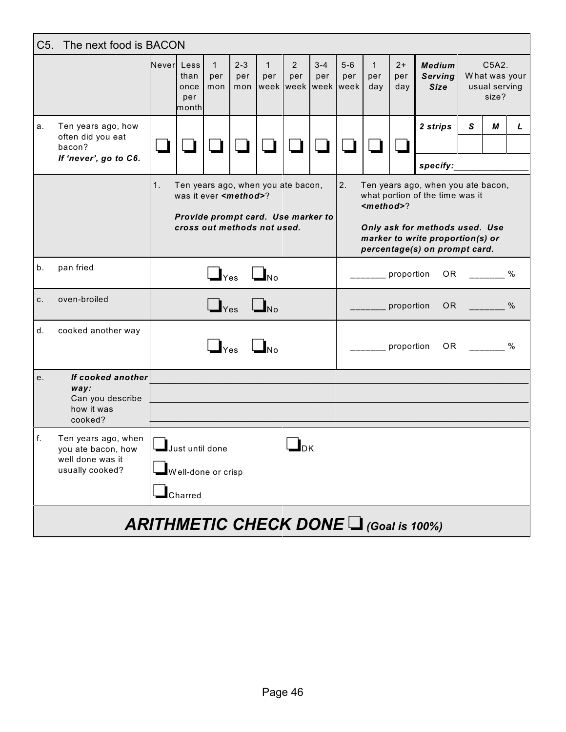## C5. The next food is BACON

| | | Never | Less than once per month | 1 per mon | 2-3 per mon | 1 per week | 2 per week | 3-4 per week | 5-6 per week | 1 per day | 2+ per day | ***Medium Serving Size*** | C5A2. What was your usual serving size? | | |
|---|---|---|---|---|---|---|---|---|---|---|---|---|---|---|---|
| a. | Ten years ago, how often did you eat bacon? ***If 'never', go to C6.*** | ❑ | ❑ | ❑ | ❑ | ❑ | ❑ | ❑ | ❑ | ❑ | ❑ | ***2 strips*** | ***S*** | ***M*** | ***L*** |
| | | | | | | | | | | | | ***specify:*** _______________ | | | |

| | | 1. Ten years ago, when you ate bacon, was it ever ***<method>***? ***Provide prompt card. Use marker to cross out methods not used.*** | 2. Ten years ago, when you ate bacon, what portion of the time was it ***<method>***? ***Only ask for methods used. Use marker to write proportion(s) or percentage(s) on prompt card.*** |
|---|---|---|---|
| b. | pan fried | ❑ Yes ❑ No | _______ proportion OR _______ % |
| c. | oven-broiled | ❑ Yes ❑ No | _______ proportion OR _______ % |
| d. | cooked another way | ❑ Yes ❑ No | _______ proportion OR _______ % |
| e. | ***If cooked another way:*** Can you describe how it was cooked? | ______________________________ | ______________________________ |
| f. | Ten years ago, when you ate bacon, how well done was it usually cooked? | ❑ Just until done ❑ Well-done or crisp ❑ Charred | ❑ DK |

## ***ARITHMETIC CHECK DONE*** ❑ ***(Goal is 100%)***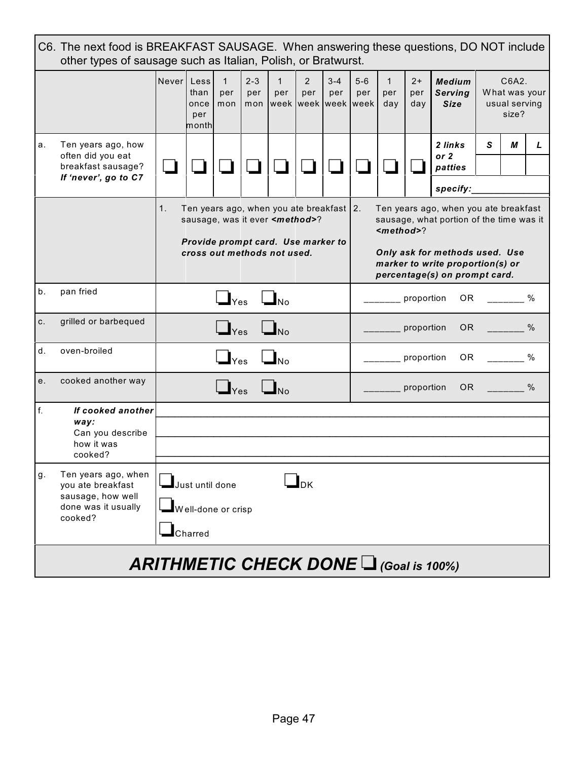C6. The next food is BREAKFAST SAUSAGE. When answering these questions, DO NOT include other types of sausage such as Italian, Polish, or Bratwurst.

| | Never | Less than once per month | 1 per mon | 2-3 per mon | 1 per week | 2 per week | 3-4 per week | 5-6 per week | 1 per day | 2+ per day | ***Medium Serving Size*** | C6A2. What was your usual serving size? | | |
|---|---|---|---|---|---|---|---|---|---|---|---|---|---|---|
| | | | | | | | | | | | | ***S*** | ***M*** | ***L*** |
| a. Ten years ago, how often did you eat breakfast sausage? ***If 'never', go to C7*** | ❑ | ❑ | ❑ | ❑ | ❑ | ❑ | ❑ | ❑ | ❑ | ❑ | ***2 links or 2 patties*** | | | |
| | | | | | | | | | | | ***specify:___________*** | | | |

| | 1. Ten years ago, when you ate breakfast sausage, was it ever ***<method>***? ***Provide prompt card. Use marker to cross out methods not used.*** | 2. Ten years ago, when you ate breakfast sausage, what portion of the time was it ***<method>***? ***Only ask for methods used. Use marker to write proportion(s) or percentage(s) on prompt card.*** |
|---|---|---|
| b. pan fried | ❑Yes ❑No | _______ proportion OR _______ % |
| c. grilled or barbequed | ❑Yes ❑No | _______ proportion OR _______ % |
| d. oven-broiled | ❑Yes ❑No | _______ proportion OR _______ % |
| e. cooked another way | ❑Yes ❑No | _______ proportion OR _______ % |
| f. ***If cooked another way:*** Can you describe how it was cooked? | ______________________________ | |
| g. Ten years ago, when you ate breakfast sausage, how well done was it usually cooked? | ❑Just until done ❑Well-done or crisp ❑Charred | ❑DK |

## *ARITHMETIC CHECK DONE* ❑ *(Goal is 100%)*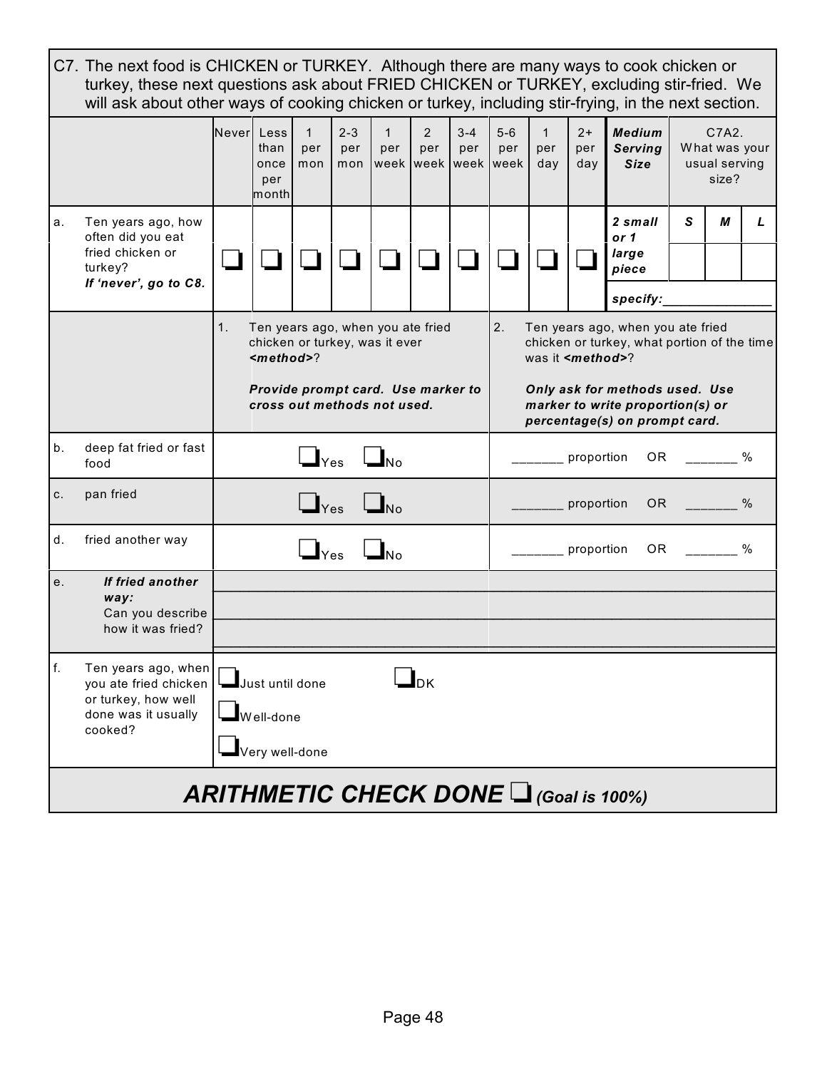C7. The next food is CHICKEN or TURKEY. Although there are many ways to cook chicken or turkey, these next questions ask about FRIED CHICKEN or TURKEY, excluding stir-fried. We will ask about other ways of cooking chicken or turkey, including stir-frying, in the next section.

| | Never | Less than once per month | 1 per mon | 2-3 per mon | 1 per week | 2 per week | 3-4 per week | 5-6 per week | 1 per day | 2+ per day | ***Medium Serving Size*** | C7A2. What was your usual serving size? | | |
|---|---|---|---|---|---|---|---|---|---|---|---|---|---|---|
| | | | | | | | | | | | | ***S*** | ***M*** | ***L*** |
| a. Ten years ago, how often did you eat fried chicken or turkey? ***If 'never', go to C8.*** | ❑ | ❑ | ❑ | ❑ | ❑ | ❑ | ❑ | ❑ | ❑ | ❑ | ***2 small or 1 large piece*** | | | |
| | | | | | | | | | | | ***specify:___________*** | | | |

| | 1. Ten years ago, when you ate fried chicken or turkey, was it ever ***<method>***? ***Provide prompt card. Use marker to cross out methods not used.*** | 2. Ten years ago, when you ate fried chicken or turkey, what portion of the time was it ***<method>***? ***Only ask for methods used. Use marker to write proportion(s) or percentage(s) on prompt card.*** |
|---|---|---|
| b. deep fat fried or fast food | ❑Yes ❑No | _______ proportion OR _______ % |
| c. pan fried | ❑Yes ❑No | _______ proportion OR _______ % |
| d. fried another way | ❑Yes ❑No | _______ proportion OR _______ % |
| e. ***If fried another way:*** Can you describe how it was fried? | ___________________________ | ___________________________ |
| f. Ten years ago, when you ate fried chicken or turkey, how well done was it usually cooked? | ❑Just until done ❑Well-done ❑Very well-done | ❑DK |

## ***ARITHMETIC CHECK DONE*** ❑ *(Goal is 100%)*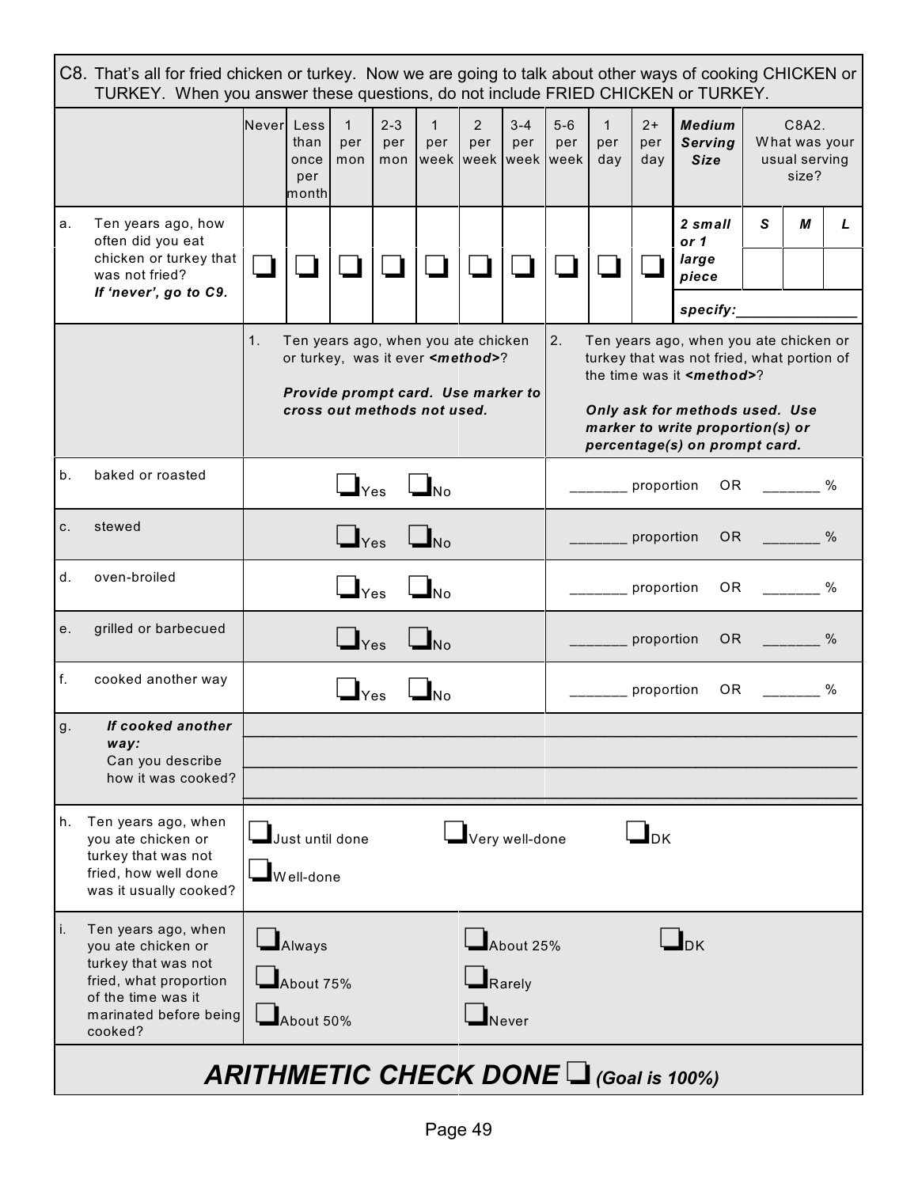C8. That's all for fried chicken or turkey. Now we are going to talk about other ways of cooking CHICKEN or TURKEY. When you answer these questions, do not include FRIED CHICKEN or TURKEY.

| | Never | Less than once per month | 1 per mon | 2-3 per mon | 1 per week | 2 per week | 3-4 per week | 5-6 per week | 1 per day | 2+ per day | ***Medium Serving Size*** | C8A2. What was your usual serving size? | | |
|---|---|---|---|---|---|---|---|---|---|---|---|---|---|---|
| | | | | | | | | | | | | ***S*** | ***M*** | ***L*** |
| a. Ten years ago, how often did you eat chicken or turkey that was not fried? ***If 'never', go to C9.*** | ❑ | ❑ | ❑ | ❑ | ❑ | ❑ | ❑ | ❑ | ❑ | ❑ | ***2 small or 1 large piece*** | | | |
| | | | | | | | | | | | ***specify:***_______________ | | | |

| | 1. Ten years ago, when you ate chicken or turkey, was it ever ***<method>***? ***Provide prompt card. Use marker to cross out methods not used.*** | 2. Ten years ago, when you ate chicken or turkey that was not fried, what portion of the time was it ***<method>***? ***Only ask for methods used. Use marker to write proportion(s) or percentage(s) on prompt card.*** |
|---|---|---|
| b. baked or roasted | ❑Yes ❑No | _______ proportion OR _______ % |
| c. stewed | ❑Yes ❑No | _______ proportion OR _______ % |
| d. oven-broiled | ❑Yes ❑No | _______ proportion OR _______ % |
| e. grilled or barbecued | ❑Yes ❑No | _______ proportion OR _______ % |
| f. cooked another way | ❑Yes ❑No | _______ proportion OR _______ % |
| g. ***If cooked another way:*** Can you describe how it was cooked? | _______________________________ | _______________________________ |

h. Ten years ago, when you ate chicken or turkey that was not fried, how well done was it usually cooked?

❑ Just until done ❑ Very well-done ❑ DK
❑ Well-done

i. Ten years ago, when you ate chicken or turkey that was not fried, what proportion of the time was it marinated before being cooked?

❑ Always ❑ About 25% ❑ DK
❑ About 75% ❑ Rarely
❑ About 50% ❑ Never

***ARITHMETIC CHECK DONE*** ❑ ***(Goal is 100%)***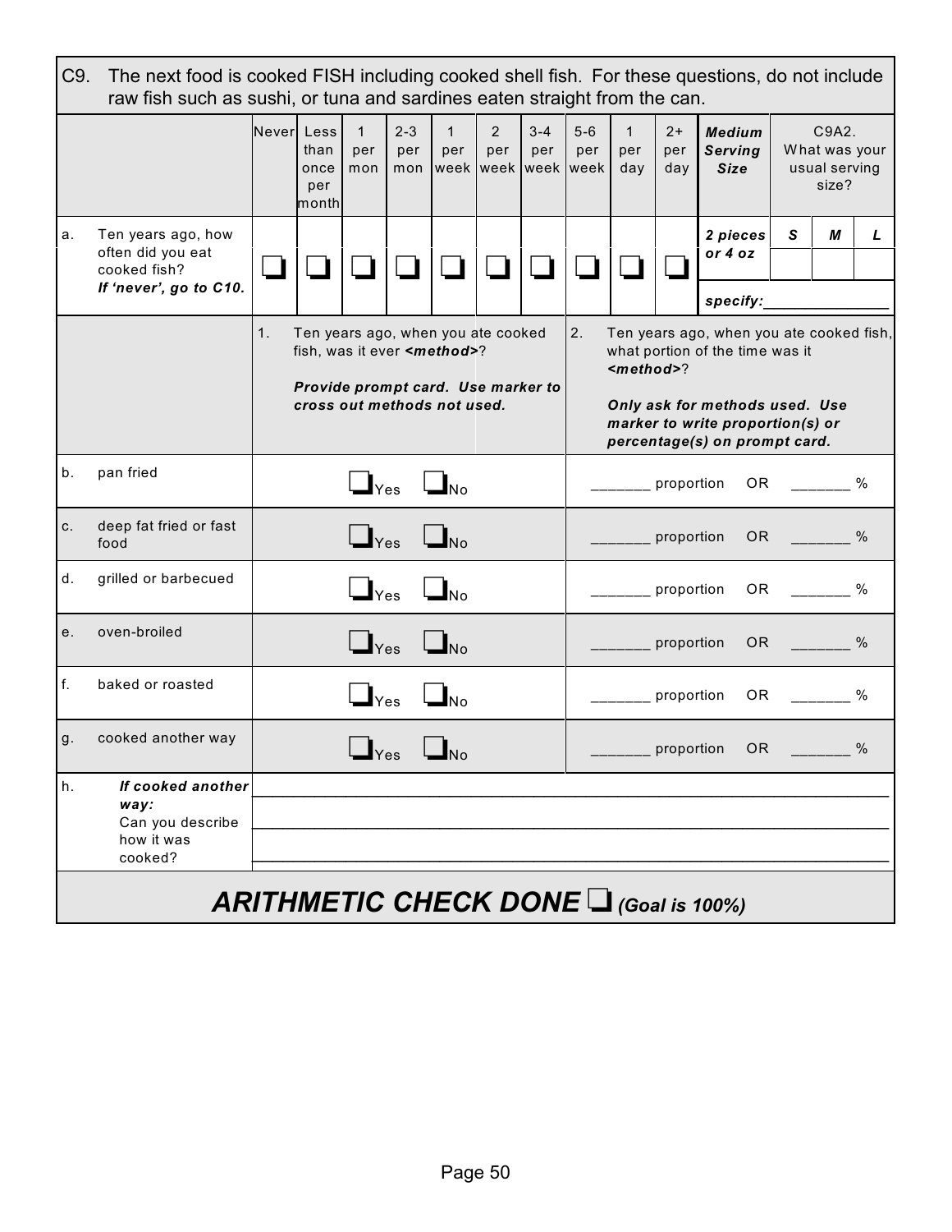C9. The next food is cooked FISH including cooked shell fish. For these questions, do not include raw fish such as sushi, or tuna and sardines eaten straight from the can.

| | | Never | Less than once per month | 1 per mon | 2-3 per mon | 1 per week | 2 per week | 3-4 per week | 5-6 per week | 1 per day | 2+ per day | ***Medium Serving Size*** | C9A2. What was your usual serving size? | | |
|---|---|---|---|---|---|---|---|---|---|---|---|---|---|---|---|
| a. | Ten years ago, how often did you eat cooked fish? ***If 'never', go to C10.*** | ❑ | ❑ | ❑ | ❑ | ❑ | ❑ | ❑ | ❑ | ❑ | ❑ | ***2 pieces or 4 oz*** | ***S*** | ***M*** | ***L*** |
| | | | | | | | | | | | | ***specify:***_______________ | | | |

| | | 1. Ten years ago, when you ate cooked fish, was it ever ***<method>***? ***Provide prompt card. Use marker to cross out methods not used.*** | 2. Ten years ago, when you ate cooked fish, what portion of the time was it ***<method>***? ***Only ask for methods used. Use marker to write proportion(s) or percentage(s) on prompt card.*** |
|---|---|---|---|
| b. | pan fried | ❑Yes ❑No | _______ proportion OR _______ % |
| c. | deep fat fried or fast food | ❑Yes ❑No | _______ proportion OR _______ % |
| d. | grilled or barbecued | ❑Yes ❑No | _______ proportion OR _______ % |
| e. | oven-broiled | ❑Yes ❑No | _______ proportion OR _______ % |
| f. | baked or roasted | ❑Yes ❑No | _______ proportion OR _______ % |
| g. | cooked another way | ❑Yes ❑No | _______ proportion OR _______ % |
| h. | ***If cooked another way:*** Can you describe how it was cooked? | _______________________________________________ | |

## ***ARITHMETIC CHECK DONE ❑*** ***(Goal is 100%)***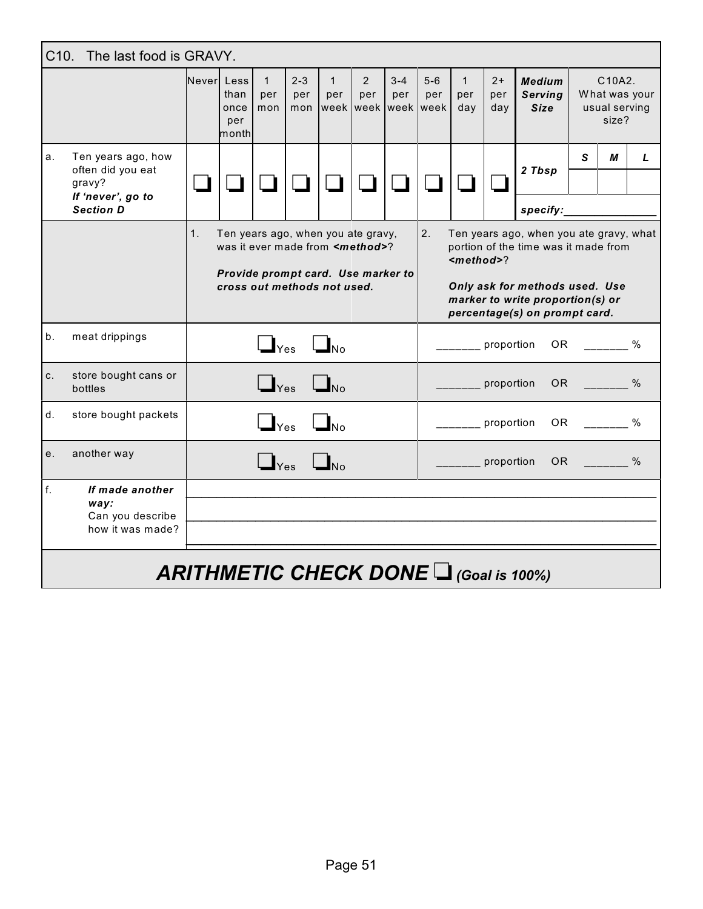C10. The last food is GRAVY.

| | Never | Less than once per month | 1 per mon | 2-3 per mon | 1 per week | 2 per week | 3-4 per week | 5-6 per week | 1 per day | 2+ per day | ***Medium Serving Size*** | C10A2. What was your usual serving size? | | |
|---|---|---|---|---|---|---|---|---|---|---|---|---|---|---|
| | | | | | | | | | | | | ***S*** | ***M*** | ***L*** |
| a. Ten years ago, how often did you eat gravy? ***If 'never', go to Section D*** | ❑ | ❑ | ❑ | ❑ | ❑ | ❑ | ❑ | ❑ | ❑ | ❑ | ***2 Tbsp*** | | | |
| | | | | | | | | | | | ***specify:*** _______________ | | | |

| | 1. Ten years ago, when you ate gravy, was it ever made from ***<method>***? ***Provide prompt card. Use marker to cross out methods not used.*** | 2. Ten years ago, when you ate gravy, what portion of the time was it made from ***<method>***? ***Only ask for methods used. Use marker to write proportion(s) or percentage(s) on prompt card.*** |
|---|---|---|
| b. meat drippings | ❑ Yes ❑ No | _______ proportion OR _______ % |
| c. store bought cans or bottles | ❑ Yes ❑ No | _______ proportion OR _______ % |
| d. store bought packets | ❑ Yes ❑ No | _______ proportion OR _______ % |
| e. another way | ❑ Yes ❑ No | _______ proportion OR _______ % |
| f. ***If made another way:*** Can you describe how it was made? | ______________________________ ______________________________ ______________________________ | |

## ***ARITHMETIC CHECK DONE*** ❑ ***(Goal is 100%)***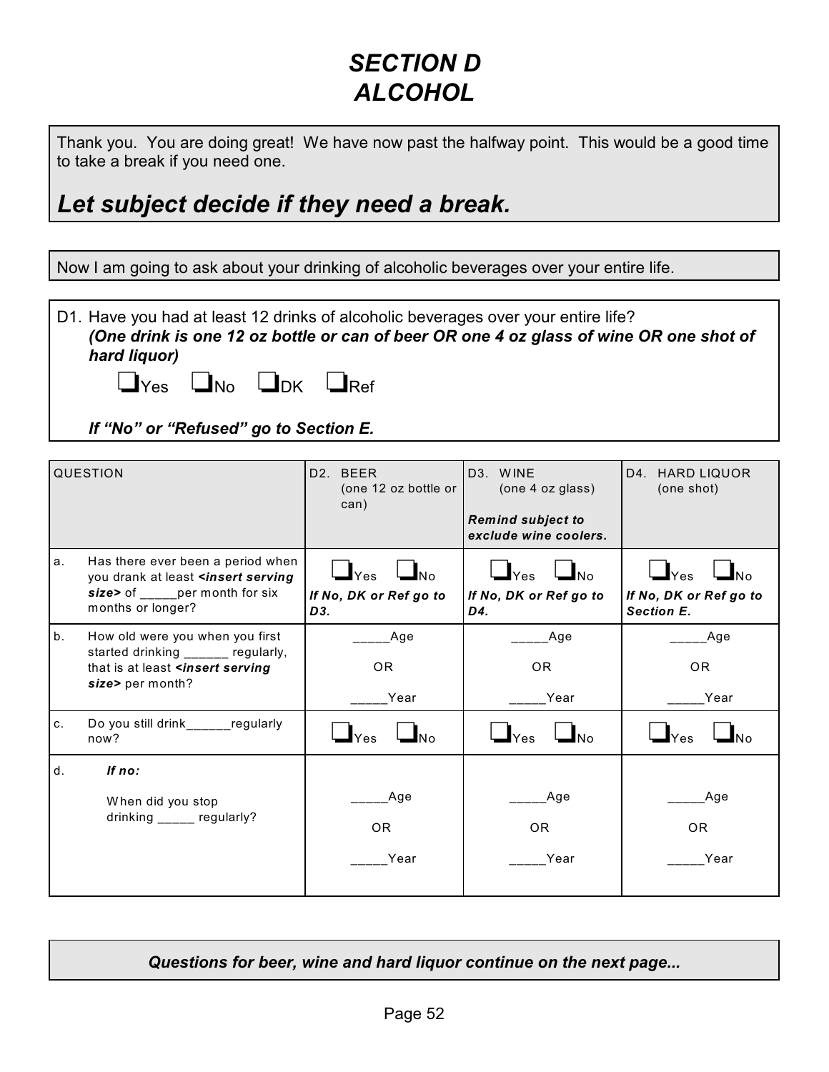# SECTION D
# ALCOHOL

Thank you. You are doing great! We have now past the halfway point. This would be a good time to take a break if you need one.

***Let subject decide if they need a break.***

Now I am going to ask about your drinking of alcoholic beverages over your entire life.

D1. Have you had at least 12 drinks of alcoholic beverages over your entire life?
***(One drink is one 12 oz bottle or can of beer OR one 4 oz glass of wine OR one shot of hard liquor)***

❑Yes ❑No ❑DK ❑Ref

***If "No" or "Refused" go to Section E.***

| QUESTION | D2. BEER (one 12 oz bottle or can) | D3. WINE (one 4 oz glass) ***Remind subject to exclude wine coolers.*** | D4. HARD LIQUOR (one shot) |
|---|---|---|---|
| a. Has there ever been a period when you drank at least ***<insert serving size>*** of _____per month for six months or longer? | ❑Yes ❑No ***If No, DK or Ref go to D3.*** | ❑Yes ❑No ***If No, DK or Ref go to D4.*** | ❑Yes ❑No ***If No, DK or Ref go to Section E.*** |
| b. How old were you when you first started drinking ______ regularly, that is at least ***<insert serving size>*** per month? | _____Age OR _____Year | _____Age OR _____Year | _____Age OR _____Year |
| c. Do you still drink______regularly now? | ❑Yes ❑No | ❑Yes ❑No | ❑Yes ❑No |
| d. ***If no:*** When did you stop drinking _____ regularly? | _____Age OR _____Year | _____Age OR _____Year | _____Age OR _____Year |

***Questions for beer, wine and hard liquor continue on the next page...***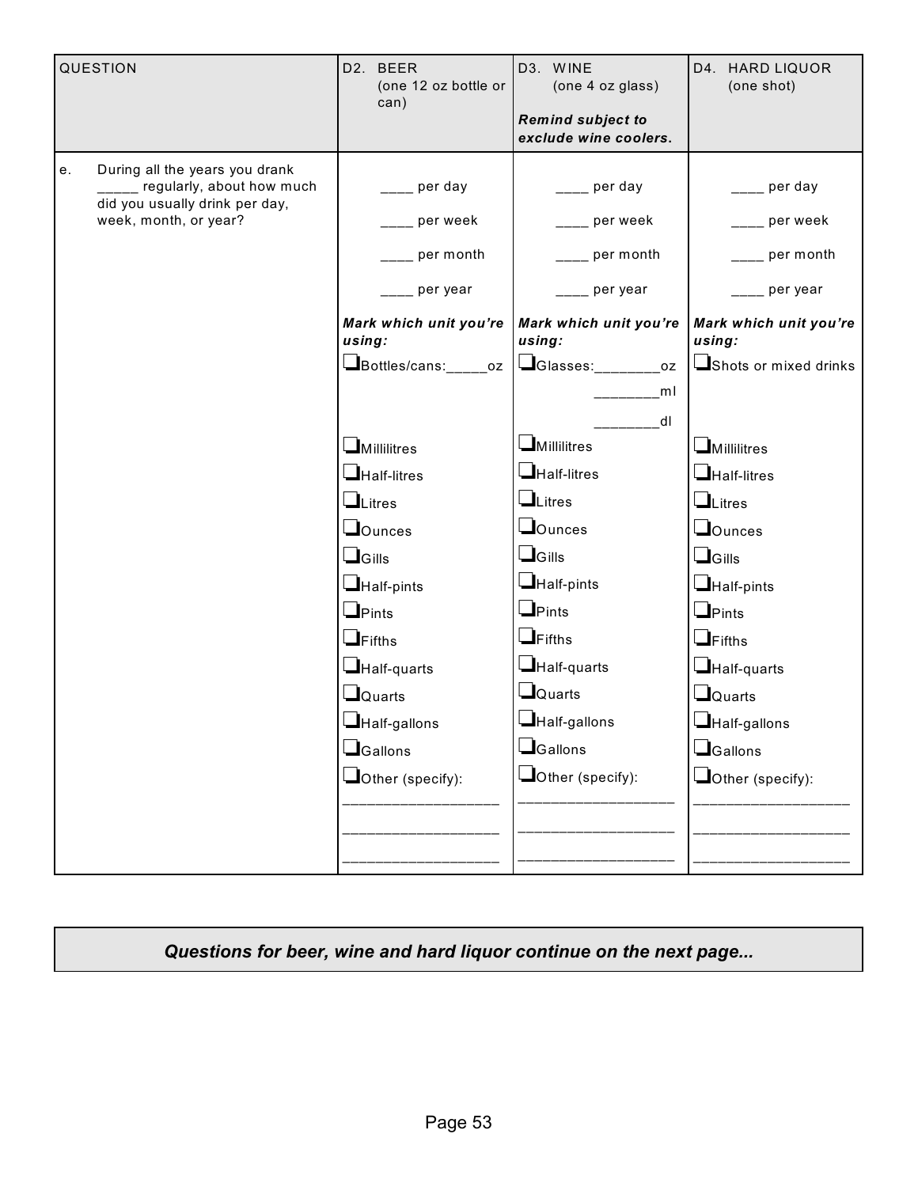| QUESTION | D2. BEER (one 12 oz bottle or can) | D3. WINE (one 4 oz glass) ***Remind subject to exclude wine coolers.*** | D4. HARD LIQUOR (one shot) |
|---|---|---|---|
| e. During all the years you drank _____ regularly, about how much did you usually drink per day, week, month, or year? | ____ per day<br>____ per week<br>____ per month<br>____ per year<br><br>***Mark which unit you're using:***<br>❑Bottles/cans:_____oz<br><br>❑Millilitres<br>❑Half-litres<br>❑Litres<br>❑Ounces<br>❑Gills<br>❑Half-pints<br>❑Pints<br>❑Fifths<br>❑Half-quarts<br>❑Quarts<br>❑Half-gallons<br>❑Gallons<br>❑Other (specify):<br>__________________<br>__________________<br>__________________ | ____ per day<br>____ per week<br>____ per month<br>____ per year<br><br>***Mark which unit you're using:***<br>❑Glasses:________oz<br>________ml<br>________dl<br><br>❑Millilitres<br>❑Half-litres<br>❑Litres<br>❑Ounces<br>❑Gills<br>❑Half-pints<br>❑Pints<br>❑Fifths<br>❑Half-quarts<br>❑Quarts<br>❑Half-gallons<br>❑Gallons<br>❑Other (specify):<br>__________________<br>__________________<br>__________________ | ____ per day<br>____ per week<br>____ per month<br>____ per year<br><br>***Mark which unit you're using:***<br>❑Shots or mixed drinks<br><br>❑Millilitres<br>❑Half-litres<br>❑Litres<br>❑Ounces<br>❑Gills<br>❑Half-pints<br>❑Pints<br>❑Fifths<br>❑Half-quarts<br>❑Quarts<br>❑Half-gallons<br>❑Gallons<br>❑Other (specify):<br>__________________<br>__________________<br>__________________ |

***Questions for beer, wine and hard liquor continue on the next page...***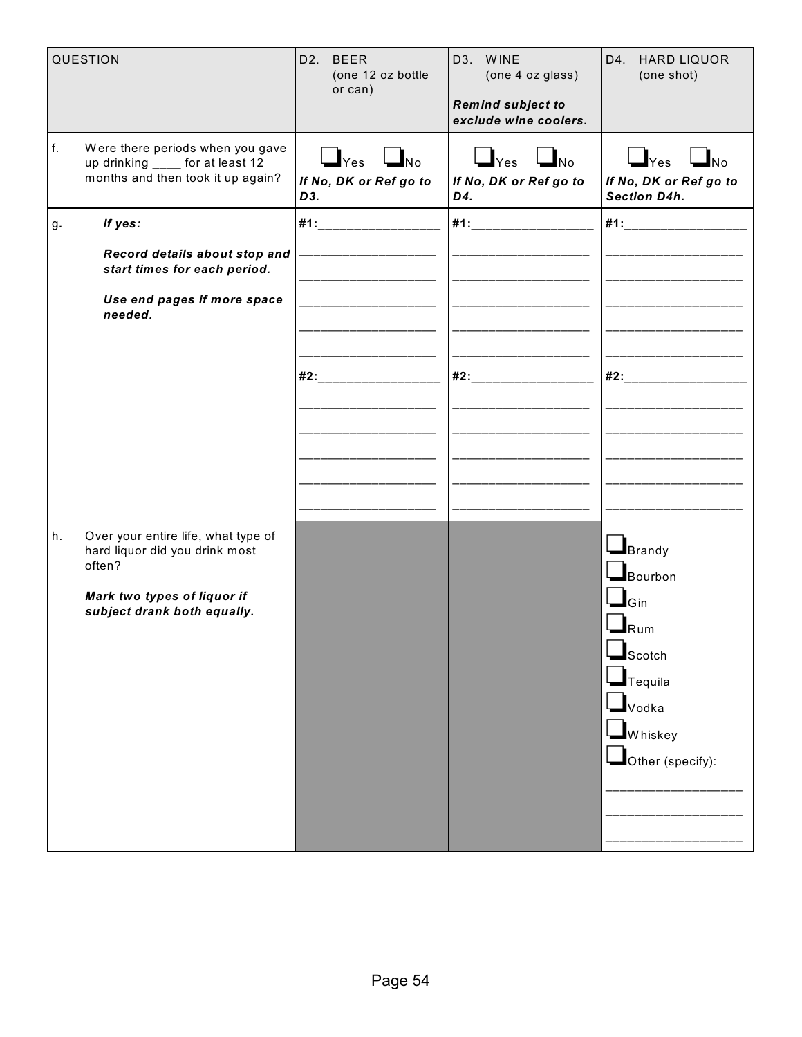| QUESTION | D2. BEER (one 12 oz bottle or can) | D3. WINE (one 4 oz glass) *Remind subject to exclude wine coolers.* | D4. HARD LIQUOR (one shot) |
|---|---|---|---|
| f. Were there periods when you gave up drinking ____ for at least 12 months and then took it up again? | ❑Yes ❑No *If No, DK or Ref go to D3.* | ❑Yes ❑No *If No, DK or Ref go to D4.* | ❑Yes ❑No *If No, DK or Ref go to Section D4h.* |
| g. *If yes:* *Record details about stop and start times for each period.* *Use end pages if more space needed.* | #1:________________ ________________ ________________ ________________ ________________ ________________ #2:________________ ________________ ________________ ________________ ________________ ________________ | #1:________________ ________________ ________________ ________________ ________________ ________________ #2:________________ ________________ ________________ ________________ ________________ ________________ | #1:________________ ________________ ________________ ________________ ________________ ________________ #2:________________ ________________ ________________ ________________ ________________ ________________ |
| h. Over your entire life, what type of hard liquor did you drink most often? *Mark two types of liquor if subject drank both equally.* | | | ❑Brandy ❑Bourbon ❑Gin ❑Rum ❑Scotch ❑Tequila ❑Vodka ❑Whiskey ❑Other (specify): ________________ ________________ ________________ |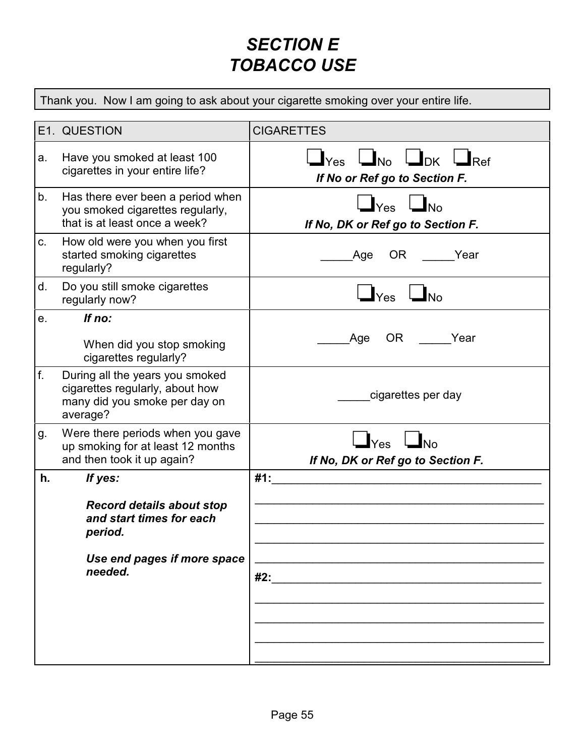# *SECTION E*
# *TOBACCO USE*

Thank you. Now I am going to ask about your cigarette smoking over your entire life.

| E1. QUESTION | CIGARETTES |
|---|---|
| a. Have you smoked at least 100 cigarettes in your entire life? | ❑Yes ❑No ❑DK ❑Ref<br>***If No or Ref go to Section F.*** |
| b. Has there ever been a period when you smoked cigarettes regularly, that is at least once a week? | ❑Yes ❑No<br>***If No, DK or Ref go to Section F.*** |
| c. How old were you when you first started smoking cigarettes regularly? | _____Age OR _____Year |
| d. Do you still smoke cigarettes regularly now? | ❑Yes ❑No |
| e. ***If no:*** When did you stop smoking cigarettes regularly? | _____Age OR _____Year |
| f. During all the years you smoked cigarettes regularly, about how many did you smoke per day on average? | _____cigarettes per day |
| g. Were there periods when you gave up smoking for at least 12 months and then took it up again? | ❑Yes ❑No<br>***If No, DK or Ref go to Section F.*** |
| **h.** ***If yes:*** ***Record details about stop and start times for each period.*** ***Use end pages if more space needed.*** | **#1:**________________________________________<br>________________________________________<br>________________________________________<br>________________________________________<br>________________________________________<br>**#2:**________________________________________<br>________________________________________<br>________________________________________<br>________________________________________<br>________________________________________ |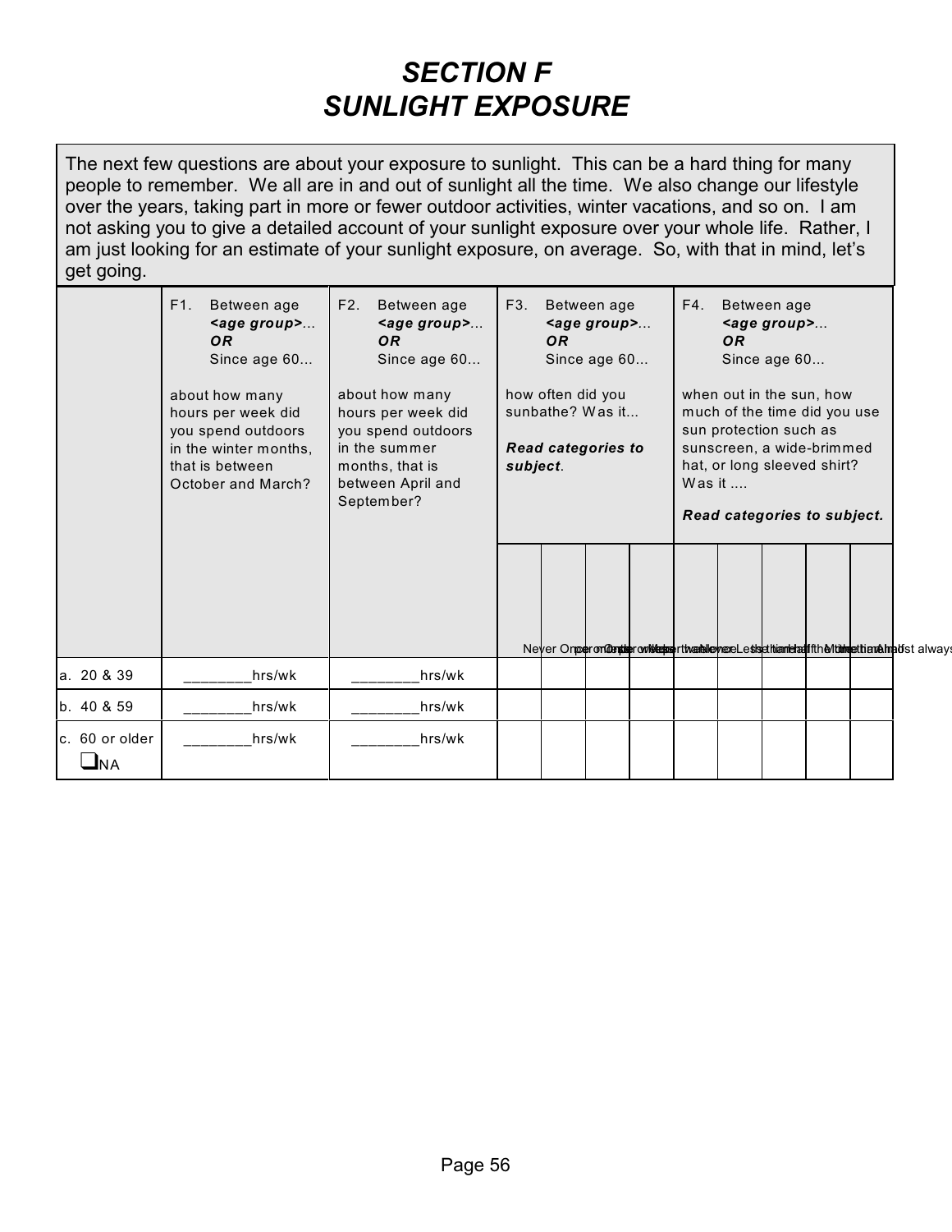# SECTION F
# SUNLIGHT EXPOSURE

The next few questions are about your exposure to sunlight. This can be a hard thing for many people to remember. We all are in and out of sunlight all the time. We also change our lifestyle over the years, taking part in more or fewer outdoor activities, winter vacations, and so on. I am not asking you to give a detailed account of your sunlight exposure over your whole life. Rather, I am just looking for an estimate of your sunlight exposure, on average. So, with that in mind, let's get going.

| | F1. Between age ***<age group>***... ***OR*** Since age 60... about how many hours per week did you spend outdoors in the winter months, that is between October and March? | F2. Between age ***<age group>***... ***OR*** Since age 60... about how many hours per week did you spend outdoors in the summer months, that is between April and September? | F3. Between age ***<age group>***... ***OR*** Since age 60... how often did you sunbathe? Was it... ***Read categories to subject.*** | | | | F4. Between age ***<age group>***... ***OR*** Since age 60... when out in the sun, how much of the time did you use sun protection such as sunscreen, a wide-brimmed hat, or long sleeved shirt? Was it .... ***Read categories to subject.*** | | | | |
|---|---|---|---|---|---|---|---|---|---|---|---|
| | | | Never | Once per month | Once per week | More than once per week | Never | Less than half the time | Half the time | More than half the time | Almost always |
| a. 20 & 39 | ________hrs/wk | ________hrs/wk | | | | | | | | | |
| b. 40 & 59 | ________hrs/wk | ________hrs/wk | | | | | | | | | |
| c. 60 or older ❑NA | ________hrs/wk | ________hrs/wk | | | | | | | | | |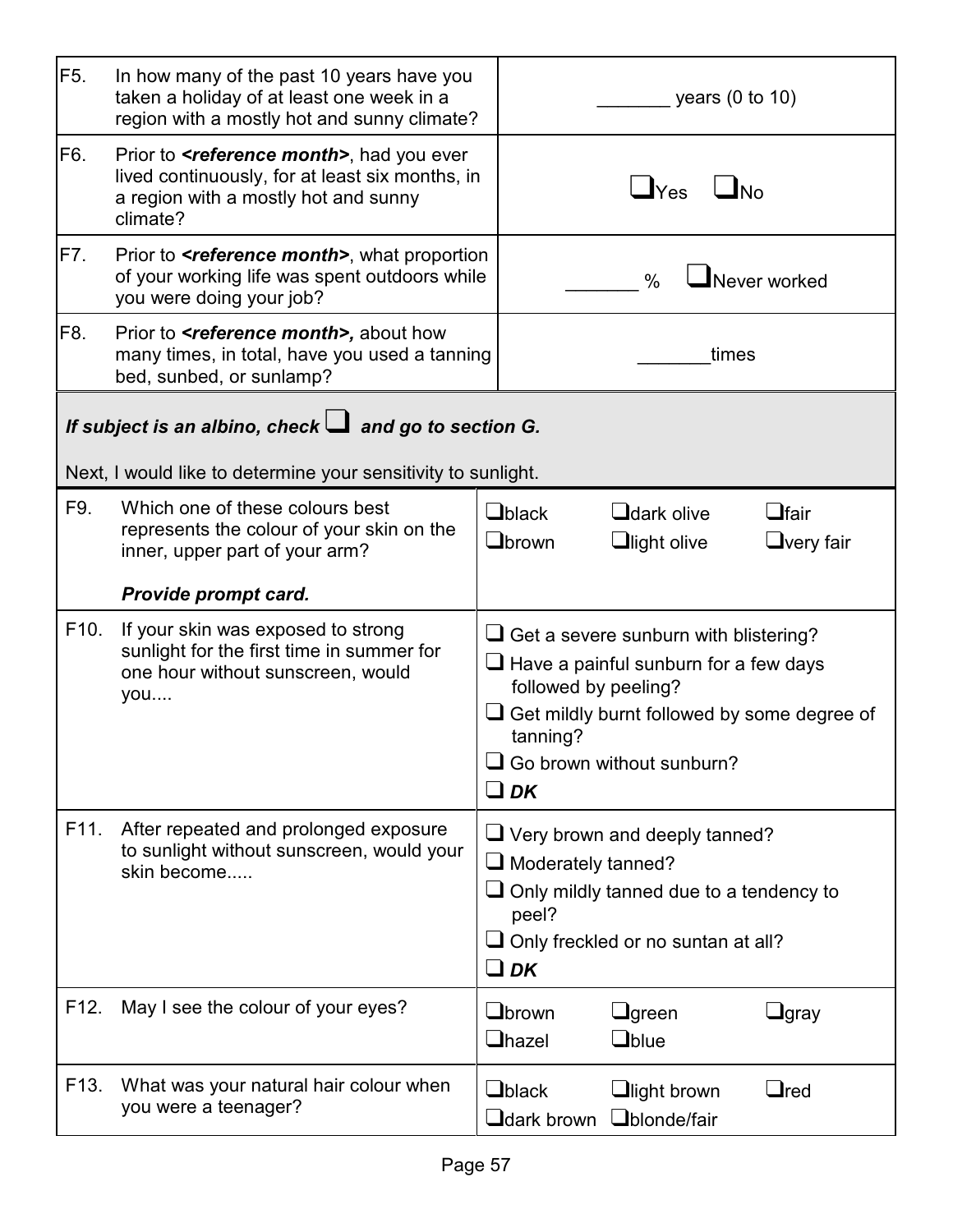| | | |
|---|---|---|
| F5. | In how many of the past 10 years have you taken a holiday of at least one week in a region with a mostly hot and sunny climate? | _______ years (0 to 10) |
| F6. | Prior to ***<reference month>***, had you ever lived continuously, for at least six months, in a region with a mostly hot and sunny climate? | ❑Yes ❑No |
| F7. | Prior to ***<reference month>***, what proportion of your working life was spent outdoors while you were doing your job? | _______ % ❑Never worked |
| F8. | Prior to ***<reference month>,*** about how many times, in total, have you used a tanning bed, sunbed, or sunlamp? | _______times |

***If subject is an albino, check ❑ and go to section G.***

Next, I would like to determine your sensitivity to sunlight.

| | | |
|---|---|---|
| F9. | Which one of these colours best represents the colour of your skin on the inner, upper part of your arm?<br><br>***Provide prompt card.*** | ❑black ❑dark olive ❑fair<br>❑brown ❑light olive ❑very fair |
| F10. | If your skin was exposed to strong sunlight for the first time in summer for one hour without sunscreen, would you.... | ❑ Get a severe sunburn with blistering?<br>❑ Have a painful sunburn for a few days followed by peeling?<br>❑ Get mildly burnt followed by some degree of tanning?<br>❑ Go brown without sunburn?<br>❑ ***DK*** |
| F11. | After repeated and prolonged exposure to sunlight without sunscreen, would your skin become..... | ❑ Very brown and deeply tanned?<br>❑ Moderately tanned?<br>❑ Only mildly tanned due to a tendency to peel?<br>❑ Only freckled or no suntan at all?<br>❑ ***DK*** |
| F12. | May I see the colour of your eyes? | ❑brown ❑green ❑gray<br>❑hazel ❑blue |
| F13. | What was your natural hair colour when you were a teenager? | ❑black ❑light brown ❑red<br>❑dark brown ❑blonde/fair |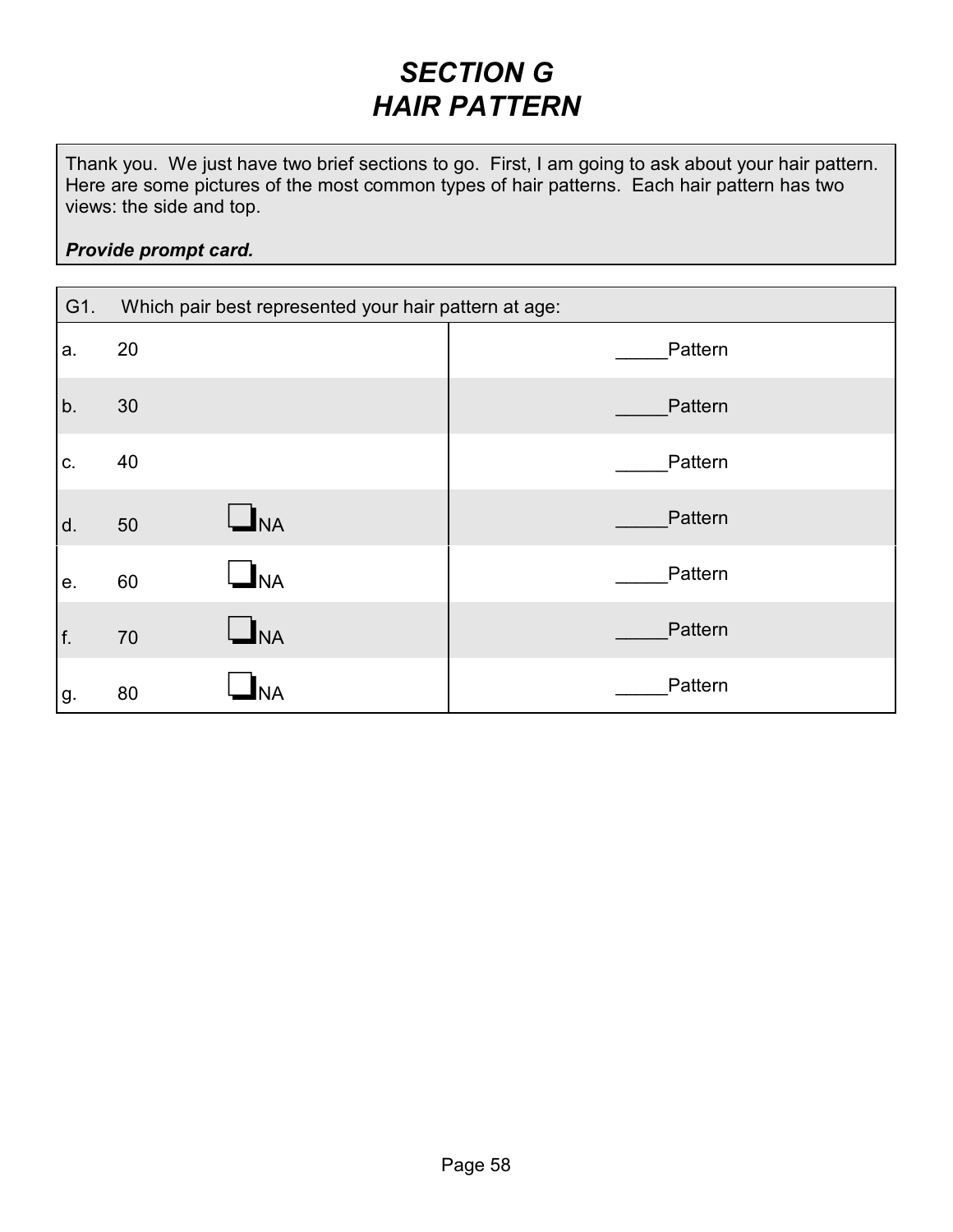# *SECTION G*
# *HAIR PATTERN*

Thank you. We just have two brief sections to go. First, I am going to ask about your hair pattern. Here are some pictures of the most common types of hair patterns. Each hair pattern has two views: the side and top.

***Provide prompt card.***

| G1. Which pair best represented your hair pattern at age: | | | |
|---|---|---|---|
| a. | 20 | | _____Pattern |
| b. | 30 | | _____Pattern |
| c. | 40 | | _____Pattern |
| d. | 50 | ❑NA | _____Pattern |
| e. | 60 | ❑NA | _____Pattern |
| f. | 70 | ❑NA | _____Pattern |
| g. | 80 | ❑NA | _____Pattern |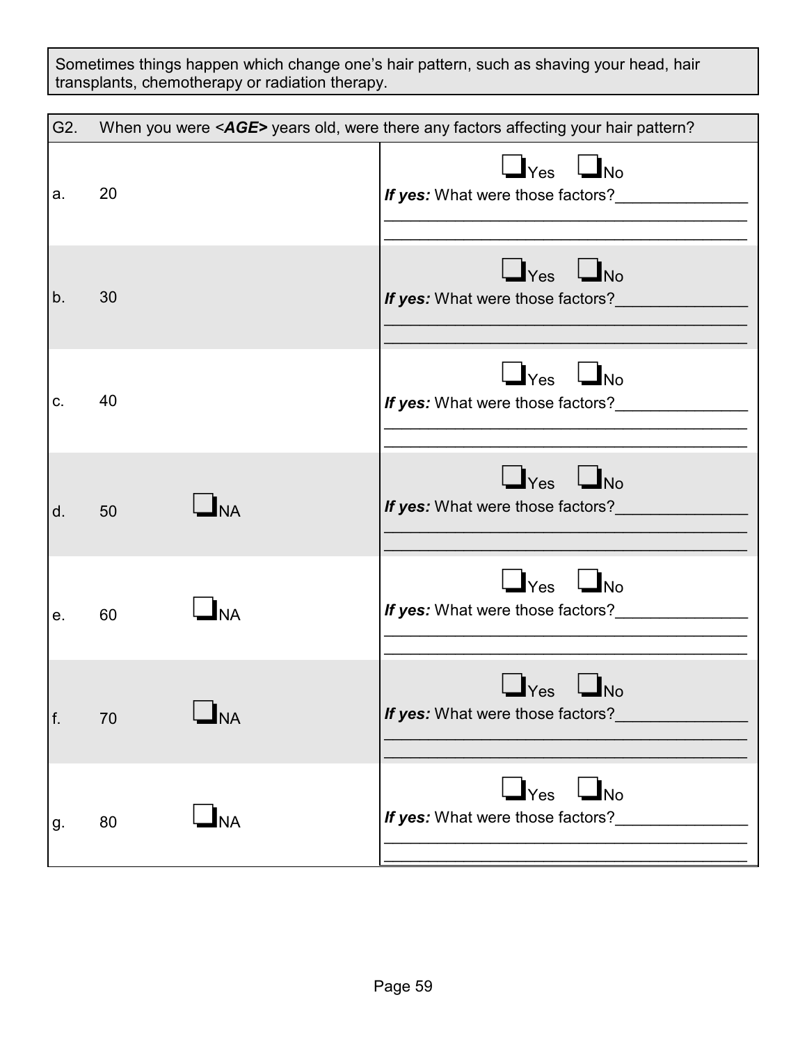Sometimes things happen which change one's hair pattern, such as shaving your head, hair transplants, chemotherapy or radiation therapy.

| G2. | When you were <***AGE***> years old, were there any factors affecting your hair pattern? | | |
|---|---|---|---|
| a. | 20 | | ❑ Yes ❑ No<br>***If yes:*** What were those factors?_______________<br>_________________________________________<br>_________________________________________ |
| b. | 30 | | ❑ Yes ❑ No<br>***If yes:*** What were those factors?_______________<br>_________________________________________<br>_________________________________________ |
| c. | 40 | | ❑ Yes ❑ No<br>***If yes:*** What were those factors?_______________<br>_________________________________________<br>_________________________________________ |
| d. | 50 | ❑ NA | ❑ Yes ❑ No<br>***If yes:*** What were those factors?_______________<br>_________________________________________<br>_________________________________________ |
| e. | 60 | ❑ NA | ❑ Yes ❑ No<br>***If yes:*** What were those factors?_______________<br>_________________________________________<br>_________________________________________ |
| f. | 70 | ❑ NA | ❑ Yes ❑ No<br>***If yes:*** What were those factors?_______________<br>_________________________________________<br>_________________________________________ |
| g. | 80 | ❑ NA | ❑ Yes ❑ No<br>***If yes:*** What were those factors?_______________<br>_________________________________________<br>_________________________________________ |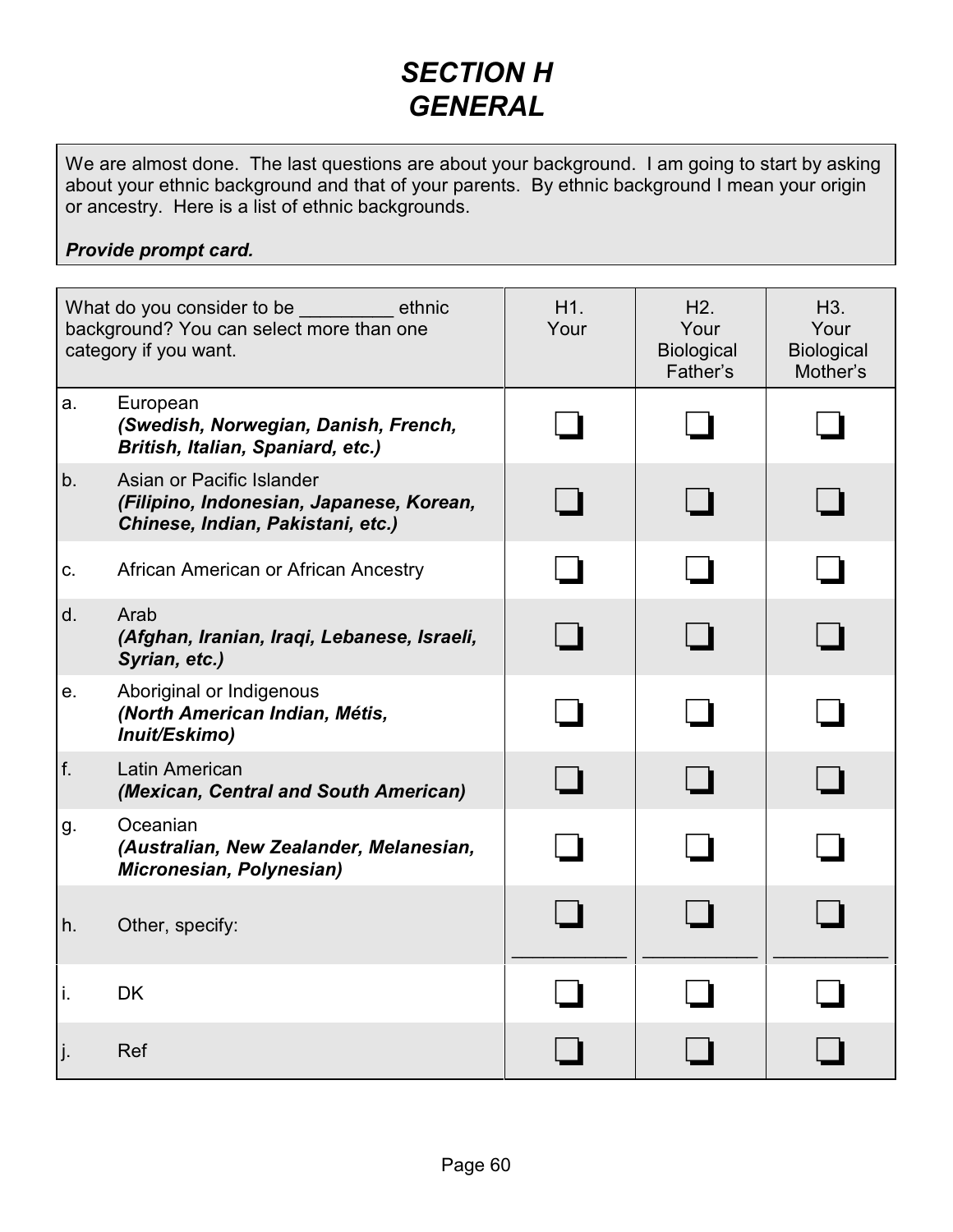# *SECTION H GENERAL*

We are almost done. The last questions are about your background. I am going to start by asking about your ethnic background and that of your parents. By ethnic background I mean your origin or ancestry. Here is a list of ethnic backgrounds.

***Provide prompt card.***

| What do you consider to be _________ ethnic background? You can select more than one category if you want. | H1. Your | H2. Your Biological Father's | H3. Your Biological Mother's |
|---|---|---|---|
| a. European ***(Swedish, Norwegian, Danish, French, British, Italian, Spaniard, etc.)*** | ❑ | ❑ | ❑ |
| b. Asian or Pacific Islander ***(Filipino, Indonesian, Japanese, Korean, Chinese, Indian, Pakistani, etc.)*** | ❑ | ❑ | ❑ |
| c. African American or African Ancestry | ❑ | ❑ | ❑ |
| d. Arab ***(Afghan, Iranian, Iraqi, Lebanese, Israeli, Syrian, etc.)*** | ❑ | ❑ | ❑ |
| e. Aboriginal or Indigenous ***(North American Indian, Métis, Inuit/Eskimo)*** | ❑ | ❑ | ❑ |
| f. Latin American ***(Mexican, Central and South American)*** | ❑ | ❑ | ❑ |
| g. Oceanian ***(Australian, New Zealander, Melanesian, Micronesian, Polynesian)*** | ❑ | ❑ | ❑ |
| h. Other, specify: | ❑ ___________ | ❑ ___________ | ❑ ___________ |
| i. DK | ❑ | ❑ | ❑ |
| j. Ref | ❑ | ❑ | ❑ |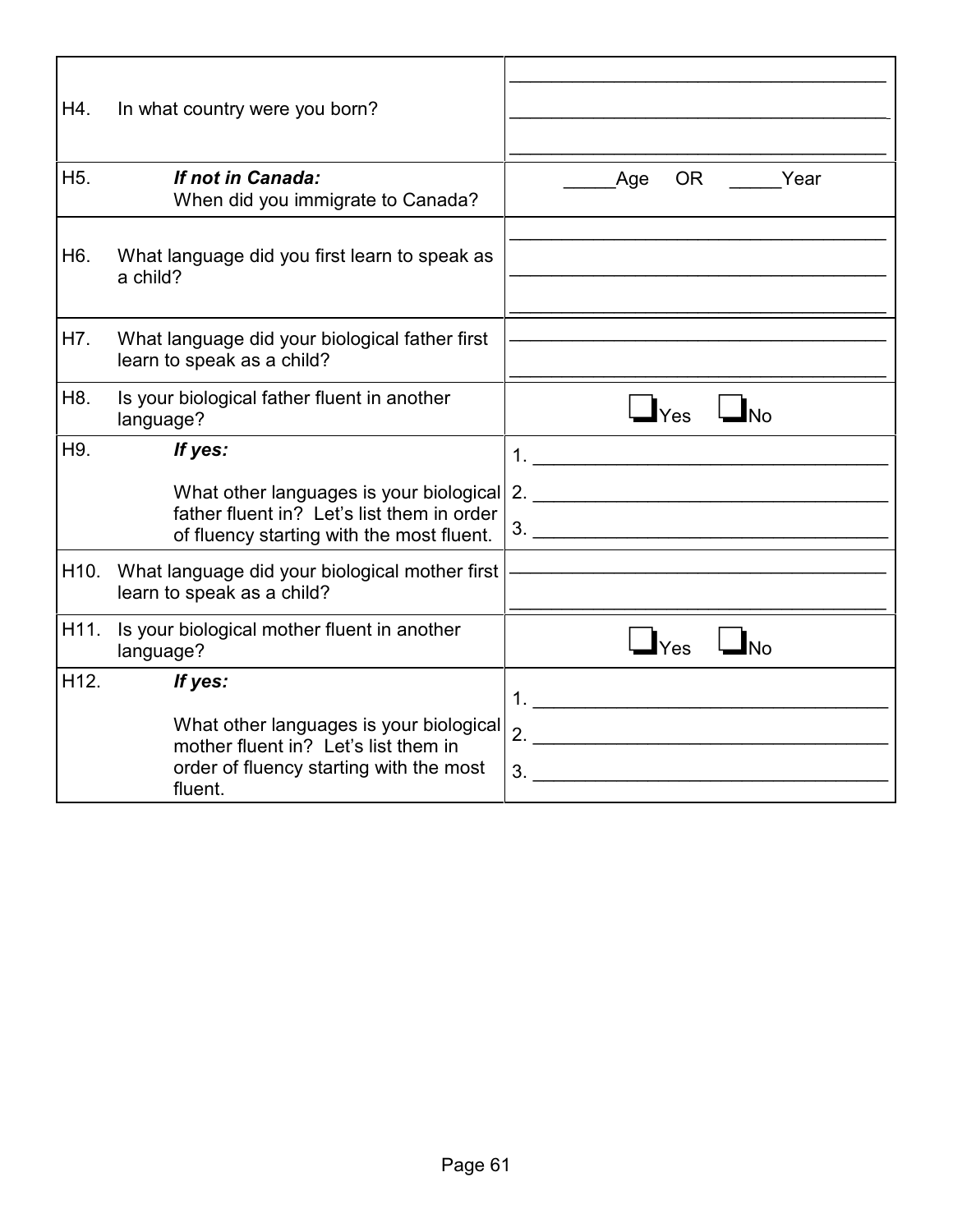| | | |
|---|---|---|
| H4. | In what country were you born? | ___________________________________<br>___________________________________<br>___________________________________ |
| H5. | ***If not in Canada:***<br>When did you immigrate to Canada? | _____Age OR _____Year |
| H6. | What language did you first learn to speak as a child? | ___________________________________<br>___________________________________<br>___________________________________ |
| H7. | What language did your biological father first learn to speak as a child? | ___________________________________<br>___________________________________ |
| H8. | Is your biological father fluent in another language? | ❑Yes ❑No |
| H9. | ***If yes:***<br>What other languages is your biological father fluent in? Let's list them in order of fluency starting with the most fluent. | 1. ________________________________<br>2. ________________________________<br>3. ________________________________ |
| H10. | What language did your biological mother first learn to speak as a child? | ___________________________________<br>___________________________________ |
| H11. | Is your biological mother fluent in another language? | ❑Yes ❑No |
| H12. | ***If yes:***<br>What other languages is your biological mother fluent in? Let's list them in order of fluency starting with the most fluent. | 1. ________________________________<br>2. ________________________________<br>3. ________________________________ |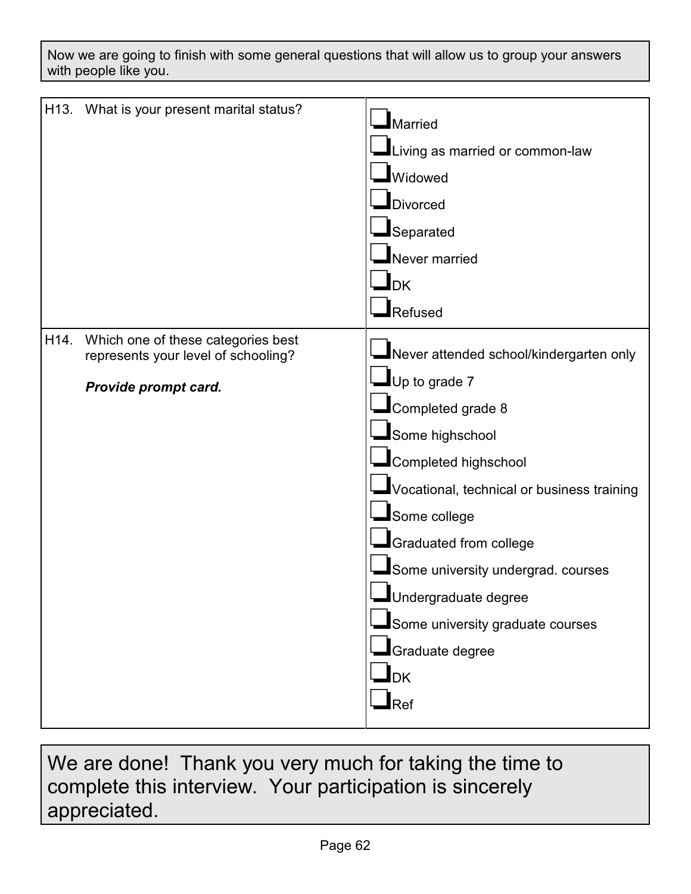Now we are going to finish with some general questions that will allow us to group your answers with people like you.

| | |
|---|---|
| H13. What is your present marital status? | ❑ Married<br>❑ Living as married or common-law<br>❑ Widowed<br>❑ Divorced<br>❑ Separated<br>❑ Never married<br>❑ DK<br>❑ Refused |
| H14. Which one of these categories best represents your level of schooling?<br><br>***Provide prompt card.*** | ❑ Never attended school/kindergarten only<br>❑ Up to grade 7<br>❑ Completed grade 8<br>❑ Some highschool<br>❑ Completed highschool<br>❑ Vocational, technical or business training<br>❑ Some college<br>❑ Graduated from college<br>❑ Some university undergrad. courses<br>❑ Undergraduate degree<br>❑ Some university graduate courses<br>❑ Graduate degree<br>❑ DK<br>❑ Ref |

We are done! Thank you very much for taking the time to complete this interview. Your participation is sincerely appreciated.